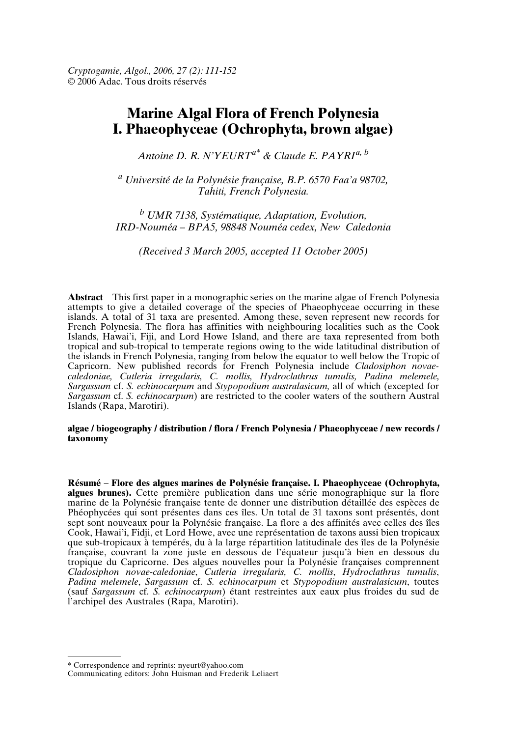# Marine Algal Flora of French Polynesia
# I. Phaeophyceae (Ochrophyta, brown algae)

*Antoine D. R. N'YEURT*[a*] *& Claude E. PAYRI*[a, b]

[a] *Université de la Polynésie française, B.P. 6570 Faa'a 98702, Tahiti, French Polynesia.*

[b] *UMR 7138, Systématique, Adaptation, Evolution, IRD-Nouméa – BPA5, 98848 Nouméa cedex, New Caledonia*

*(Received 3 March 2005, accepted 11 October 2005)*

**Abstract** – This first paper in a monographic series on the marine algae of French Polynesia attempts to give a detailed coverage of the species of Phaeophyceae occurring in these islands. A total of 31 taxa are presented. Among these, seven represent new records for French Polynesia. The flora has affinities with neighbouring localities such as the Cook Islands, Hawai'i, Fiji, and Lord Howe Island, and there are taxa represented from both tropical and sub-tropical to temperate regions owing to the wide latitudinal distribution of the islands in French Polynesia, ranging from below the equator to well below the Tropic of Capricorn. New published records for French Polynesia include *Cladosiphon novae-caledoniae, Cutleria irregularis, C. mollis, Hydroclathrus tumulis, Padina melemele, Sargassum* cf. *S. echinocarpum* and *Stypopodium australasicum,* all of which (excepted for *Sargassum* cf. *S. echinocarpum*) are restricted to the cooler waters of the southern Austral Islands (Rapa, Marotiri).

**algae / biogeography / distribution / flora / French Polynesia / Phaeophyceae / new records / taxonomy**

**Résumé** – **Flore des algues marines de Polynésie française. I. Phaeophyceae (Ochrophyta, algues brunes).** Cette première publication dans une série monographique sur la flore marine de la Polynésie française tente de donner une distribution détaillée des espèces de Phéophycées qui sont présentes dans ces îles. Un total de 31 taxons sont présentés, dont sept sont nouveaux pour la Polynésie française. La flore a des affinités avec celles des îles Cook, Hawai'i, Fidji, et Lord Howe, avec une représentation de taxons aussi bien tropicaux que sub-tropicaux à tempérés, du à la large répartition latitudinale des îles de la Polynésie française, couvrant la zone juste en dessous de l'équateur jusqu'à bien en dessous du tropique du Capricorne. Des algues nouvelles pour la Polynésie françaises comprennent *Cladosiphon novae-caledoniae*, *Cutleria irregularis, C. mollis*, *Hydroclathrus tumulis*, *Padina melemele*, *Sargassum* cf. *S. echinocarpum* et *Stypopodium australasicum*, toutes (sauf *Sargassum* cf. *S. echinocarpum*) étant restreintes aux eaux plus froides du sud de l'archipel des Australes (Rapa, Marotiri).

---

\* Correspondence and reprints: nyeurt@yahoo.com
Communicating editors: John Huisman and Frederik Leliaert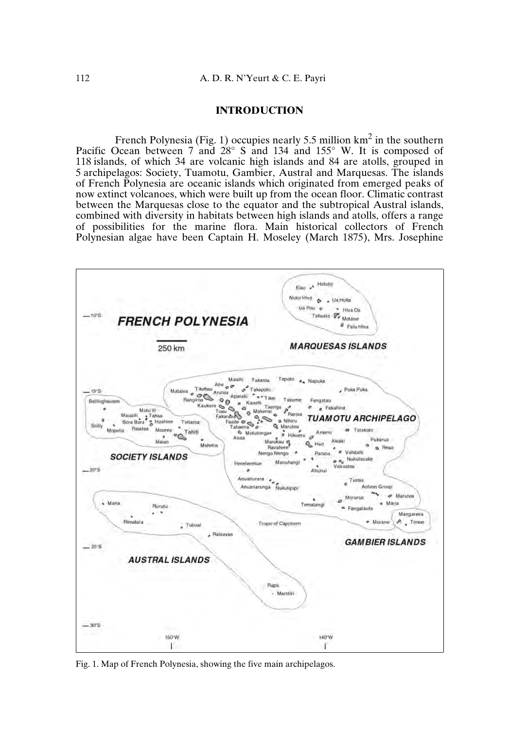## INTRODUCTION

French Polynesia (Fig. 1) occupies nearly 5.5 million km$^2$ in the southern Pacific Ocean between 7 and 28° S and 134 and 155° W. It is composed of 118 islands, of which 34 are volcanic high islands and 84 are atolls, grouped in 5 archipelagos: Society, Tuamotu, Gambier, Austral and Marquesas. The islands of French Polynesia are oceanic islands which originated from emerged peaks of now extinct volcanoes, which were built up from the ocean floor. Climatic contrast between the Marquesas close to the equator and the subtropical Austral islands, combined with diversity in habitats between high islands and atolls, offers a range of possibilities for the marine flora. Main historical collectors of French Polynesian algae have been Captain H. Moseley (March 1875), Mrs. Josephine

Fig. 1. Map of French Polynesia, showing the five main archipelagos.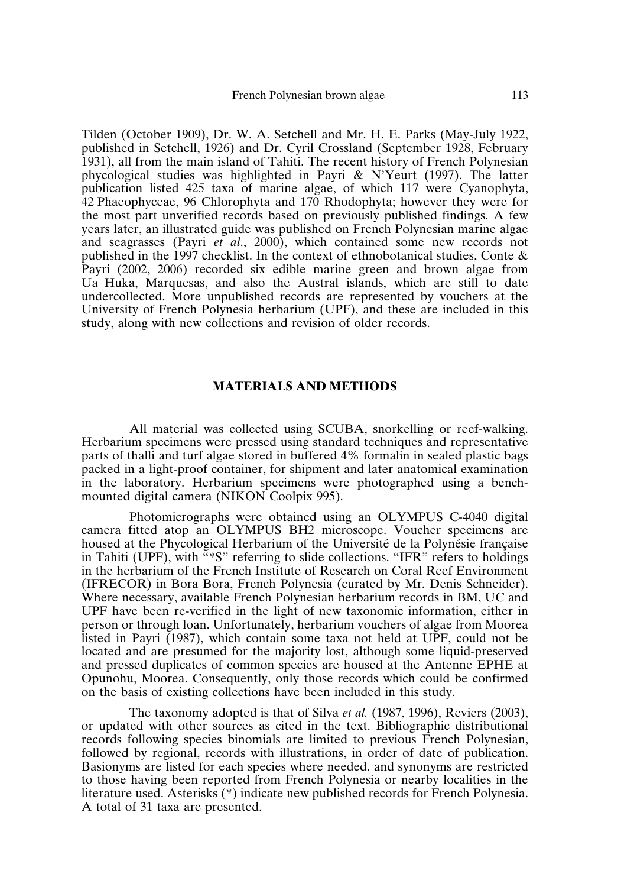Tilden (October 1909), Dr. W. A. Setchell and Mr. H. E. Parks (May-July 1922, published in Setchell, 1926) and Dr. Cyril Crossland (September 1928, February 1931), all from the main island of Tahiti. The recent history of French Polynesian phycological studies was highlighted in Payri & N'Yeurt (1997). The latter publication listed 425 taxa of marine algae, of which 117 were Cyanophyta, 42 Phaeophyceae, 96 Chlorophyta and 170 Rhodophyta; however they were for the most part unverified records based on previously published findings. A few years later, an illustrated guide was published on French Polynesian marine algae and seagrasses (Payri *et al*., 2000), which contained some new records not published in the 1997 checklist. In the context of ethnobotanical studies, Conte & Payri (2002, 2006) recorded six edible marine green and brown algae from Ua Huka, Marquesas, and also the Austral islands, which are still to date undercollected. More unpublished records are represented by vouchers at the University of French Polynesia herbarium (UPF), and these are included in this study, along with new collections and revision of older records.

## MATERIALS AND METHODS

All material was collected using SCUBA, snorkelling or reef-walking. Herbarium specimens were pressed using standard techniques and representative parts of thalli and turf algae stored in buffered 4% formalin in sealed plastic bags packed in a light-proof container, for shipment and later anatomical examination in the laboratory. Herbarium specimens were photographed using a bench-mounted digital camera (NIKON Coolpix 995).

Photomicrographs were obtained using an OLYMPUS C-4040 digital camera fitted atop an OLYMPUS BH2 microscope. Voucher specimens are housed at the Phycological Herbarium of the Université de la Polynésie française in Tahiti (UPF), with "*S" referring to slide collections. "IFR" refers to holdings in the herbarium of the French Institute of Research on Coral Reef Environment (IFRECOR) in Bora Bora, French Polynesia (curated by Mr. Denis Schneider). Where necessary, available French Polynesian herbarium records in BM, UC and UPF have been re-verified in the light of new taxonomic information, either in person or through loan. Unfortunately, herbarium vouchers of algae from Moorea listed in Payri (1987), which contain some taxa not held at UPF, could not be located and are presumed for the majority lost, although some liquid-preserved and pressed duplicates of common species are housed at the Antenne EPHE at Opunohu, Moorea. Consequently, only those records which could be confirmed on the basis of existing collections have been included in this study.

The taxonomy adopted is that of Silva *et al.* (1987, 1996), Reviers (2003), or updated with other sources as cited in the text. Bibliographic distributional records following species binomials are limited to previous French Polynesian, followed by regional, records with illustrations, in order of date of publication. Basionyms are listed for each species where needed, and synonyms are restricted to those having been reported from French Polynesia or nearby localities in the literature used. Asterisks (*) indicate new published records for French Polynesia. A total of 31 taxa are presented.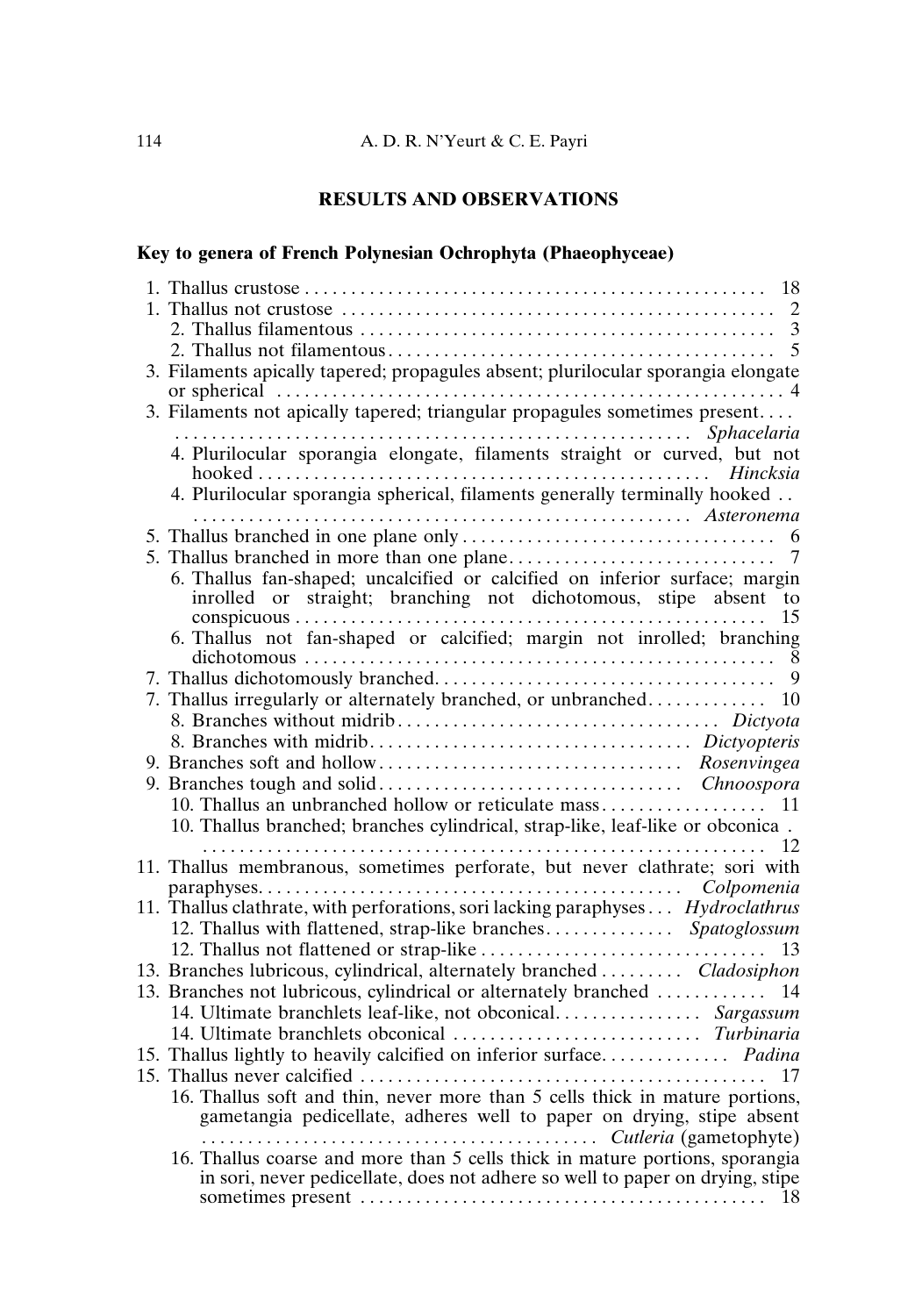## RESULTS AND OBSERVATIONS

### Key to genera of French Polynesian Ochrophyta (Phaeophyceae)

1. Thallus crustose .................................................. 18
1. Thallus not crustose ............................................... 2
   2. Thallus filamentous ............................................. 3
   2. Thallus not filamentous .......................................... 5
3. Filaments apically tapered; propagules absent; plurilocular sporangia elongate or spherical ........................................................ 4
3. Filaments not apically tapered; triangular propagules sometimes present.... ........................................................ *Sphacelaria*
   4. Plurilocular sporangia elongate, filaments straight or curved, but not hooked ................................................ *Hincksia*
   4. Plurilocular sporangia spherical, filaments generally terminally hooked .. ..................................................... *Asteronema*
5. Thallus branched in one plane only .................................. 6
5. Thallus branched in more than one plane ............................. 7
   6. Thallus fan-shaped; uncalcified or calcified on inferior surface; margin inrolled or straight; branching not dichotomous, stipe absent to conspicuous .................................................. 15
   6. Thallus not fan-shaped or calcified; margin not inrolled; branching dichotomous .................................................. 8
7. Thallus dichotomously branched ..................................... 9
7. Thallus irregularly or alternately branched, or unbranched ............. 10
   8. Branches without midrib .................................. *Dictyota*
   8. Branches with midrib ................................... *Dictyopteris*
9. Branches soft and hollow ................................ *Rosenvingea*
9. Branches tough and solid ................................ *Chnoospora*
   10. Thallus an unbranched hollow or reticulate mass .................. 11
   10. Thallus branched; branches cylindrical, strap-like, leaf-like or obconica . ............................................................. 12
11. Thallus membranous, sometimes perforate, but never clathrate; sori with paraphyses ............................................. *Colpomenia*
11. Thallus clathrate, with perforations, sori lacking paraphyses ... *Hydroclathrus*
   12. Thallus with flattened, strap-like branches .............. *Spatoglossum*
   12. Thallus not flattened or strap-like ............................... 13
13. Branches lubricous, cylindrical, alternately branched ......... *Cladosiphon*
13. Branches not lubricous, cylindrical or alternately branched ............ 14
   14. Ultimate branchlets leaf-like, not obconical ................ *Sargassum*
   14. Ultimate branchlets obconical ........................... *Turbinaria*
15. Thallus lightly to heavily calcified on inferior surface .............. *Padina*
15. Thallus never calcified ............................................ 17
   16. Thallus soft and thin, never more than 5 cells thick in mature portions, gametangia pedicellate, adheres well to paper on drying, stipe absent ............................................ *Cutleria* (gametophyte)
   16. Thallus coarse and more than 5 cells thick in mature portions, sporangia in sori, never pedicellate, does not adhere so well to paper on drying, stipe sometimes present ............................................ 18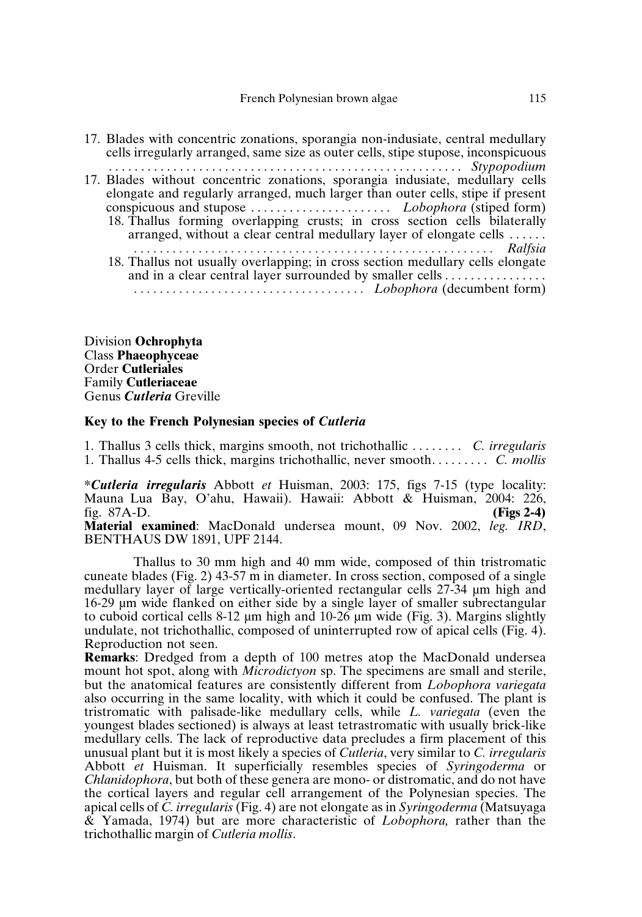17. Blades with concentric zonations, sporangia non-indusiate, central medullary cells irregularly arranged, same size as outer cells, stipe stupose, inconspicuous . . . . . . . . . . . . . . . . . . . . . . . . . . . . . . . . . . . . . . . . . . . . . . . . . . . . . . *Stypopodium*
17. Blades without concentric zonations, sporangia indusiate, medullary cells elongate and regularly arranged, much larger than outer cells, stipe if present conspicuous and stupose . . . . . . . . . . . . . . . . . . . . . *Lobophora* (stiped form)
    18. Thallus forming overlapping crusts; in cross section cells bilaterally arranged, without a clear central medullary layer of elongate cells . . . . . . . . . . . . . . . . . . . . . . . . . . . . . . . . . . . . . . . . . . . . . . . . . . . . . . . . . . . . . . . *Ralfsia*
    18. Thallus not usually overlapping; in cross section medullary cells elongate and in a clear central layer surrounded by smaller cells . . . . . . . . . . . . . . . . . . . . . . . . . . . . . . . . . . . . . . . . . . . . . . . . *Lobophora* (decumbent form)

Division **Ochrophyta**
Class **Phaeophyceae**
Order **Cutleriales**
Family **Cutleriaceae**
Genus ***Cutleria*** Greville

**Key to the French Polynesian species of *Cutleria***

1. Thallus 3 cells thick, margins smooth, not trichothallic . . . . . . . . *C. irregularis*
1. Thallus 4-5 cells thick, margins trichothallic, never smooth. . . . . . . . . *C. mollis*

\****Cutleria irregularis*** Abbott *et* Huisman, 2003: 175, figs 7-15 (type locality: Mauna Lua Bay, O'ahu, Hawaii). Hawaii: Abbott & Huisman, 2004: 226, fig. 87A-D. **(Figs 2-4)**
**Material examined**: MacDonald undersea mount, 09 Nov. 2002, *leg. IRD*, BENTHAUS DW 1891, UPF 2144.

Thallus to 30 mm high and 40 mm wide, composed of thin tristromatic cuneate blades (Fig. 2) 43-57 m in diameter. In cross section, composed of a single medullary layer of large vertically-oriented rectangular cells 27-34 µm high and 16-29 µm wide flanked on either side by a single layer of smaller subrectangular to cuboid cortical cells 8-12 µm high and 10-26 µm wide (Fig. 3). Margins slightly undulate, not trichothallic, composed of uninterrupted row of apical cells (Fig. 4). Reproduction not seen.

**Remarks**: Dredged from a depth of 100 metres atop the MacDonald undersea mount hot spot, along with *Microdictyon* sp. The specimens are small and sterile, but the anatomical features are consistently different from *Lobophora variegata* also occurring in the same locality, with which it could be confused. The plant is tristromatic with palisade-like medullary cells, while *L. variegata* (even the youngest blades sectioned) is always at least tetrastromatic with usually brick-like medullary cells. The lack of reproductive data precludes a firm placement of this unusual plant but it is most likely a species of *Cutleria*, very similar to *C. irregularis* Abbott *et* Huisman. It superficially resembles species of *Syringoderma* or *Chlanidophora*, but both of these genera are mono- or distromatic, and do not have the cortical layers and regular cell arrangement of the Polynesian species. The apical cells of *C. irregularis* (Fig. 4) are not elongate as in *Syringoderma* (Matsuyaga & Yamada, 1974) but are more characteristic of *Lobophora,* rather than the trichothallic margin of *Cutleria mollis*.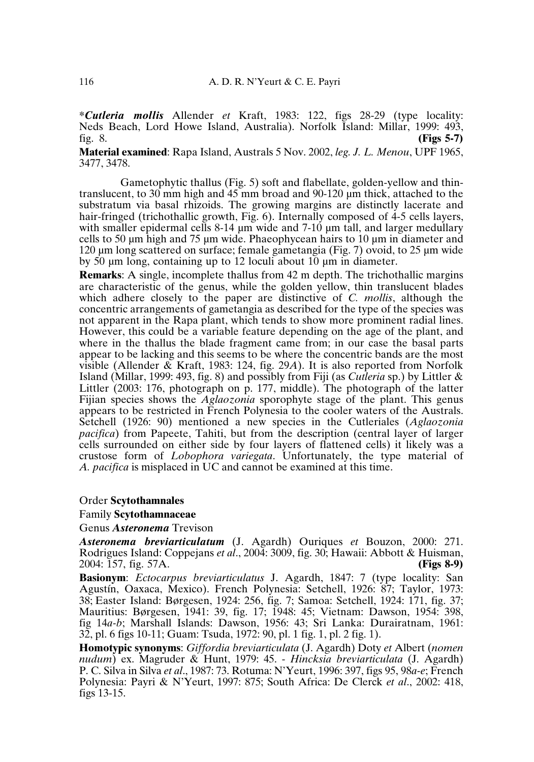**Cutleria mollis* Allender *et* Kraft, 1983: 122, figs 28-29 (type locality: Neds Beach, Lord Howe Island, Australia). Norfolk Island: Millar, 1999: 493, fig. 8. **(Figs 5-7)**

**Material examined**: Rapa Island, Australs 5 Nov. 2002, *leg. J. L. Menou*, UPF 1965, 3477, 3478.

Gametophytic thallus (Fig. 5) soft and flabellate, golden-yellow and thin-translucent, to 30 mm high and 45 mm broad and 90-120 µm thick, attached to the substratum via basal rhizoids. The growing margins are distinctly lacerate and hair-fringed (trichothallic growth, Fig. 6). Internally composed of 4-5 cells layers, with smaller epidermal cells 8-14 µm wide and 7-10 µm tall, and larger medullary cells to 50 µm high and 75 µm wide. Phaeophycean hairs to 10 µm in diameter and 120 µm long scattered on surface; female gametangia (Fig. 7) ovoid, to 25 µm wide by 50 µm long, containing up to 12 loculi about 10 µm in diameter.

**Remarks**: A single, incomplete thallus from 42 m depth. The trichothallic margins are characteristic of the genus, while the golden yellow, thin translucent blades which adhere closely to the paper are distinctive of *C. mollis*, although the concentric arrangements of gametangia as described for the type of the species was not apparent in the Rapa plant, which tends to show more prominent radial lines. However, this could be a variable feature depending on the age of the plant, and where in the thallus the blade fragment came from; in our case the basal parts appear to be lacking and this seems to be where the concentric bands are the most visible (Allender & Kraft, 1983: 124, fig. 29*A*). It is also reported from Norfolk Island (Millar, 1999: 493, fig. 8) and possibly from Fiji (as *Cutleria* sp.) by Littler & Littler (2003: 176, photograph on p. 177, middle). The photograph of the latter Fijian species shows the *Aglaozonia* sporophyte stage of the plant. This genus appears to be restricted in French Polynesia to the cooler waters of the Australs. Setchell (1926: 90) mentioned a new species in the Cutleriales (*Aglaozonia pacifica*) from Papeete, Tahiti, but from the description (central layer of larger cells surrounded on either side by four layers of flattened cells) it likely was a crustose form of *Lobophora variegata*. Unfortunately, the type material of *A. pacifica* is misplaced in UC and cannot be examined at this time.

Order **Scytothamnales**

Family **Scytothamnaceae**

Genus ***Asteronema*** Trevison

***Asteronema breviarticulatum*** (J. Agardh) Ouriques *et* Bouzon, 2000: 271. Rodrigues Island: Coppejans *et al*., 2004: 3009, fig. 30; Hawaii: Abbott & Huisman, 2004: 157, fig. 57A. **(Figs 8-9)**

**Basionym**: *Ectocarpus breviarticulatus* J. Agardh, 1847: 7 (type locality: San Agustín, Oaxaca, Mexico). French Polynesia: Setchell, 1926: 87; Taylor, 1973: 38; Easter Island: Børgesen, 1924: 256, fig. 7; Samoa: Setchell, 1924: 171, fig. 37; Mauritius: Børgesen, 1941: 39, fig. 17; 1948: 45; Vietnam: Dawson, 1954: 398, fig 14*a-b*; Marshall Islands: Dawson, 1956: 43; Sri Lanka: Durairatnam, 1961: 32, pl. 6 figs 10-11; Guam: Tsuda, 1972: 90, pl. 1 fig. 1, pl. 2 fig. 1).

**Homotypic synonyms**: *Giffordia breviarticulata* (J. Agardh) Doty *et* Albert (*nomen nudum*) ex. Magruder & Hunt, 1979: 45. - *Hincksia breviarticulata* (J. Agardh) P. C. Silva in Silva *et al*., 1987: 73. Rotuma: N'Yeurt, 1996: 397, figs 95, 98*a-e*; French Polynesia: Payri & N'Yeurt, 1997: 875; South Africa: De Clerck *et al*., 2002: 418, figs 13-15.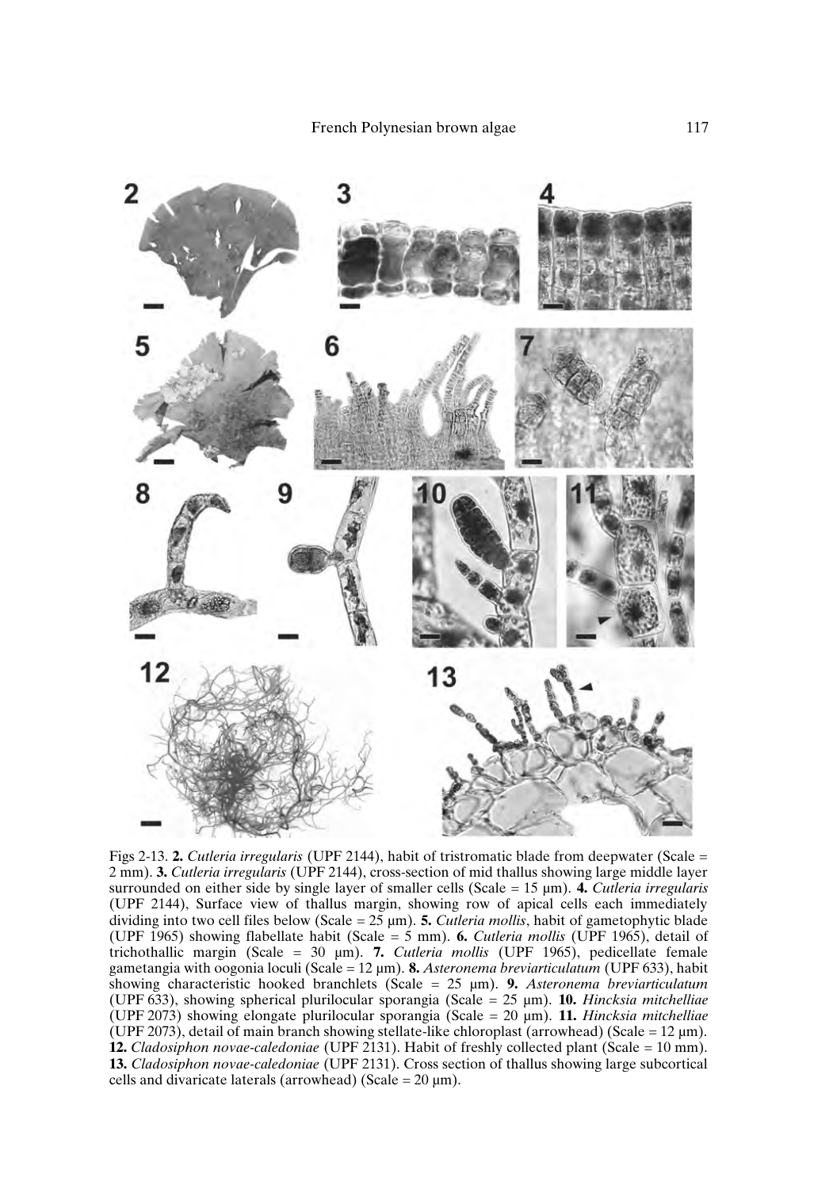Figs 2-13. **2.** *Cutleria irregularis* (UPF 2144), habit of tristromatic blade from deepwater (Scale = 2 mm). **3.** *Cutleria irregularis* (UPF 2144), cross-section of mid thallus showing large middle layer surrounded on either side by single layer of smaller cells (Scale = 15 µm). **4.** *Cutleria irregularis* (UPF 2144), Surface view of thallus margin, showing row of apical cells each immediately dividing into two cell files below (Scale = 25 µm). **5.** *Cutleria mollis*, habit of gametophytic blade (UPF 1965) showing flabellate habit (Scale = 5 mm). **6.** *Cutleria mollis* (UPF 1965), detail of trichothallic margin (Scale = 30 µm). **7.** *Cutleria mollis* (UPF 1965), pedicellate female gametangia with oogonia loculi (Scale = 12 µm). **8.** *Asteronema breviarticulatum* (UPF 633), habit showing characteristic hooked branchlets (Scale = 25 µm). **9.** *Asteronema breviarticulatum* (UPF 633), showing spherical plurilocular sporangia (Scale = 25 µm). **10.** *Hincksia mitchelliae* (UPF 2073) showing elongate plurilocular sporangia (Scale = 20 µm). **11.** *Hincksia mitchelliae* (UPF 2073), detail of main branch showing stellate-like chloroplast (arrowhead) (Scale = 12 µm). **12.** *Cladosiphon novae-caledoniae* (UPF 2131). Habit of freshly collected plant (Scale = 10 mm). **13.** *Cladosiphon novae-caledoniae* (UPF 2131). Cross section of thallus showing large subcortical cells and divaricate laterals (arrowhead) (Scale = 20 µm).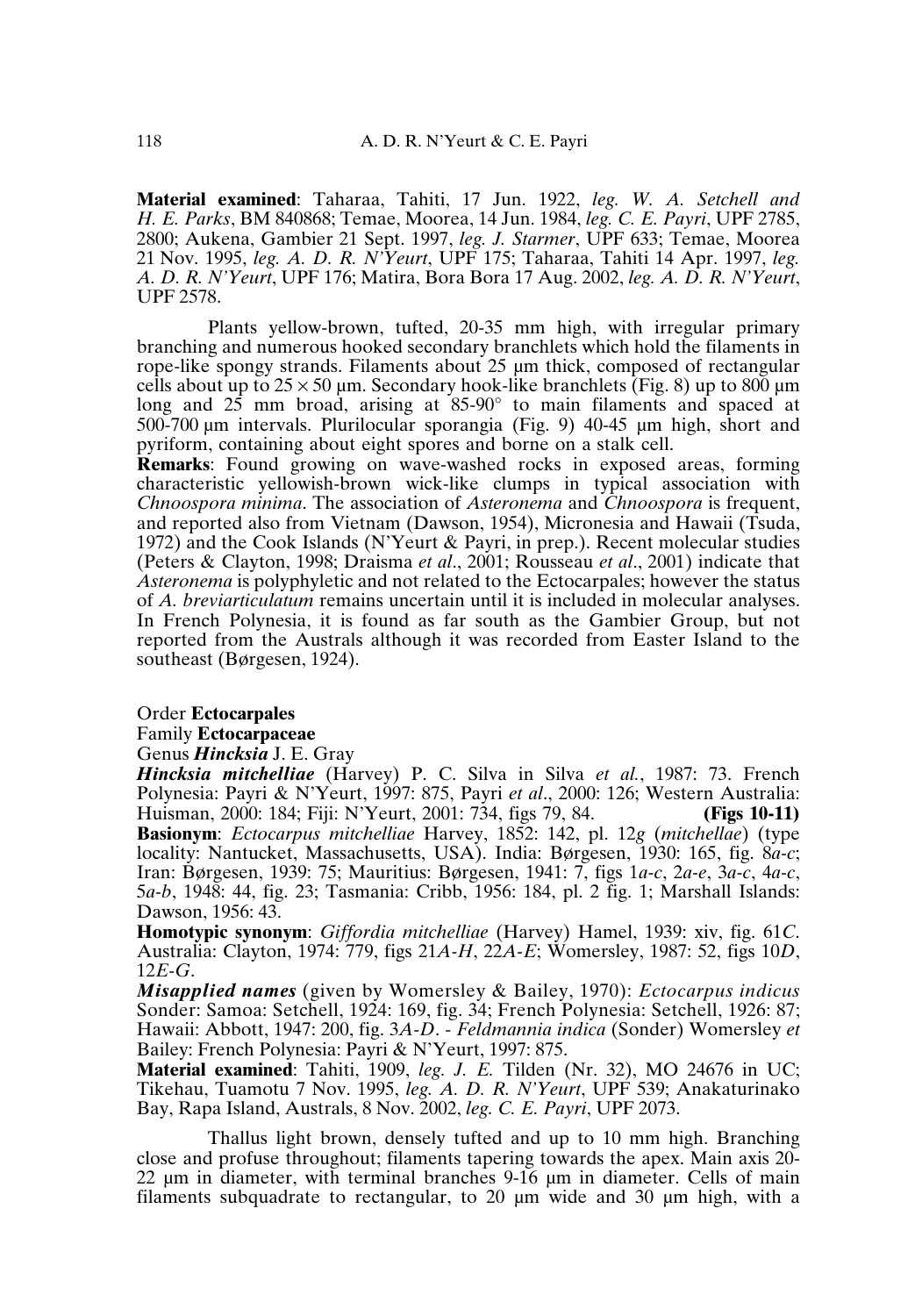**Material examined**: Taharaa, Tahiti, 17 Jun. 1922, *leg. W. A. Setchell and H. E. Parks*, BM 840868; Temae, Moorea, 14 Jun. 1984, *leg. C. E. Payri*, UPF 2785, 2800; Aukena, Gambier 21 Sept. 1997, *leg. J. Starmer*, UPF 633; Temae, Moorea 21 Nov. 1995, *leg. A. D. R. N'Yeurt*, UPF 175; Taharaa, Tahiti 14 Apr. 1997, *leg. A. D. R. N'Yeurt*, UPF 176; Matira, Bora Bora 17 Aug. 2002, *leg. A. D. R. N'Yeurt*, UPF 2578.

Plants yellow-brown, tufted, 20-35 mm high, with irregular primary branching and numerous hooked secondary branchlets which hold the filaments in rope-like spongy strands. Filaments about 25 µm thick, composed of rectangular cells about up to 25 × 50 µm. Secondary hook-like branchlets (Fig. 8) up to 800 µm long and 25 mm broad, arising at 85-90° to main filaments and spaced at 500-700 µm intervals. Plurilocular sporangia (Fig. 9) 40-45 µm high, short and pyriform, containing about eight spores and borne on a stalk cell.

**Remarks**: Found growing on wave-washed rocks in exposed areas, forming characteristic yellowish-brown wick-like clumps in typical association with *Chnoospora minima*. The association of *Asteronema* and *Chnoospora* is frequent, and reported also from Vietnam (Dawson, 1954), Micronesia and Hawaii (Tsuda, 1972) and the Cook Islands (N'Yeurt & Payri, in prep.). Recent molecular studies (Peters & Clayton, 1998; Draisma *et al*., 2001; Rousseau *et al*., 2001) indicate that *Asteronema* is polyphyletic and not related to the Ectocarpales; however the status of *A. breviarticulatum* remains uncertain until it is included in molecular analyses. In French Polynesia, it is found as far south as the Gambier Group, but not reported from the Australs although it was recorded from Easter Island to the southeast (Børgesen, 1924).

Order **Ectocarpales**

Family **Ectocarpaceae**

Genus ***Hincksia*** J. E. Gray

***Hincksia mitchelliae*** (Harvey) P. C. Silva in Silva *et al.*, 1987: 73. French Polynesia: Payri & N'Yeurt, 1997: 875, Payri *et al*., 2000: 126; Western Australia: Huisman, 2000: 184; Fiji: N'Yeurt, 2001: 734, figs 79, 84. **(Figs 10-11)**

**Basionym**: *Ectocarpus mitchelliae* Harvey, 1852: 142, pl. 12*g* (*mitchellae*) (type locality: Nantucket, Massachusetts, USA). India: Børgesen, 1930: 165, fig. 8*a-c*; Iran: Børgesen, 1939: 75; Mauritius: Børgesen, 1941: 7, figs 1*a-c*, 2*a-e*, 3*a-c*, 4*a-c*, 5*a-b*, 1948: 44, fig. 23; Tasmania: Cribb, 1956: 184, pl. 2 fig. 1; Marshall Islands: Dawson, 1956: 43.

**Homotypic synonym**: *Giffordia mitchelliae* (Harvey) Hamel, 1939: xiv, fig. 61*C*. Australia: Clayton, 1974: 779, figs 21*A-H*, 22*A-E*; Womersley, 1987: 52, figs 10*D*, 12*E-G*.

***Misapplied names*** (given by Womersley & Bailey, 1970): *Ectocarpus indicus* Sonder: Samoa: Setchell, 1924: 169, fig. 34; French Polynesia: Setchell, 1926: 87; Hawaii: Abbott, 1947: 200, fig. 3*A-D*. - *Feldmannia indica* (Sonder) Womersley *et* Bailey: French Polynesia: Payri & N'Yeurt, 1997: 875.

**Material examined**: Tahiti, 1909, *leg. J. E.* Tilden (Nr. 32), MO 24676 in UC; Tikehau, Tuamotu 7 Nov. 1995, *leg. A. D. R. N'Yeurt*, UPF 539; Anakaturinako Bay, Rapa Island, Australs, 8 Nov. 2002, *leg. C. E. Payri*, UPF 2073.

Thallus light brown, densely tufted and up to 10 mm high. Branching close and profuse throughout; filaments tapering towards the apex. Main axis 20-22 µm in diameter, with terminal branches 9-16 µm in diameter. Cells of main filaments subquadrate to rectangular, to 20 µm wide and 30 µm high, with a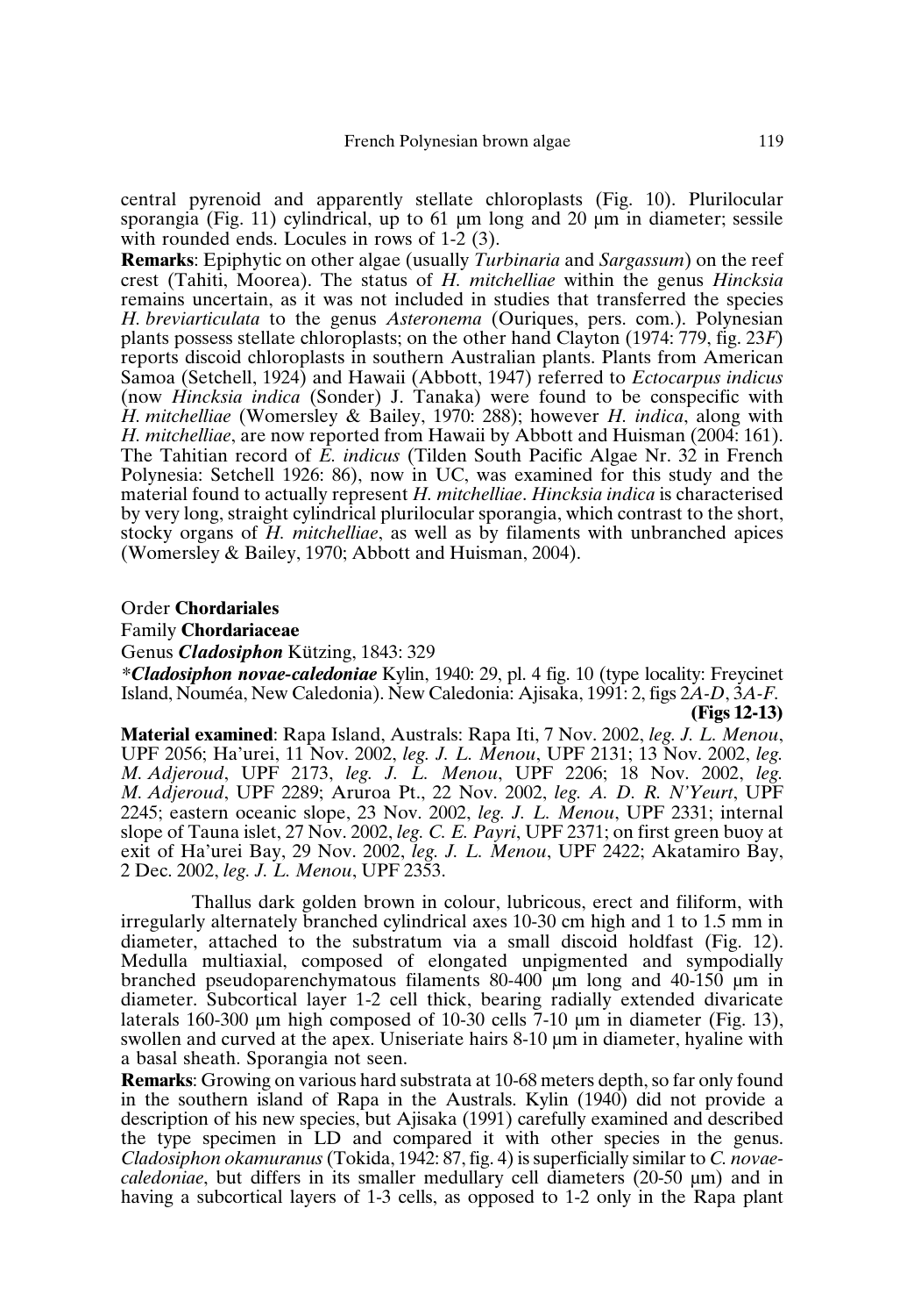central pyrenoid and apparently stellate chloroplasts (Fig. 10). Plurilocular sporangia (Fig. 11) cylindrical, up to 61 µm long and 20 µm in diameter; sessile with rounded ends. Locules in rows of 1-2 (3).

**Remarks**: Epiphytic on other algae (usually *Turbinaria* and *Sargassum*) on the reef crest (Tahiti, Moorea). The status of *H. mitchelliae* within the genus *Hincksia* remains uncertain, as it was not included in studies that transferred the species *H. breviarticulata* to the genus *Asteronema* (Ouriques, pers. com.). Polynesian plants possess stellate chloroplasts; on the other hand Clayton (1974: 779, fig. 23*F*) reports discoid chloroplasts in southern Australian plants. Plants from American Samoa (Setchell, 1924) and Hawaii (Abbott, 1947) referred to *Ectocarpus indicus* (now *Hincksia indica* (Sonder) J. Tanaka) were found to be conspecific with *H. mitchelliae* (Womersley & Bailey, 1970: 288); however *H. indica*, along with *H. mitchelliae*, are now reported from Hawaii by Abbott and Huisman (2004: 161). The Tahitian record of *E. indicus* (Tilden South Pacific Algae Nr. 32 in French Polynesia: Setchell 1926: 86), now in UC, was examined for this study and the material found to actually represent *H. mitchelliae*. *Hincksia indica* is characterised by very long, straight cylindrical plurilocular sporangia, which contrast to the short, stocky organs of *H. mitchelliae*, as well as by filaments with unbranched apices (Womersley & Bailey, 1970; Abbott and Huisman, 2004).

Order **Chordariales**

Family **Chordariaceae**

Genus ***Cladosiphon*** Kützing, 1843: 329

\****Cladosiphon novae-caledoniae*** Kylin, 1940: 29, pl. 4 fig. 10 (type locality: Freycinet Island, Nouméa, New Caledonia). New Caledonia: Ajisaka, 1991: 2, figs 2*A-D*, 3*A-F*. **(Figs 12-13)**

**Material examined**: Rapa Island, Australs: Rapa Iti, 7 Nov. 2002, *leg. J. L. Menou*, UPF 2056; Ha'urei, 11 Nov. 2002, *leg. J. L. Menou*, UPF 2131; 13 Nov. 2002, *leg. M. Adjeroud*, UPF 2173, *leg. J. L. Menou*, UPF 2206; 18 Nov. 2002, *leg. M. Adjeroud*, UPF 2289; Aruroa Pt., 22 Nov. 2002, *leg. A. D. R. N'Yeurt*, UPF 2245; eastern oceanic slope, 23 Nov. 2002, *leg. J. L. Menou*, UPF 2331; internal slope of Tauna islet, 27 Nov. 2002, *leg. C. E. Payri*, UPF 2371; on first green buoy at exit of Ha'urei Bay, 29 Nov. 2002, *leg. J. L. Menou*, UPF 2422; Akatamiro Bay, 2 Dec. 2002, *leg. J. L. Menou*, UPF 2353.

Thallus dark golden brown in colour, lubricous, erect and filiform, with irregularly alternately branched cylindrical axes 10-30 cm high and 1 to 1.5 mm in diameter, attached to the substratum via a small discoid holdfast (Fig. 12). Medulla multiaxial, composed of elongated unpigmented and sympodially branched pseudoparenchymatous filaments 80-400 µm long and 40-150 µm in diameter. Subcortical layer 1-2 cell thick, bearing radially extended divaricate laterals 160-300 µm high composed of 10-30 cells 7-10 µm in diameter (Fig. 13), swollen and curved at the apex. Uniseriate hairs 8-10 µm in diameter, hyaline with a basal sheath. Sporangia not seen.

**Remarks**: Growing on various hard substrata at 10-68 meters depth, so far only found in the southern island of Rapa in the Australs. Kylin (1940) did not provide a description of his new species, but Ajisaka (1991) carefully examined and described the type specimen in LD and compared it with other species in the genus. *Cladosiphon okamuranus* (Tokida, 1942: 87, fig. 4) is superficially similar to *C. novae-caledoniae*, but differs in its smaller medullary cell diameters (20-50 µm) and in having a subcortical layers of 1-3 cells, as opposed to 1-2 only in the Rapa plant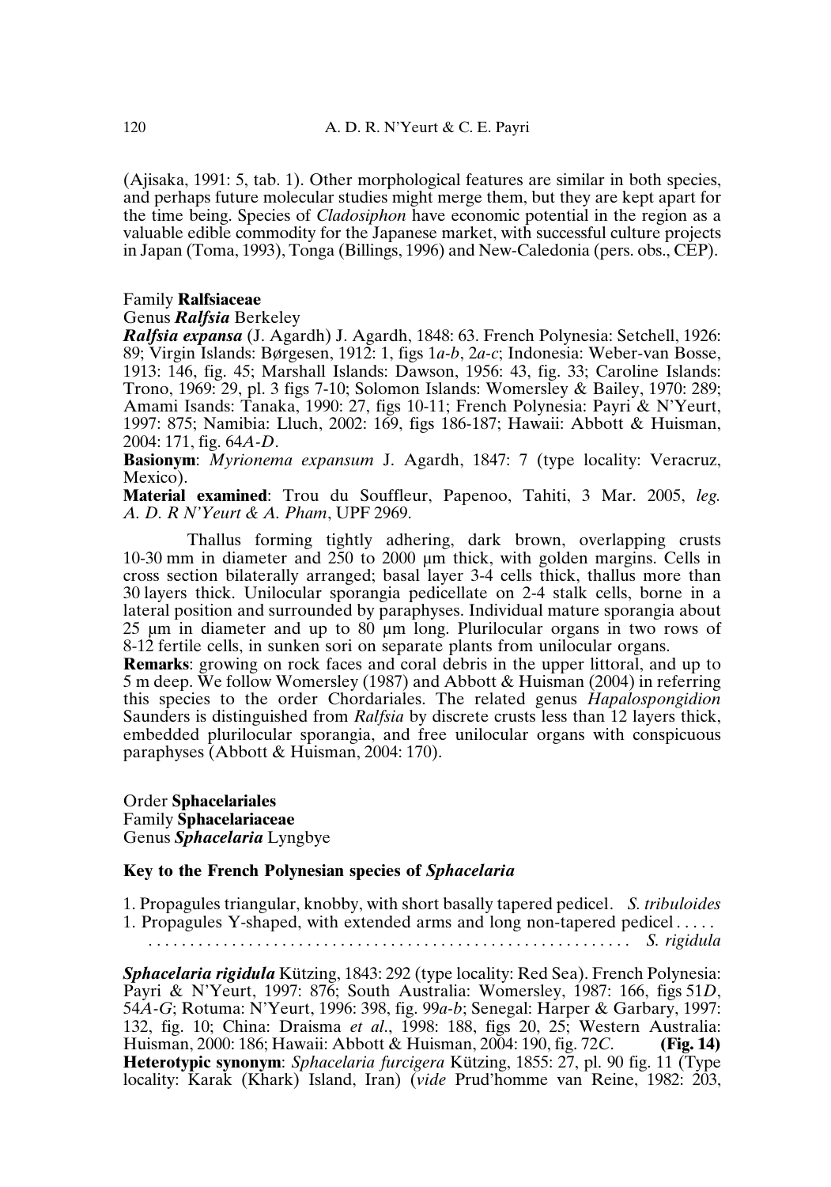(Ajisaka, 1991: 5, tab. 1). Other morphological features are similar in both species, and perhaps future molecular studies might merge them, but they are kept apart for the time being. Species of *Cladosiphon* have economic potential in the region as a valuable edible commodity for the Japanese market, with successful culture projects in Japan (Toma, 1993), Tonga (Billings, 1996) and New-Caledonia (pers. obs., CEP).

Family **Ralfsiaceae**

Genus ***Ralfsia*** Berkeley

***Ralfsia expansa*** (J. Agardh) J. Agardh, 1848: 63. French Polynesia: Setchell, 1926: 89; Virgin Islands: Børgesen, 1912: 1, figs 1*a-b*, 2*a-c*; Indonesia: Weber-van Bosse, 1913: 146, fig. 45; Marshall Islands: Dawson, 1956: 43, fig. 33; Caroline Islands: Trono, 1969: 29, pl. 3 figs 7-10; Solomon Islands: Womersley & Bailey, 1970: 289; Amami Isands: Tanaka, 1990: 27, figs 10-11; French Polynesia: Payri & N'Yeurt, 1997: 875; Namibia: Lluch, 2002: 169, figs 186-187; Hawaii: Abbott & Huisman, 2004: 171, fig. 64*A-D*.

**Basionym**: *Myrionema expansum* J. Agardh, 1847: 7 (type locality: Veracruz, Mexico).

**Material examined**: Trou du Souffleur, Papenoo, Tahiti, 3 Mar. 2005, *leg. A. D. R N'Yeurt & A. Pham*, UPF 2969.

Thallus forming tightly adhering, dark brown, overlapping crusts 10-30 mm in diameter and 250 to 2000 µm thick, with golden margins. Cells in cross section bilaterally arranged; basal layer 3-4 cells thick, thallus more than 30 layers thick. Unilocular sporangia pedicellate on 2-4 stalk cells, borne in a lateral position and surrounded by paraphyses. Individual mature sporangia about 25 µm in diameter and up to 80 µm long. Plurilocular organs in two rows of 8-12 fertile cells, in sunken sori on separate plants from unilocular organs.

**Remarks**: growing on rock faces and coral debris in the upper littoral, and up to 5 m deep. We follow Womersley (1987) and Abbott & Huisman (2004) in referring this species to the order Chordariales. The related genus *Hapalospongidion* Saunders is distinguished from *Ralfsia* by discrete crusts less than 12 layers thick, embedded plurilocular sporangia, and free unilocular organs with conspicuous paraphyses (Abbott & Huisman, 2004: 170).

Order **Sphacelariales**

Family **Sphacelariaceae**

Genus ***Sphacelaria*** Lyngbye

### Key to the French Polynesian species of *Sphacelaria*

1. Propagules triangular, knobby, with short basally tapered pedicel. *S. tribuloides*
1. Propagules Y-shaped, with extended arms and long non-tapered pedicel . . . . . . . . . . . . . . . . . . . . . . . . . . . . . . . . . . . . . . . . . . . . . . . . . . . . . . . . . . . . *S. rigidula*

***Sphacelaria rigidula*** Kützing, 1843: 292 (type locality: Red Sea). French Polynesia: Payri & N'Yeurt, 1997: 876; South Australia: Womersley, 1987: 166, figs 51*D*, 54*A-G*; Rotuma: N'Yeurt, 1996: 398, fig. 99*a-b*; Senegal: Harper & Garbary, 1997: 132, fig. 10; China: Draisma *et al*., 1998: 188, figs 20, 25; Western Australia: Huisman, 2000: 186; Hawaii: Abbott & Huisman, 2004: 190, fig. 72*C*. **(Fig. 14)**

**Heterotypic synonym**: *Sphacelaria furcigera* Kützing, 1855: 27, pl. 90 fig. 11 (Type locality: Karak (Khark) Island, Iran) (*vide* Prud'homme van Reine, 1982: 203,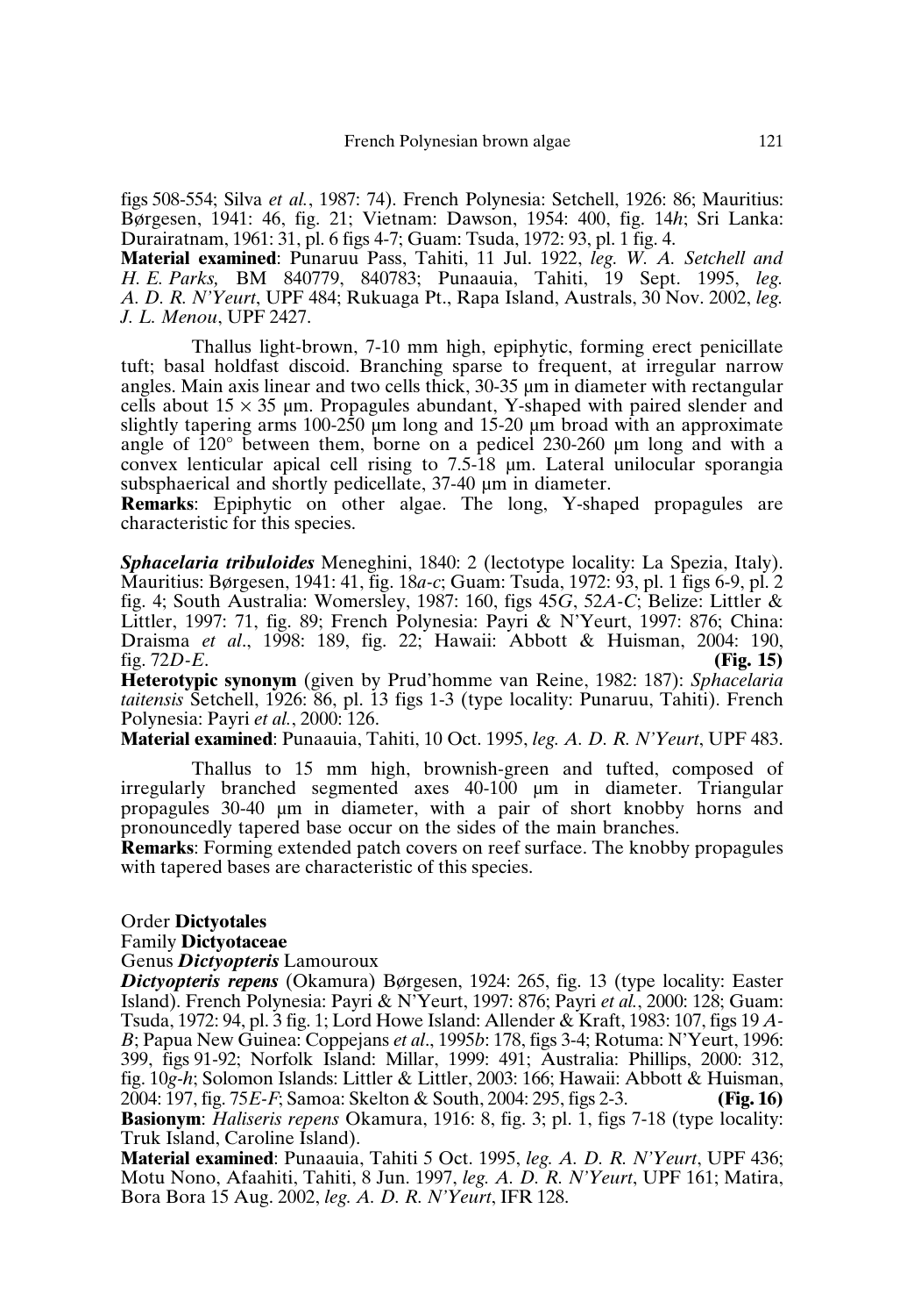figs 508-554; Silva *et al.*, 1987: 74). French Polynesia: Setchell, 1926: 86; Mauritius: Børgesen, 1941: 46, fig. 21; Vietnam: Dawson, 1954: 400, fig. 14*h*; Sri Lanka: Durairatnam, 1961: 31, pl. 6 figs 4-7; Guam: Tsuda, 1972: 93, pl. 1 fig. 4.
**Material examined**: Punaruu Pass, Tahiti, 11 Jul. 1922, *leg. W. A. Setchell and H. E. Parks,* BM 840779, 840783; Punaauia, Tahiti, 19 Sept. 1995, *leg. A. D. R. N'Yeurt*, UPF 484; Rukuaga Pt., Rapa Island, Australs, 30 Nov. 2002, *leg. J. L. Menou*, UPF 2427.

Thallus light-brown, 7-10 mm high, epiphytic, forming erect penicillate tuft; basal holdfast discoid. Branching sparse to frequent, at irregular narrow angles. Main axis linear and two cells thick, 30-35 µm in diameter with rectangular cells about $15 \times 35$ µm. Propagules abundant, Y-shaped with paired slender and slightly tapering arms 100-250 µm long and 15-20 µm broad with an approximate angle of 120° between them, borne on a pedicel 230-260 µm long and with a convex lenticular apical cell rising to 7.5-18 µm. Lateral unilocular sporangia subsphaerical and shortly pedicellate, 37-40 µm in diameter.
**Remarks**: Epiphytic on other algae. The long, Y-shaped propagules are characteristic for this species.

***Sphacelaria tribuloides*** Meneghini, 1840: 2 (lectotype locality: La Spezia, Italy). Mauritius: Børgesen, 1941: 41, fig. 18*a-c*; Guam: Tsuda, 1972: 93, pl. 1 figs 6-9, pl. 2 fig. 4; South Australia: Womersley, 1987: 160, figs 45*G*, 52*A-C*; Belize: Littler & Littler, 1997: 71, fig. 89; French Polynesia: Payri & N'Yeurt, 1997: 876; China: Draisma *et al*., 1998: 189, fig. 22; Hawaii: Abbott & Huisman, 2004: 190, fig. 72*D-E*. **(Fig. 15)**
**Heterotypic synonym** (given by Prud'homme van Reine, 1982: 187): *Sphacelaria taitensis* Setchell, 1926: 86, pl. 13 figs 1-3 (type locality: Punaruu, Tahiti). French Polynesia: Payri *et al.*, 2000: 126.
**Material examined**: Punaauia, Tahiti, 10 Oct. 1995, *leg. A. D. R. N'Yeurt*, UPF 483.

Thallus to 15 mm high, brownish-green and tufted, composed of irregularly branched segmented axes 40-100 µm in diameter. Triangular propagules 30-40 µm in diameter, with a pair of short knobby horns and pronouncedly tapered base occur on the sides of the main branches.
**Remarks**: Forming extended patch covers on reef surface. The knobby propagules with tapered bases are characteristic of this species.

Order **Dictyotales**
Family **Dictyotaceae**
Genus ***Dictyopteris*** Lamouroux
***Dictyopteris repens*** (Okamura) Børgesen, 1924: 265, fig. 13 (type locality: Easter Island). French Polynesia: Payri & N'Yeurt, 1997: 876; Payri *et al.*, 2000: 128; Guam: Tsuda, 1972: 94, pl. 3 fig. 1; Lord Howe Island: Allender & Kraft, 1983: 107, figs 19 *A-B*; Papua New Guinea: Coppejans *et al*., 1995*b*: 178, figs 3-4; Rotuma: N'Yeurt, 1996: 399, figs 91-92; Norfolk Island: Millar, 1999: 491; Australia: Phillips, 2000: 312, fig. 10*g-h*; Solomon Islands: Littler & Littler, 2003: 166; Hawaii: Abbott & Huisman, 2004: 197, fig. 75*E-F*; Samoa: Skelton & South, 2004: 295, figs 2-3. **(Fig. 16)**
**Basionym**: *Haliseris repens* Okamura, 1916: 8, fig. 3; pl. 1, figs 7-18 (type locality: Truk Island, Caroline Island).
**Material examined**: Punaauia, Tahiti 5 Oct. 1995, *leg. A. D. R. N'Yeurt*, UPF 436; Motu Nono, Afaahiti, Tahiti, 8 Jun. 1997, *leg. A. D. R. N'Yeurt*, UPF 161; Matira, Bora Bora 15 Aug. 2002, *leg. A. D. R. N'Yeurt*, IFR 128.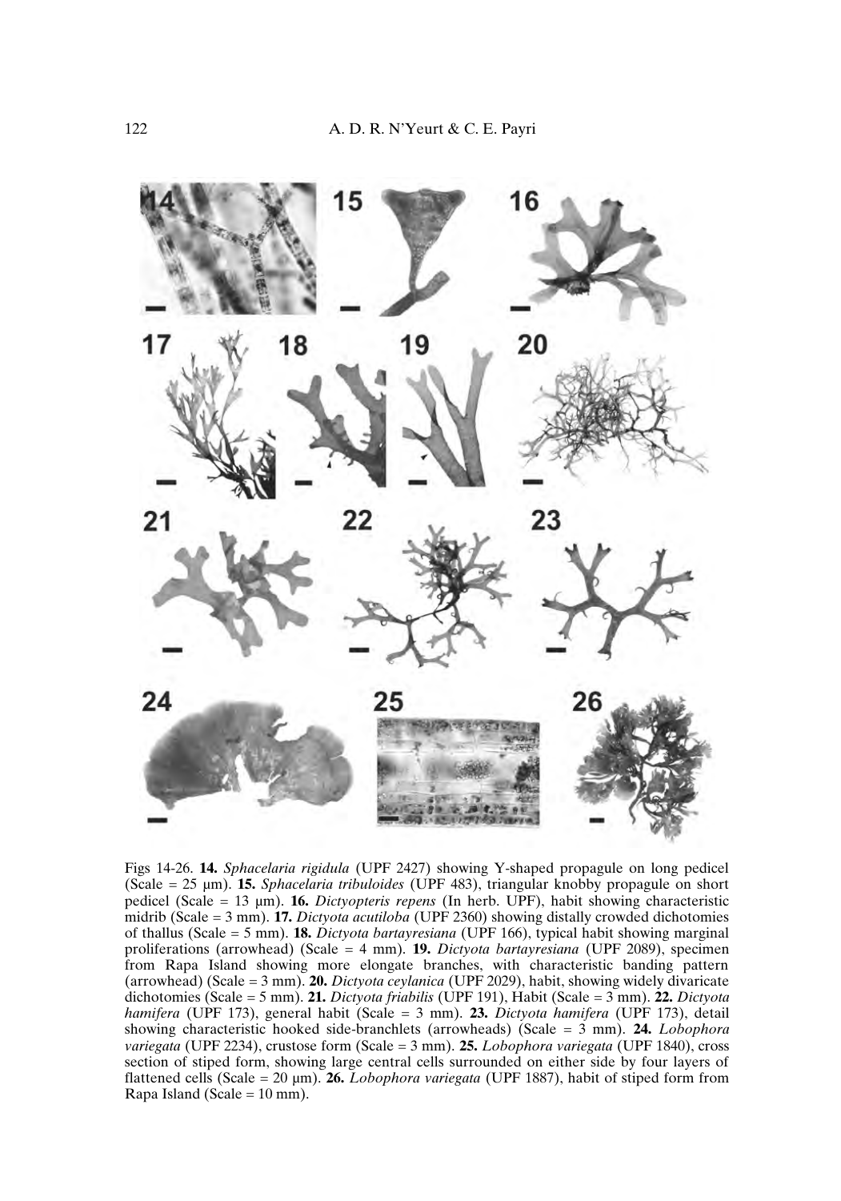Figs 14-26. **14.** *Sphacelaria rigidula* (UPF 2427) showing Y-shaped propagule on long pedicel (Scale = 25 μm). **15.** *Sphacelaria tribuloides* (UPF 483), triangular knobby propagule on short pedicel (Scale = 13 μm). **16.** *Dictyopteris repens* (In herb. UPF), habit showing characteristic midrib (Scale = 3 mm). **17.** *Dictyota acutiloba* (UPF 2360) showing distally crowded dichotomies of thallus (Scale = 5 mm). **18.** *Dictyota bartayresiana* (UPF 166), typical habit showing marginal proliferations (arrowhead) (Scale = 4 mm). **19.** *Dictyota bartayresiana* (UPF 2089), specimen from Rapa Island showing more elongate branches, with characteristic banding pattern (arrowhead) (Scale = 3 mm). **20.** *Dictyota ceylanica* (UPF 2029), habit, showing widely divaricate dichotomies (Scale = 5 mm). **21.** *Dictyota friabilis* (UPF 191), Habit (Scale = 3 mm). **22.** *Dictyota hamifera* (UPF 173), general habit (Scale = 3 mm). **23.** *Dictyota hamifera* (UPF 173), detail showing characteristic hooked side-branchlets (arrowheads) (Scale = 3 mm). **24.** *Lobophora variegata* (UPF 2234), crustose form (Scale = 3 mm). **25.** *Lobophora variegata* (UPF 1840), cross section of stiped form, showing large central cells surrounded on either side by four layers of flattened cells (Scale = 20 μm). **26.** *Lobophora variegata* (UPF 1887), habit of stiped form from Rapa Island (Scale = 10 mm).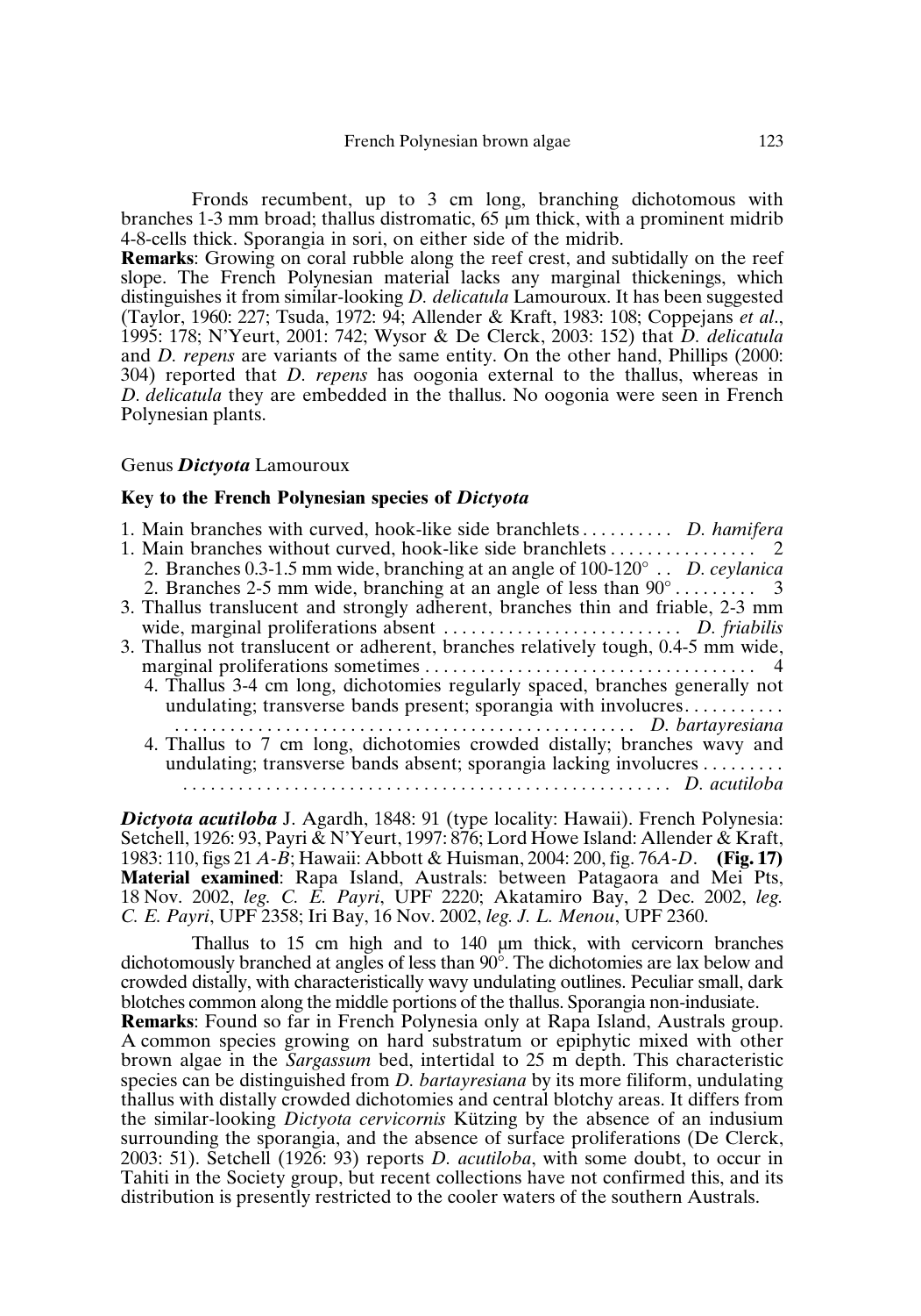Fronds recumbent, up to 3 cm long, branching dichotomous with branches 1-3 mm broad; thallus distromatic, 65 µm thick, with a prominent midrib 4-8-cells thick. Sporangia in sori, on either side of the midrib.

**Remarks**: Growing on coral rubble along the reef crest, and subtidally on the reef slope. The French Polynesian material lacks any marginal thickenings, which distinguishes it from similar-looking *D. delicatula* Lamouroux. It has been suggested (Taylor, 1960: 227; Tsuda, 1972: 94; Allender & Kraft, 1983: 108; Coppejans *et al*., 1995: 178; N'Yeurt, 2001: 742; Wysor & De Clerck, 2003: 152) that *D. delicatula* and *D. repens* are variants of the same entity. On the other hand, Phillips (2000: 304) reported that *D. repens* has oogonia external to the thallus, whereas in *D. delicatula* they are embedded in the thallus. No oogonia were seen in French Polynesian plants.

## Genus ***Dictyota*** Lamouroux

### Key to the French Polynesian species of *Dictyota*

1. Main branches with curved, hook-like side branchlets .......... *D. hamifera*
1. Main branches without curved, hook-like side branchlets ................ 2
   2. Branches 0.3-1.5 mm wide, branching at an angle of 100-120° .. *D. ceylanica*
   2. Branches 2-5 mm wide, branching at an angle of less than 90° ......... 3
3. Thallus translucent and strongly adherent, branches thin and friable, 2-3 mm wide, marginal proliferations absent .......................... *D. friabilis*
3. Thallus not translucent or adherent, branches relatively tough, 0.4-5 mm wide, marginal proliferations sometimes .................................... 4
   4. Thallus 3-4 cm long, dichotomies regularly spaced, branches generally not undulating; transverse bands present; sporangia with involucres........... ................................................. *D. bartayresiana*
   4. Thallus to 7 cm long, dichotomies crowded distally; branches wavy and undulating; transverse bands absent; sporangia lacking involucres ......... ..................................................... *D. acutiloba*

***Dictyota acutiloba*** J. Agardh, 1848: 91 (type locality: Hawaii). French Polynesia: Setchell, 1926: 93, Payri & N'Yeurt, 1997: 876; Lord Howe Island: Allender & Kraft, 1983: 110, figs 21 *A-B*; Hawaii: Abbott & Huisman, 2004: 200, fig. 76*A-D*. **(Fig. 17)**
**Material examined**: Rapa Island, Australs: between Patagaora and Mei Pts, 18 Nov. 2002, *leg. C. E. Payri*, UPF 2220; Akatamiro Bay, 2 Dec. 2002, *leg. C. E. Payri*, UPF 2358; Iri Bay, 16 Nov. 2002, *leg. J. L. Menou*, UPF 2360.

Thallus to 15 cm high and to 140 µm thick, with cervicorn branches dichotomously branched at angles of less than 90°. The dichotomies are lax below and crowded distally, with characteristically wavy undulating outlines. Peculiar small, dark blotches common along the middle portions of the thallus. Sporangia non-indusiate.

**Remarks**: Found so far in French Polynesia only at Rapa Island, Australs group. A common species growing on hard substratum or epiphytic mixed with other brown algae in the *Sargassum* bed, intertidal to 25 m depth. This characteristic species can be distinguished from *D. bartayresiana* by its more filiform, undulating thallus with distally crowded dichotomies and central blotchy areas. It differs from the similar-looking *Dictyota cervicornis* Kützing by the absence of an indusium surrounding the sporangia, and the absence of surface proliferations (De Clerck, 2003: 51). Setchell (1926: 93) reports *D. acutiloba*, with some doubt, to occur in Tahiti in the Society group, but recent collections have not confirmed this, and its distribution is presently restricted to the cooler waters of the southern Australs.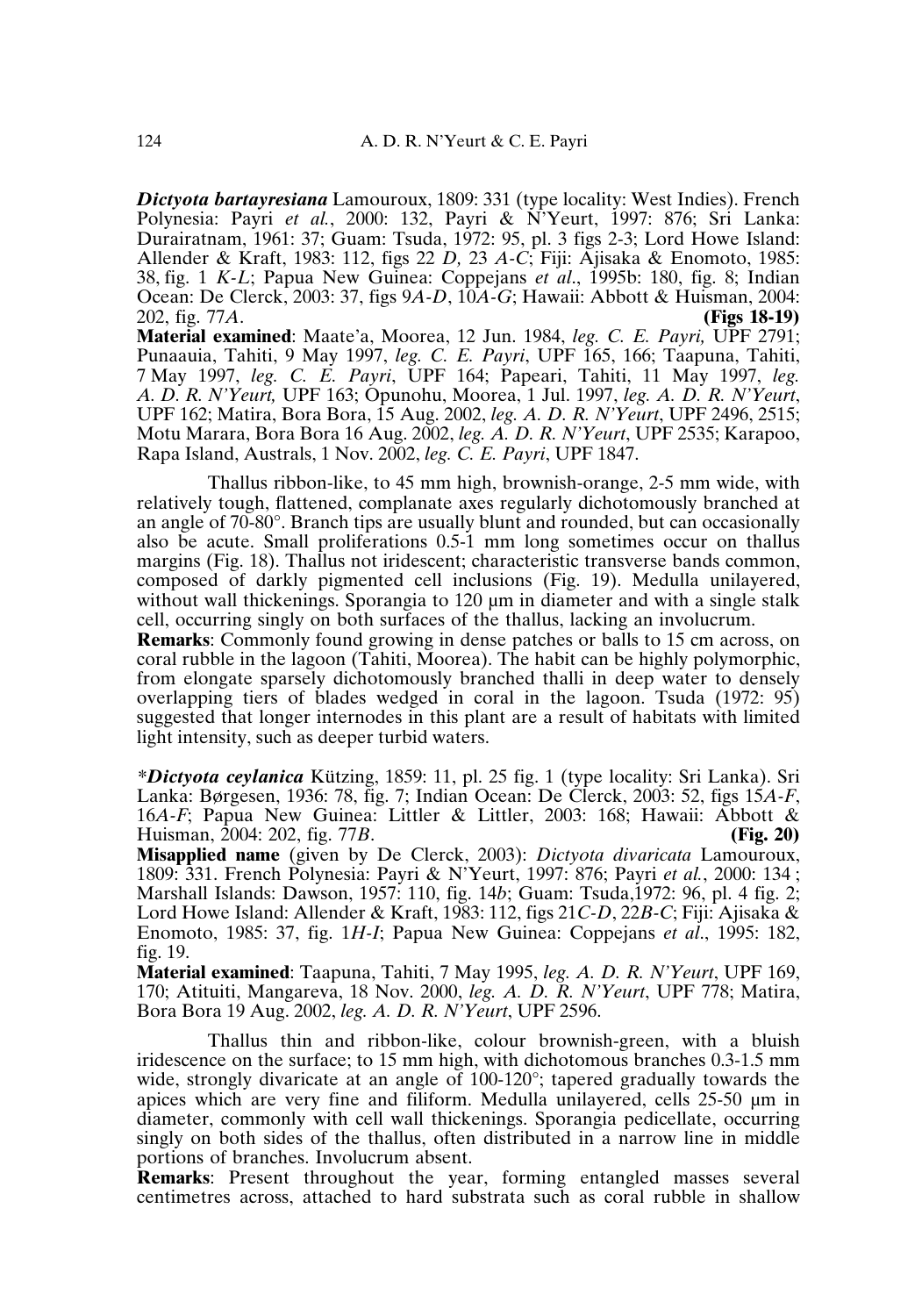***Dictyota bartayresiana*** Lamouroux, 1809: 331 (type locality: West Indies). French Polynesia: Payri *et al.*, 2000: 132, Payri & N'Yeurt, 1997: 876; Sri Lanka: Durairatnam, 1961: 37; Guam: Tsuda, 1972: 95, pl. 3 figs 2-3; Lord Howe Island: Allender & Kraft, 1983: 112, figs 22 *D,* 23 *A-C*; Fiji: Ajisaka & Enomoto, 1985: 38, fig. 1 *K-L*; Papua New Guinea: Coppejans *et al*., 1995b: 180, fig. 8; Indian Ocean: De Clerck, 2003: 37, figs 9*A-D*, 10*A-G*; Hawaii: Abbott & Huisman, 2004: 202, fig. 77*A*. **(Figs 18-19)**

**Material examined**: Maate'a, Moorea, 12 Jun. 1984, *leg. C. E. Payri,* UPF 2791; Punaauia, Tahiti, 9 May 1997, *leg. C. E. Payri*, UPF 165, 166; Taapuna, Tahiti, 7 May 1997, *leg. C. E. Payri*, UPF 164; Papeari, Tahiti, 11 May 1997, *leg. A. D. R. N'Yeurt,* UPF 163; Opunohu, Moorea, 1 Jul. 1997, *leg. A. D. R. N'Yeurt*, UPF 162; Matira, Bora Bora, 15 Aug. 2002, *leg. A. D. R. N'Yeurt*, UPF 2496, 2515; Motu Marara, Bora Bora 16 Aug. 2002, *leg. A. D. R. N'Yeurt*, UPF 2535; Karapoo, Rapa Island, Australs, 1 Nov. 2002, *leg. C. E. Payri*, UPF 1847.

Thallus ribbon-like, to 45 mm high, brownish-orange, 2-5 mm wide, with relatively tough, flattened, complanate axes regularly dichotomously branched at an angle of 70-80°. Branch tips are usually blunt and rounded, but can occasionally also be acute. Small proliferations 0.5-1 mm long sometimes occur on thallus margins (Fig. 18). Thallus not iridescent; characteristic transverse bands common, composed of darkly pigmented cell inclusions (Fig. 19). Medulla unilayered, without wall thickenings. Sporangia to 120 µm in diameter and with a single stalk cell, occurring singly on both surfaces of the thallus, lacking an involucrum.

**Remarks**: Commonly found growing in dense patches or balls to 15 cm across, on coral rubble in the lagoon (Tahiti, Moorea). The habit can be highly polymorphic, from elongate sparsely dichotomously branched thalli in deep water to densely overlapping tiers of blades wedged in coral in the lagoon. Tsuda (1972: 95) suggested that longer internodes in this plant are a result of habitats with limited light intensity, such as deeper turbid waters.

**Dictyota ceylanica** Kützing, 1859: 11, pl. 25 fig. 1 (type locality: Sri Lanka). Sri Lanka: Børgesen, 1936: 78, fig. 7; Indian Ocean: De Clerck, 2003: 52, figs 15*A-F*, 16*A-F*; Papua New Guinea: Littler & Littler, 2003: 168; Hawaii: Abbott & Huisman, 2004: 202, fig. 77*B*. **(Fig. 20)**

**Misapplied name** (given by De Clerck, 2003): *Dictyota divaricata* Lamouroux, 1809: 331. French Polynesia: Payri & N'Yeurt, 1997: 876; Payri *et al.*, 2000: 134 ; Marshall Islands: Dawson, 1957: 110, fig. 14*b*; Guam: Tsuda,1972: 96, pl. 4 fig. 2; Lord Howe Island: Allender & Kraft, 1983: 112, figs 21*C-D*, 22*B-C*; Fiji: Ajisaka & Enomoto, 1985: 37, fig. 1*H-I*; Papua New Guinea: Coppejans *et al*., 1995: 182, fig. 19.

**Material examined**: Taapuna, Tahiti, 7 May 1995, *leg. A. D. R. N'Yeurt*, UPF 169, 170; Atituiti, Mangareva, 18 Nov. 2000, *leg. A. D. R. N'Yeurt*, UPF 778; Matira, Bora Bora 19 Aug. 2002, *leg. A. D. R. N'Yeurt*, UPF 2596.

Thallus thin and ribbon-like, colour brownish-green, with a bluish iridescence on the surface; to 15 mm high, with dichotomous branches 0.3-1.5 mm wide, strongly divaricate at an angle of 100-120°; tapered gradually towards the apices which are very fine and filiform. Medulla unilayered, cells 25-50 µm in diameter, commonly with cell wall thickenings. Sporangia pedicellate, occurring singly on both sides of the thallus, often distributed in a narrow line in middle portions of branches. Involucrum absent.

**Remarks**: Present throughout the year, forming entangled masses several centimetres across, attached to hard substrata such as coral rubble in shallow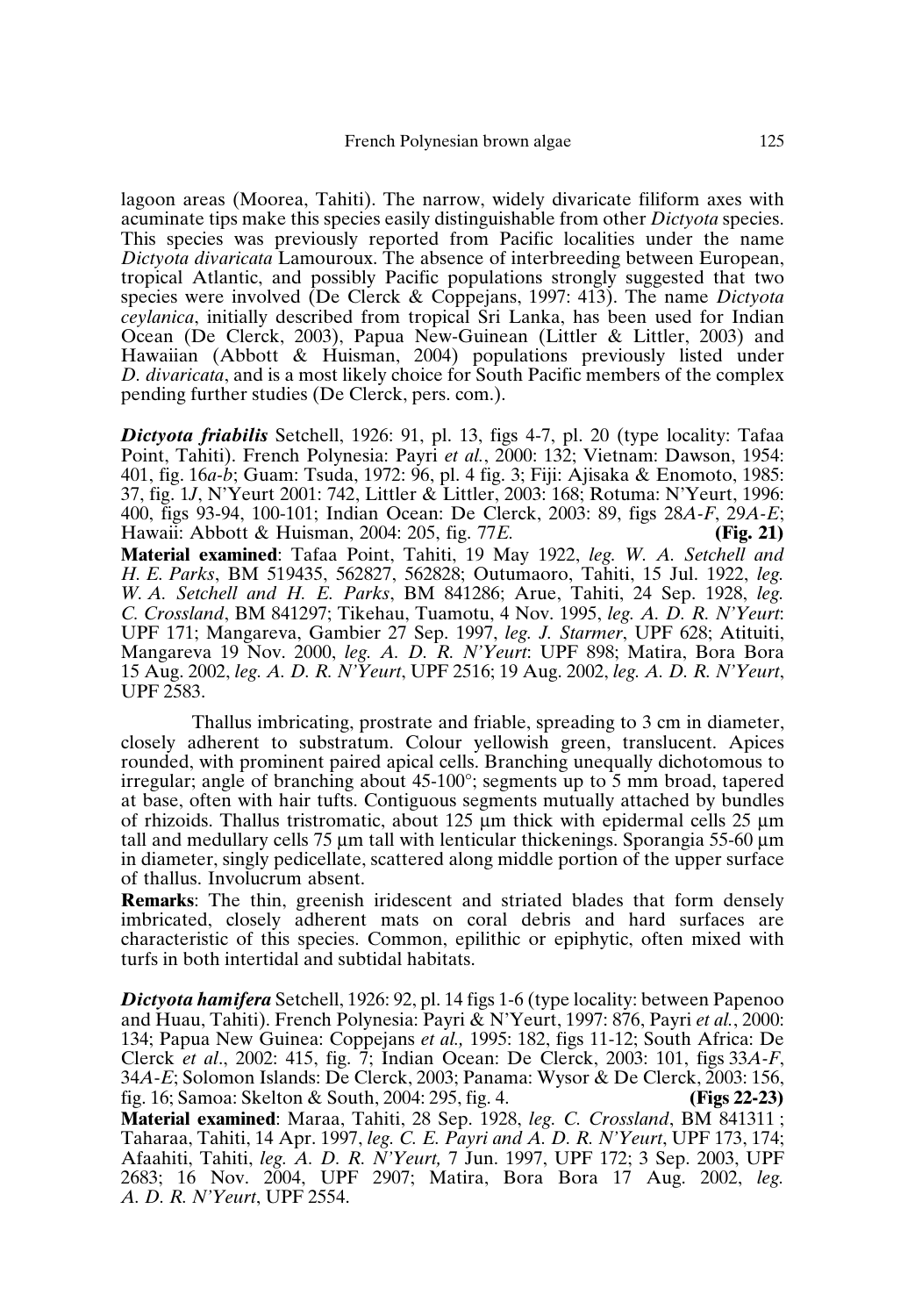lagoon areas (Moorea, Tahiti). The narrow, widely divaricate filiform axes with acuminate tips make this species easily distinguishable from other *Dictyota* species. This species was previously reported from Pacific localities under the name *Dictyota divaricata* Lamouroux. The absence of interbreeding between European, tropical Atlantic, and possibly Pacific populations strongly suggested that two species were involved (De Clerck & Coppejans, 1997: 413). The name *Dictyota ceylanica*, initially described from tropical Sri Lanka, has been used for Indian Ocean (De Clerck, 2003), Papua New-Guinean (Littler & Littler, 2003) and Hawaiian (Abbott & Huisman, 2004) populations previously listed under *D. divaricata*, and is a most likely choice for South Pacific members of the complex pending further studies (De Clerck, pers. com.).

***Dictyota friabilis*** Setchell, 1926: 91, pl. 13, figs 4-7, pl. 20 (type locality: Tafaa Point, Tahiti). French Polynesia: Payri *et al.*, 2000: 132; Vietnam: Dawson, 1954: 401, fig. 16*a-b*; Guam: Tsuda, 1972: 96, pl. 4 fig. 3; Fiji: Ajisaka & Enomoto, 1985: 37, fig. 1*J*, N'Yeurt 2001: 742, Littler & Littler, 2003: 168; Rotuma: N'Yeurt, 1996: 400, figs 93-94, 100-101; Indian Ocean: De Clerck, 2003: 89, figs 28*A-F*, 29*A-E*; Hawaii: Abbott & Huisman, 2004: 205, fig. 77*E*. **(Fig. 21)**

**Material examined**: Tafaa Point, Tahiti, 19 May 1922, *leg. W. A. Setchell and H. E. Parks*, BM 519435, 562827, 562828; Outumaoro, Tahiti, 15 Jul. 1922, *leg. W. A. Setchell and H. E. Parks*, BM 841286; Arue, Tahiti, 24 Sep. 1928, *leg. C. Crossland*, BM 841297; Tikehau, Tuamotu, 4 Nov. 1995, *leg. A. D. R. N'Yeurt*: UPF 171; Mangareva, Gambier 27 Sep. 1997, *leg. J. Starmer*, UPF 628; Atituiti, Mangareva 19 Nov. 2000, *leg. A. D. R. N'Yeurt*: UPF 898; Matira, Bora Bora 15 Aug. 2002, *leg. A. D. R. N'Yeurt*, UPF 2516; 19 Aug. 2002, *leg. A. D. R. N'Yeurt*, UPF 2583.

Thallus imbricating, prostrate and friable, spreading to 3 cm in diameter, closely adherent to substratum. Colour yellowish green, translucent. Apices rounded, with prominent paired apical cells. Branching unequally dichotomous to irregular; angle of branching about 45-100°; segments up to 5 mm broad, tapered at base, often with hair tufts. Contiguous segments mutually attached by bundles of rhizoids. Thallus tristromatic, about 125 µm thick with epidermal cells 25 µm tall and medullary cells 75 µm tall with lenticular thickenings. Sporangia 55-60 µm in diameter, singly pedicellate, scattered along middle portion of the upper surface of thallus. Involucrum absent.

**Remarks**: The thin, greenish iridescent and striated blades that form densely imbricated, closely adherent mats on coral debris and hard surfaces are characteristic of this species. Common, epilithic or epiphytic, often mixed with turfs in both intertidal and subtidal habitats.

***Dictyota hamifera*** Setchell, 1926: 92, pl. 14 figs 1-6 (type locality: between Papenoo and Huau, Tahiti). French Polynesia: Payri & N'Yeurt, 1997: 876, Payri *et al.*, 2000: 134; Papua New Guinea: Coppejans *et al.,* 1995: 182, figs 11-12; South Africa: De Clerck *et al*., 2002: 415, fig. 7; Indian Ocean: De Clerck, 2003: 101, figs 33*A-F*, 34*A-E*; Solomon Islands: De Clerck, 2003; Panama: Wysor & De Clerck, 2003: 156, fig. 16; Samoa: Skelton & South, 2004: 295, fig. 4. **(Figs 22-23)**

**Material examined**: Maraa, Tahiti, 28 Sep. 1928, *leg. C. Crossland*, BM 841311 ; Taharaa, Tahiti, 14 Apr. 1997, *leg. C. E. Payri and A. D. R. N'Yeurt*, UPF 173, 174; Afaahiti, Tahiti, *leg. A. D. R. N'Yeurt,* 7 Jun. 1997, UPF 172; 3 Sep. 2003, UPF 2683; 16 Nov. 2004, UPF 2907; Matira, Bora Bora 17 Aug. 2002, *leg. A. D. R. N'Yeurt*, UPF 2554.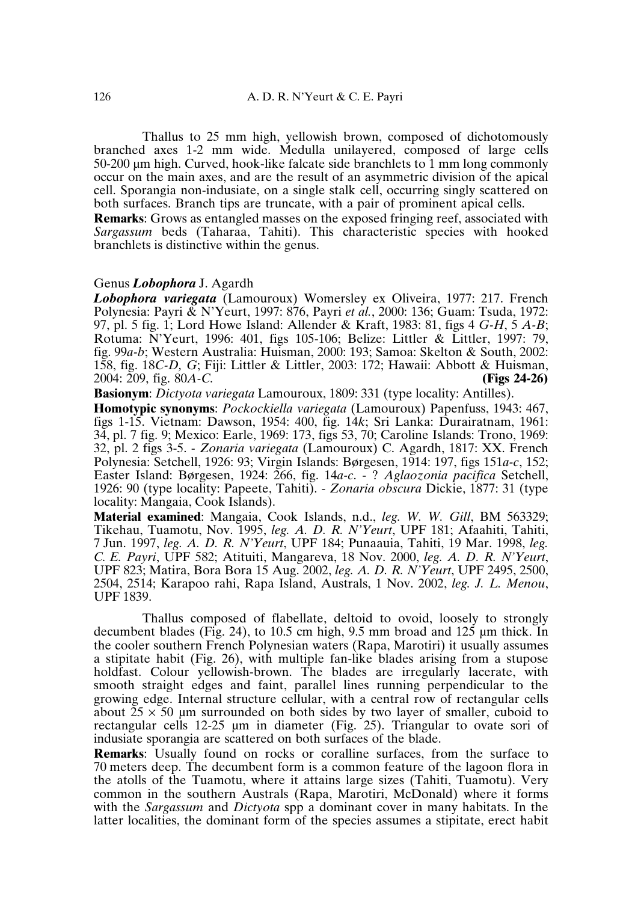Thallus to 25 mm high, yellowish brown, composed of dichotomously branched axes 1-2 mm wide. Medulla unilayered, composed of large cells 50-200 µm high. Curved, hook-like falcate side branchlets to 1 mm long commonly occur on the main axes, and are the result of an asymmetric division of the apical cell. Sporangia non-indusiate, on a single stalk cell, occurring singly scattered on both surfaces. Branch tips are truncate, with a pair of prominent apical cells.

**Remarks**: Grows as entangled masses on the exposed fringing reef, associated with *Sargassum* beds (Taharaa, Tahiti). This characteristic species with hooked branchlets is distinctive within the genus.

## Genus ***Lobophora*** J. Agardh

***Lobophora variegata*** (Lamouroux) Womersley ex Oliveira, 1977: 217. French Polynesia: Payri & N'Yeurt, 1997: 876, Payri *et al.*, 2000: 136; Guam: Tsuda, 1972: 97, pl. 5 fig. 1; Lord Howe Island: Allender & Kraft, 1983: 81, figs 4 *G-H*, 5 *A-B*; Rotuma: N'Yeurt, 1996: 401, figs 105-106; Belize: Littler & Littler, 1997: 79, fig. 99*a-b*; Western Australia: Huisman, 2000: 193; Samoa: Skelton & South, 2002: 158, fig. 18*C-D, G*; Fiji: Littler & Littler, 2003: 172; Hawaii: Abbott & Huisman, 2004: 209, fig. 80*A-C*. **(Figs 24-26)**

**Basionym**: *Dictyota variegata* Lamouroux, 1809: 331 (type locality: Antilles).

**Homotypic synonyms**: *Pockockiella variegata* (Lamouroux) Papenfuss, 1943: 467, figs 1-15. Vietnam: Dawson, 1954: 400, fig. 14*k*; Sri Lanka: Durairatnam, 1961: 34, pl. 7 fig. 9; Mexico: Earle, 1969: 173, figs 53, 70; Caroline Islands: Trono, 1969: 32, pl. 2 figs 3-5. - *Zonaria variegata* (Lamouroux) C. Agardh, 1817: XX. French Polynesia: Setchell, 1926: 93; Virgin Islands: Børgesen, 1914: 197, figs 151*a-c*, 152; Easter Island: Børgesen, 1924: 266, fig. 14*a-c*. - ? *Aglaozonia pacifica* Setchell, 1926: 90 (type locality: Papeete, Tahiti). - *Zonaria obscura* Dickie, 1877: 31 (type locality: Mangaia, Cook Islands).

**Material examined**: Mangaia, Cook Islands, n.d., *leg. W. W. Gill*, BM 563329; Tikehau, Tuamotu, Nov. 1995, *leg. A. D. R. N'Yeurt*, UPF 181; Afaahiti, Tahiti, 7 Jun. 1997, *leg. A. D. R. N'Yeurt*, UPF 184; Punaauia, Tahiti, 19 Mar. 1998, *leg. C. E. Payri*, UPF 582; Atituiti, Mangareva, 18 Nov. 2000, *leg. A. D. R. N'Yeurt*, UPF 823; Matira, Bora Bora 15 Aug. 2002, *leg. A. D. R. N'Yeurt*, UPF 2495, 2500, 2504, 2514; Karapoo rahi, Rapa Island, Australs, 1 Nov. 2002, *leg. J. L. Menou*, UPF 1839.

Thallus composed of flabellate, deltoid to ovoid, loosely to strongly decumbent blades (Fig. 24), to 10.5 cm high, 9.5 mm broad and 125 µm thick. In the cooler southern French Polynesian waters (Rapa, Marotiri) it usually assumes a stipitate habit (Fig. 26), with multiple fan-like blades arising from a stupose holdfast. Colour yellowish-brown. The blades are irregularly lacerate, with smooth straight edges and faint, parallel lines running perpendicular to the growing edge. Internal structure cellular, with a central row of rectangular cells about $25 \times 50$ µm surrounded on both sides by two layer of smaller, cuboid to rectangular cells 12-25 µm in diameter (Fig. 25). Triangular to ovate sori of indusiate sporangia are scattered on both surfaces of the blade.

**Remarks**: Usually found on rocks or coralline surfaces, from the surface to 70 meters deep. The decumbent form is a common feature of the lagoon flora in the atolls of the Tuamotu, where it attains large sizes (Tahiti, Tuamotu). Very common in the southern Australs (Rapa, Marotiri, McDonald) where it forms with the *Sargassum* and *Dictyota* spp a dominant cover in many habitats. In the latter localities, the dominant form of the species assumes a stipitate, erect habit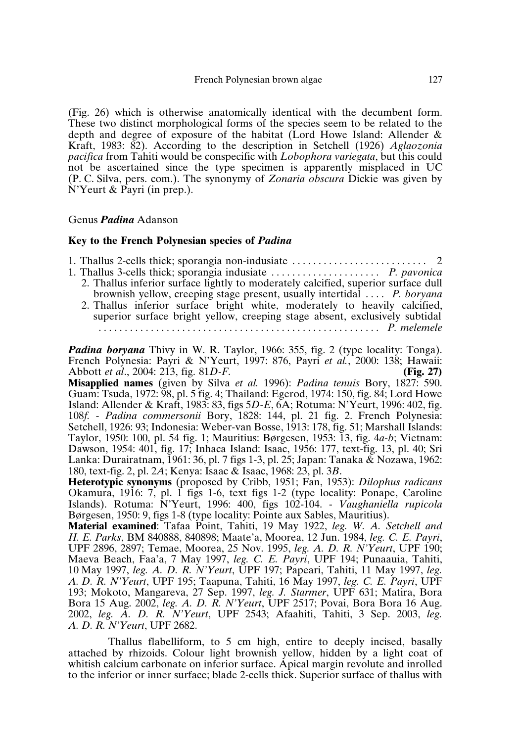(Fig. 26) which is otherwise anatomically identical with the decumbent form. These two distinct morphological forms of the species seem to be related to the depth and degree of exposure of the habitat (Lord Howe Island: Allender & Kraft, 1983: 82). According to the description in Setchell (1926) *Aglaozonia pacifica* from Tahiti would be conspecific with *Lobophora variegata*, but this could not be ascertained since the type specimen is apparently misplaced in UC (P. C. Silva, pers. com.). The synonymy of *Zonaria obscura* Dickie was given by N'Yeurt & Payri (in prep.).

## Genus ***Padina*** Adanson

### Key to the French Polynesian species of *Padina*

1. Thallus 2-cells thick; sporangia non-indusiate .......................... 2
1. Thallus 3-cells thick; sporangia indusiate ..................... *P. pavonica*
   2. Thallus inferior surface lightly to moderately calcified, superior surface dull brownish yellow, creeping stage present, usually intertidal .... *P. boryana*
   2. Thallus inferior surface bright white, moderately to heavily calcified, superior surface bright yellow, creeping stage absent, exclusively subtidal ....................................................... *P. melemele*

***Padina boryana*** Thivy in W. R. Taylor, 1966: 355, fig. 2 (type locality: Tonga). French Polynesia: Payri & N'Yeurt, 1997: 876, Payri *et al.*, 2000: 138; Hawaii: Abbott *et al*., 2004: 213, fig. 81*D-F*. **(Fig. 27)**

**Misapplied names** (given by Silva *et al.* 1996): *Padina tenuis* Bory, 1827: 590. Guam: Tsuda, 1972: 98, pl. 5 fig. 4; Thailand: Egerod, 1974: 150, fig. 84; Lord Howe Island: Allender & Kraft, 1983: 83, figs 5*D-E*, 6A; Rotuma: N'Yeurt, 1996: 402, fig. 108*f.* - *Padina commersonii* Bory, 1828: 144, pl. 21 fig. 2. French Polynesia: Setchell, 1926: 93; Indonesia: Weber-van Bosse, 1913: 178, fig. 51; Marshall Islands: Taylor, 1950: 100, pl. 54 fig. 1; Mauritius: Børgesen, 1953: 13, fig. 4*a-b*; Vietnam: Dawson, 1954: 401, fig. 17; Inhaca Island: Isaac, 1956: 177, text-fig. 13, pl. 40; Sri Lanka: Durairatnam, 1961: 36, pl. 7 figs 1-3, pl. 25; Japan: Tanaka & Nozawa, 1962: 180, text-fig. 2, pl. 2*A*; Kenya: Isaac & Isaac, 1968: 23, pl. 3*B*.

**Heterotypic synonyms** (proposed by Cribb, 1951; Fan, 1953): *Dilophus radicans* Okamura, 1916: 7, pl. 1 figs 1-6, text figs 1-2 (type locality: Ponape, Caroline Islands). Rotuma: N'Yeurt, 1996: 400, figs 102-104. - *Vaughaniella rupicola* Børgesen, 1950: 9, figs 1-8 (type locality: Pointe aux Sables, Mauritius).

**Material examined**: Tafaa Point, Tahiti, 19 May 1922, *leg. W. A. Setchell and H. E. Parks*, BM 840888, 840898; Maate'a, Moorea, 12 Jun. 1984, *leg. C. E. Payri*, UPF 2896, 2897; Temae, Moorea, 25 Nov. 1995, *leg. A. D. R. N'Yeurt*, UPF 190; Maeva Beach, Faa'a, 7 May 1997, *leg. C. E. Payri*, UPF 194; Punaauia, Tahiti, 10 May 1997, *leg. A. D. R. N'Yeurt*, UPF 197; Papeari, Tahiti, 11 May 1997, *leg. A. D. R. N'Yeurt*, UPF 195; Taapuna, Tahiti, 16 May 1997, *leg. C. E. Payri*, UPF 193; Mokoto, Mangareva, 27 Sep. 1997, *leg. J. Starmer*, UPF 631; Matira, Bora Bora 15 Aug. 2002, *leg. A. D. R. N'Yeurt*, UPF 2517; Povai, Bora Bora 16 Aug. 2002, *leg. A. D. R. N'Yeurt*, UPF 2543; Afaahiti, Tahiti, 3 Sep. 2003, *leg. A. D. R. N'Yeurt*, UPF 2682.

Thallus flabelliform, to 5 cm high, entire to deeply incised, basally attached by rhizoids. Colour light brownish yellow, hidden by a light coat of whitish calcium carbonate on inferior surface. Apical margin revolute and inrolled to the inferior or inner surface; blade 2-cells thick. Superior surface of thallus with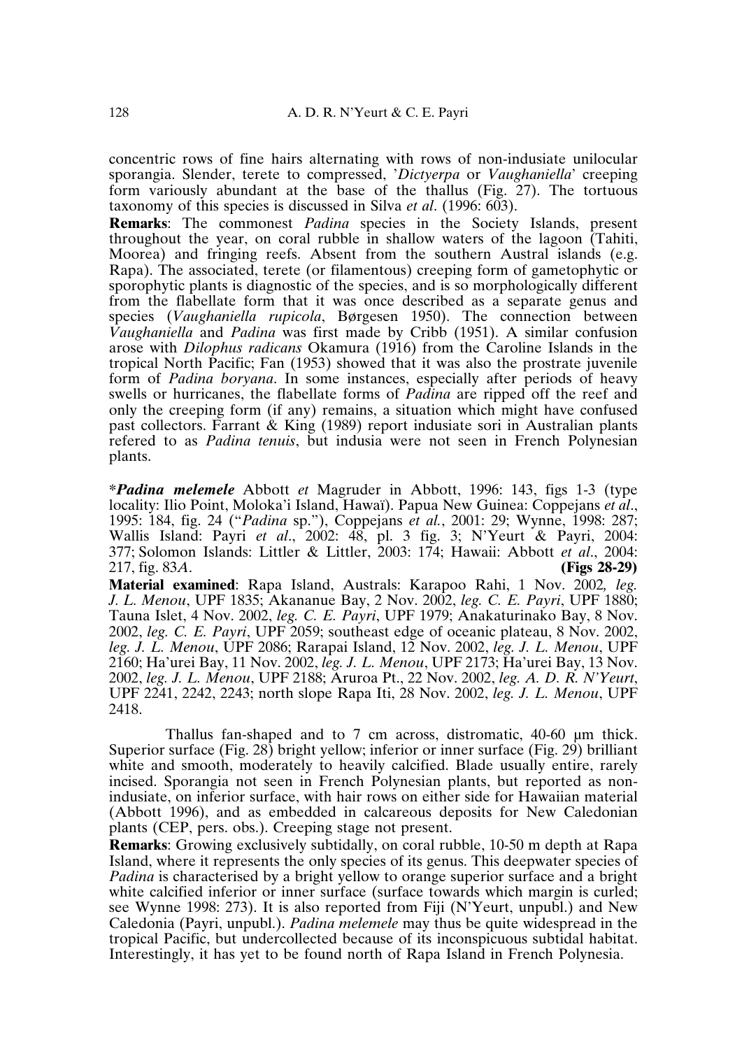concentric rows of fine hairs alternating with rows of non-indusiate unilocular sporangia. Slender, terete to compressed, '*Dictyerpa* or *Vaughaniella*' creeping form variously abundant at the base of the thallus (Fig. 27). The tortuous taxonomy of this species is discussed in Silva *et al*. (1996: 603).

**Remarks**: The commonest *Padina* species in the Society Islands, present throughout the year, on coral rubble in shallow waters of the lagoon (Tahiti, Moorea) and fringing reefs. Absent from the southern Austral islands (e.g. Rapa). The associated, terete (or filamentous) creeping form of gametophytic or sporophytic plants is diagnostic of the species, and is so morphologically different from the flabellate form that it was once described as a separate genus and species (*Vaughaniella rupicola*, Børgesen 1950). The connection between *Vaughaniella* and *Padina* was first made by Cribb (1951). A similar confusion arose with *Dilophus radicans* Okamura (1916) from the Caroline Islands in the tropical North Pacific; Fan (1953) showed that it was also the prostrate juvenile form of *Padina boryana*. In some instances, especially after periods of heavy swells or hurricanes, the flabellate forms of *Padina* are ripped off the reef and only the creeping form (if any) remains, a situation which might have confused past collectors. Farrant & King (1989) report indusiate sori in Australian plants refered to as *Padina tenuis*, but indusia were not seen in French Polynesian plants.

\****Padina melemele*** Abbott *et* Magruder in Abbott, 1996: 143, figs 1-3 (type locality: Ilio Point, Moloka'i Island, Hawaï). Papua New Guinea: Coppejans *et al*., 1995: 184, fig. 24 ("*Padina* sp."), Coppejans *et al.*, 2001: 29; Wynne, 1998: 287; Wallis Island: Payri *et al*., 2002: 48, pl. 3 fig. 3; N'Yeurt & Payri, 2004: 377; Solomon Islands: Littler & Littler, 2003: 174; Hawaii: Abbott *et al*., 2004: 217, fig. 83*A*. **(Figs 28-29)**

**Material examined**: Rapa Island, Australs: Karapoo Rahi, 1 Nov. 2002, *leg. J. L. Menou*, UPF 1835; Akananue Bay, 2 Nov. 2002, *leg. C. E. Payri*, UPF 1880; Tauna Islet, 4 Nov. 2002, *leg. C. E. Payri*, UPF 1979; Anakaturinako Bay, 8 Nov. 2002, *leg. C. E. Payri*, UPF 2059; southeast edge of oceanic plateau, 8 Nov. 2002, *leg. J. L. Menou*, UPF 2086; Rarapai Island, 12 Nov. 2002, *leg. J. L. Menou*, UPF 2160; Ha'urei Bay, 11 Nov. 2002, *leg. J. L. Menou*, UPF 2173; Ha'urei Bay, 13 Nov. 2002, *leg. J. L. Menou*, UPF 2188; Aruroa Pt., 22 Nov. 2002, *leg. A. D. R. N'Yeurt*, UPF 2241, 2242, 2243; north slope Rapa Iti, 28 Nov. 2002, *leg. J. L. Menou*, UPF 2418.

Thallus fan-shaped and to 7 cm across, distromatic, 40-60 µm thick. Superior surface (Fig. 28) bright yellow; inferior or inner surface (Fig. 29) brilliant white and smooth, moderately to heavily calcified. Blade usually entire, rarely incised. Sporangia not seen in French Polynesian plants, but reported as non-indusiate, on inferior surface, with hair rows on either side for Hawaiian material (Abbott 1996), and as embedded in calcareous deposits for New Caledonian plants (CEP, pers. obs.). Creeping stage not present.

**Remarks**: Growing exclusively subtidally, on coral rubble, 10-50 m depth at Rapa Island, where it represents the only species of its genus. This deepwater species of *Padina* is characterised by a bright yellow to orange superior surface and a bright white calcified inferior or inner surface (surface towards which margin is curled; see Wynne 1998: 273). It is also reported from Fiji (N'Yeurt, unpubl.) and New Caledonia (Payri, unpubl.). *Padina melemele* may thus be quite widespread in the tropical Pacific, but undercollected because of its inconspicuous subtidal habitat. Interestingly, it has yet to be found north of Rapa Island in French Polynesia.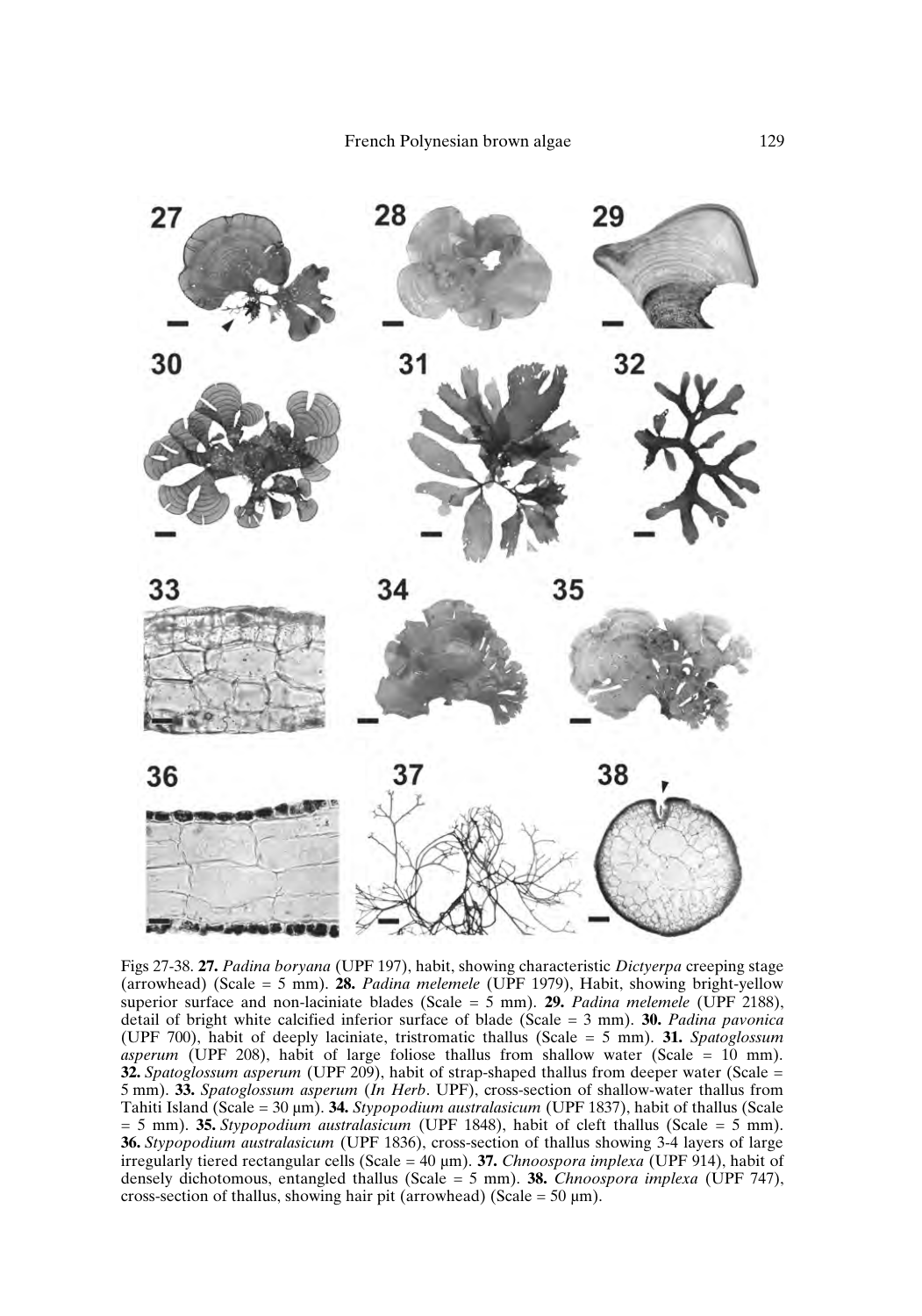Figs 27-38. **27.** *Padina boryana* (UPF 197), habit, showing characteristic *Dictyerpa* creeping stage (arrowhead) (Scale = 5 mm). **28.** *Padina melemele* (UPF 1979), Habit, showing bright-yellow superior surface and non-laciniate blades (Scale = 5 mm). **29.** *Padina melemele* (UPF 2188), detail of bright white calcified inferior surface of blade (Scale = 3 mm). **30.** *Padina pavonica* (UPF 700), habit of deeply laciniate, tristromatic thallus (Scale = 5 mm). **31.** *Spatoglossum asperum* (UPF 208), habit of large foliose thallus from shallow water (Scale = 10 mm). **32.** *Spatoglossum asperum* (UPF 209), habit of strap-shaped thallus from deeper water (Scale = 5 mm). **33.** *Spatoglossum asperum* (*In Herb*. UPF), cross-section of shallow-water thallus from Tahiti Island (Scale = 30 µm). **34.** *Stypopodium australasicum* (UPF 1837), habit of thallus (Scale = 5 mm). **35.** *Stypopodium australasicum* (UPF 1848), habit of cleft thallus (Scale = 5 mm). **36.** *Stypopodium australasicum* (UPF 1836), cross-section of thallus showing 3-4 layers of large irregularly tiered rectangular cells (Scale = 40 µm). **37.** *Chnoospora implexa* (UPF 914), habit of densely dichotomous, entangled thallus (Scale = 5 mm). **38.** *Chnoospora implexa* (UPF 747), cross-section of thallus, showing hair pit (arrowhead) (Scale = 50 µm).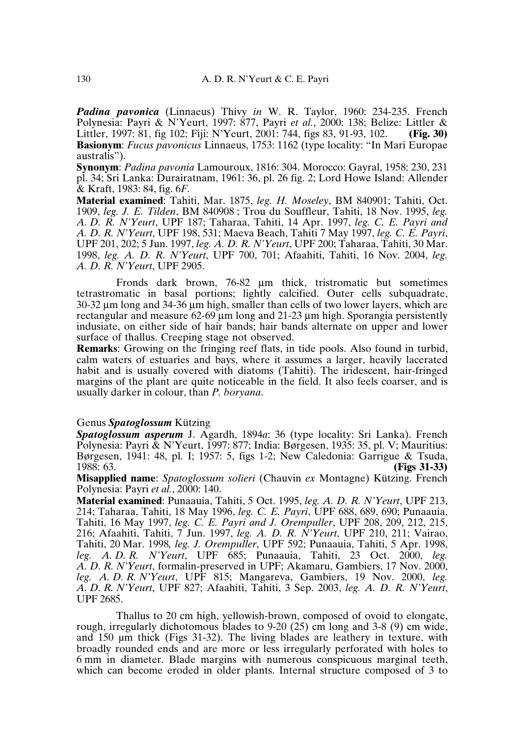***Padina pavonica*** (Linnaeus) Thivy *in* W. R. Taylor, 1960: 234-235. French Polynesia: Payri & N'Yeurt, 1997: 877, Payri *et al.*, 2000: 138; Belize: Littler & Littler, 1997: 81, fig 102; Fiji: N'Yeurt, 2001: 744, figs 83, 91-93, 102. **(Fig. 30)**

**Basionym**: *Fucus pavonicus* Linnaeus, 1753: 1162 (type locality: "In Mari Europae australis").

**Synonym**: *Padina pavonia* Lamouroux, 1816: 304. Morocco: Gayral, 1958: 230, 231 pl. 34; Sri Lanka: Durairatnam, 1961: 36, pl. 26 fig. 2; Lord Howe Island: Allender & Kraft, 1983: 84, fig. 6*F*.

**Material examined**: Tahiti, Mar. 1875, *leg. H. Moseley*, BM 840901; Tahiti, Oct. 1909, *leg. J. E. Tilden*, BM 840908 ; Trou du Souffleur, Tahiti, 18 Nov. 1995, *leg. A. D. R. N'Yeurt*, UPF 187; Taharaa, Tahiti, 14 Apr. 1997, *leg. C. E. Payri and A. D. R. N'Yeurt*, UPF 198, 531; Maeva Beach, Tahiti 7 May 1997, *leg. C. E. Payri*, UPF 201, 202; 5 Jun. 1997, *leg. A. D. R. N'Yeurt*, UPF 200; Taharaa, Tahiti, 30 Mar. 1998, *leg. A. D. R. N'Yeurt*, UPF 700, 701; Afaahiti, Tahiti, 16 Nov. 2004, *leg. A. D. R. N'Yeurt*, UPF 2905.

Fronds dark brown, 76-82 µm thick, tristromatic but sometimes tetrastromatic in basal portions; lightly calcified. Outer cells subquadrate, 30-32 µm long and 34-36 µm high, smaller than cells of two lower layers, which are rectangular and measure 62-69 µm long and 21-23 µm high. Sporangia persistently indusiate, on either side of hair bands; hair bands alternate on upper and lower surface of thallus. Creeping stage not observed.

**Remarks**: Growing on the fringing reef flats, in tide pools. Also found in turbid, calm waters of estuaries and bays, where it assumes a larger, heavily lacerated habit and is usually covered with diatoms (Tahiti). The iridescent, hair-fringed margins of the plant are quite noticeable in the field. It also feels coarser, and is usually darker in colour, than *P. boryana*.

Genus ***Spatoglossum*** Kützing

***Spatoglossum asperum*** J. Agardh, 1894*a*: 36 (type locality: Sri Lanka). French Polynesia: Payri & N'Yeurt, 1997: 877; India: Børgesen, 1935: 35, pl. V; Mauritius: Børgesen, 1941: 48, pl. I; 1957: 5, figs 1-2; New Caledonia: Garrigue & Tsuda, 1988: 63. **(Figs 31-33)**

**Misapplied name**: *Spatoglossum solieri* (Chauvin *ex* Montagne) Kützing. French Polynesia: Payri *et al.*, 2000: 140.

**Material examined**: Punaauia, Tahiti, 5 Oct. 1995, *leg. A. D. R. N'Yeurt*, UPF 213, 214; Taharaa, Tahiti, 18 May 1996, *leg. C. E. Payri*, UPF 688, 689, 690; Punaauia, Tahiti, 16 May 1997, *leg. C. E. Payri and J. Orempuller*, UPF 208, 209, 212, 215, 216; Afaahiti, Tahiti, 7 Jun. 1997, *leg. A. D. R. N'Yeurt*, UPF 210, 211; Vairao, Tahiti, 20 Mar. 1998*, leg. J. Orempuller*, UPF 592; Punaauia, Tahiti, 5 Apr. 1998, *leg. A. D. R. N'Yeurt*, UPF 685; Punaauia, Tahiti, 23 Oct. 2000, *leg. A. D. R. N'Yeurt*, formalin-preserved in UPF; Akamaru, Gambiers, 17 Nov. 2000, *leg. A. D. R. N'Yeurt*, UPF 815; Mangareva, Gambiers, 19 Nov. 2000, *leg. A. D. R. N'Yeurt*, UPF 827; Afaahiti, Tahiti, 3 Sep. 2003, *leg. A. D. R. N'Yeurt*, UPF 2685.

Thallus to 20 cm high, yellowish-brown, composed of ovoid to elongate, rough, irregularly dichotomous blades to 9-20 (25) cm long and 3-8 (9) cm wide, and 150 µm thick (Figs 31-32). The living blades are leathery in texture, with broadly rounded ends and are more or less irregularly perforated with holes to 6 mm in diameter. Blade margins with numerous conspicuous marginal teeth, which can become eroded in older plants. Internal structure composed of 3 to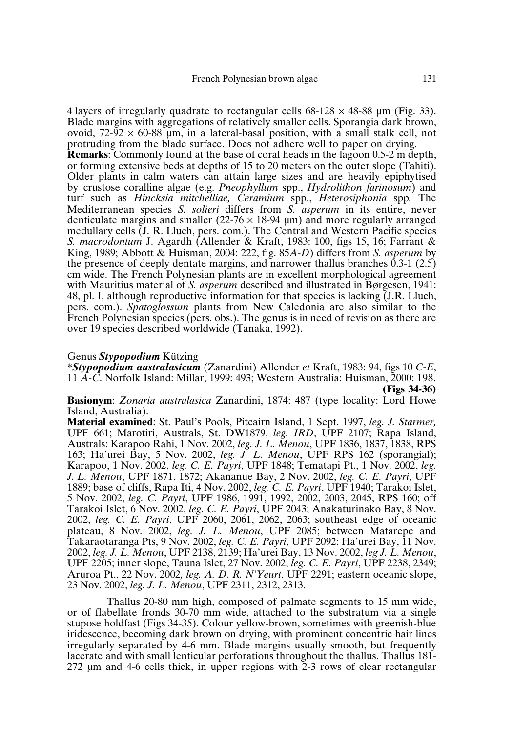4 layers of irregularly quadrate to rectangular cells 68-128 × 48-88 µm (Fig. 33). Blade margins with aggregations of relatively smaller cells. Sporangia dark brown, ovoid, 72-92 × 60-88 µm, in a lateral-basal position, with a small stalk cell, not protruding from the blade surface. Does not adhere well to paper on drying.

**Remarks**: Commonly found at the base of coral heads in the lagoon 0.5-2 m depth, or forming extensive beds at depths of 15 to 20 meters on the outer slope (Tahiti). Older plants in calm waters can attain large sizes and are heavily epiphytised by crustose coralline algae (e.g. *Pneophyllum* spp., *Hydrolithon farinosum*) and turf such as *Hincksia mitchelliae, Ceramium* spp., *Heterosiphonia* spp. The Mediterranean species *S. solieri* differs from *S. asperum* in its entire, never denticulate margins and smaller (22-76 × 18-94 µm) and more regularly arranged medullary cells (J. R. Lluch, pers. com.). The Central and Western Pacific species *S. macrodontum* J. Agardh (Allender & Kraft, 1983: 100, figs 15, 16; Farrant & King, 1989; Abbott & Huisman, 2004: 222, fig. 85*A-D*) differs from *S. asperum* by the presence of deeply dentate margins, and narrower thallus branches 0.3-1 (2.5) cm wide. The French Polynesian plants are in excellent morphological agreement with Mauritius material of *S. asperum* described and illustrated in Børgesen, 1941: 48, pl. I, although reproductive information for that species is lacking (J.R. Lluch, pers. com.). *Spatoglossum* plants from New Caledonia are also similar to the French Polynesian species (pers. obs.). The genus is in need of revision as there are over 19 species described worldwide (Tanaka, 1992).

Genus ***Stypopodium*** Kützing

**\*Stypopodium australasicum** (Zanardini) Allender *et* Kraft, 1983: 94, figs 10 *C-E*, 11 *A-C*. Norfolk Island: Millar, 1999: 493; Western Australia: Huisman, 2000: 198.
**(Figs 34-36)**

**Basionym**: *Zonaria australasica* Zanardini, 1874: 487 (type locality: Lord Howe Island, Australia).

**Material examined**: St. Paul's Pools, Pitcairn Island, 1 Sept. 1997, *leg. J. Starmer,* UPF 661; Marotiri, Australs, St. DW1879, *leg. IRD*, UPF 2107; Rapa Island, Australs: Karapoo Rahi, 1 Nov. 2002, *leg. J. L. Menou*, UPF 1836, 1837, 1838, RPS 163; Ha'urei Bay, 5 Nov. 2002, *leg. J. L. Menou*, UPF RPS 162 (sporangial); Karapoo, 1 Nov. 2002, *leg. C. E. Payri*, UPF 1848; Tematapi Pt., 1 Nov. 2002, *leg. J. L. Menou*, UPF 1871, 1872; Akananue Bay, 2 Nov. 2002, *leg. C. E. Payri*, UPF 1889; base of cliffs, Rapa Iti, 4 Nov. 2002, *leg. C. E. Payri*, UPF 1940; Tarakoi Islet, 5 Nov. 2002, *leg. C. Payri*, UPF 1986, 1991, 1992, 2002, 2003, 2045, RPS 160; off Tarakoi Islet, 6 Nov. 2002, *leg. C. E. Payri*, UPF 2043; Anakaturinako Bay, 8 Nov. 2002, *leg. C. E. Payri*, UPF 2060, 2061, 2062, 2063; southeast edge of oceanic plateau, 8 Nov. 2002, *leg. J. L. Menou*, UPF 2085; between Matarepe and Takaraotaranga Pts, 9 Nov. 2002, *leg. C. E. Payri*, UPF 2092; Ha'urei Bay, 11 Nov. 2002, *leg. J. L. Menou*, UPF 2138, 2139; Ha'urei Bay, 13 Nov. 2002, *leg J. L. Menou*, UPF 2205; inner slope, Tauna Islet, 27 Nov. 2002, *leg. C. E. Payri*, UPF 2238, 2349; Aruroa Pt., 22 Nov. 2002*, leg. A. D. R. N'Yeurt*, UPF 2291; eastern oceanic slope, 23 Nov. 2002, *leg. J. L. Menou*, UPF 2311, 2312, 2313.

Thallus 20-80 mm high, composed of palmate segments to 15 mm wide, or of flabellate fronds 30-70 mm wide, attached to the substratum via a single stupose holdfast (Figs 34-35). Colour yellow-brown, sometimes with greenish-blue iridescence, becoming dark brown on drying, with prominent concentric hair lines irregularly separated by 4-6 mm. Blade margins usually smooth, but frequently lacerate and with small lenticular perforations throughout the thallus. Thallus 181-272 µm and 4-6 cells thick, in upper regions with 2-3 rows of clear rectangular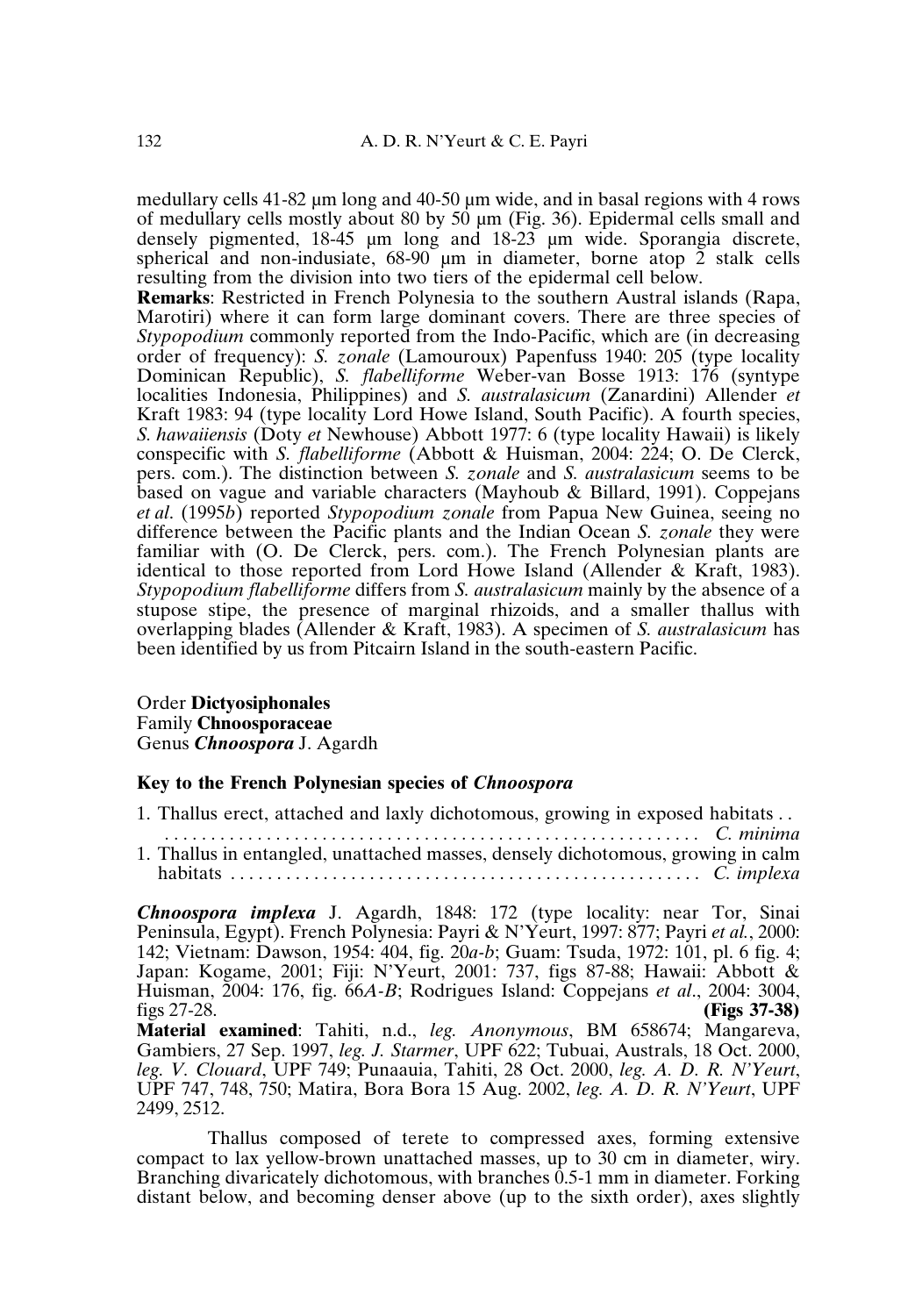medullary cells 41-82 µm long and 40-50 µm wide, and in basal regions with 4 rows of medullary cells mostly about 80 by 50 µm (Fig. 36). Epidermal cells small and densely pigmented, 18-45 µm long and 18-23 µm wide. Sporangia discrete, spherical and non-indusiate, 68-90 µm in diameter, borne atop 2 stalk cells resulting from the division into two tiers of the epidermal cell below.

**Remarks**: Restricted in French Polynesia to the southern Austral islands (Rapa, Marotiri) where it can form large dominant covers. There are three species of *Stypopodium* commonly reported from the Indo-Pacific, which are (in decreasing order of frequency): *S. zonale* (Lamouroux) Papenfuss 1940: 205 (type locality Dominican Republic), *S. flabelliforme* Weber-van Bosse 1913: 176 (syntype localities Indonesia, Philippines) and *S. australasicum* (Zanardini) Allender *et* Kraft 1983: 94 (type locality Lord Howe Island, South Pacific). A fourth species, *S. hawaiiensis* (Doty *et* Newhouse) Abbott 1977: 6 (type locality Hawaii) is likely conspecific with *S. flabelliforme* (Abbott & Huisman, 2004: 224; O. De Clerck, pers. com.). The distinction between *S. zonale* and *S. australasicum* seems to be based on vague and variable characters (Mayhoub & Billard, 1991). Coppejans *et al.* (1995*b*) reported *Stypopodium zonale* from Papua New Guinea, seeing no difference between the Pacific plants and the Indian Ocean *S. zonale* they were familiar with (O. De Clerck, pers. com.). The French Polynesian plants are identical to those reported from Lord Howe Island (Allender & Kraft, 1983). *Stypopodium flabelliforme* differs from *S. australasicum* mainly by the absence of a stupose stipe, the presence of marginal rhizoids, and a smaller thallus with overlapping blades (Allender & Kraft, 1983). A specimen of *S. australasicum* has been identified by us from Pitcairn Island in the south-eastern Pacific.

Order **Dictyosiphonales**
Family **Chnoosporaceae**
Genus ***Chnoospora*** J. Agardh

### Key to the French Polynesian species of *Chnoospora*

1. Thallus erect, attached and laxly dichotomous, growing in exposed habitats . . . . . . . . . . . . . . . . . . . . . . . . . . . . . . . . . . . . . . . . . . . . . . . . . . . . . . . . . . . . . *C. minima*
1. Thallus in entangled, unattached masses, densely dichotomous, growing in calm habitats . . . . . . . . . . . . . . . . . . . . . . . . . . . . . . . . . . . . . . . . . . . . . . . . . . . . *C. implexa*

***Chnoospora implexa*** J. Agardh, 1848: 172 (type locality: near Tor, Sinai Peninsula, Egypt). French Polynesia: Payri & N'Yeurt, 1997: 877; Payri *et al.*, 2000: 142; Vietnam: Dawson, 1954: 404, fig. 20*a-b*; Guam: Tsuda, 1972: 101, pl. 6 fig. 4; Japan: Kogame, 2001; Fiji: N'Yeurt, 2001: 737, figs 87-88; Hawaii: Abbott & Huisman, 2004: 176, fig. 66*A-B*; Rodrigues Island: Coppejans *et al*., 2004: 3004, figs 27-28. **(Figs 37-38)**

**Material examined**: Tahiti, n.d., *leg. Anonymous*, BM 658674; Mangareva, Gambiers, 27 Sep. 1997, *leg. J. Starmer*, UPF 622; Tubuai, Australs, 18 Oct. 2000, *leg. V. Clouard*, UPF 749; Punaauia, Tahiti, 28 Oct. 2000, *leg. A. D. R. N'Yeurt*, UPF 747, 748, 750; Matira, Bora Bora 15 Aug. 2002, *leg. A. D. R. N'Yeurt*, UPF 2499, 2512.

Thallus composed of terete to compressed axes, forming extensive compact to lax yellow-brown unattached masses, up to 30 cm in diameter, wiry. Branching divaricately dichotomous, with branches 0.5-1 mm in diameter. Forking distant below, and becoming denser above (up to the sixth order), axes slightly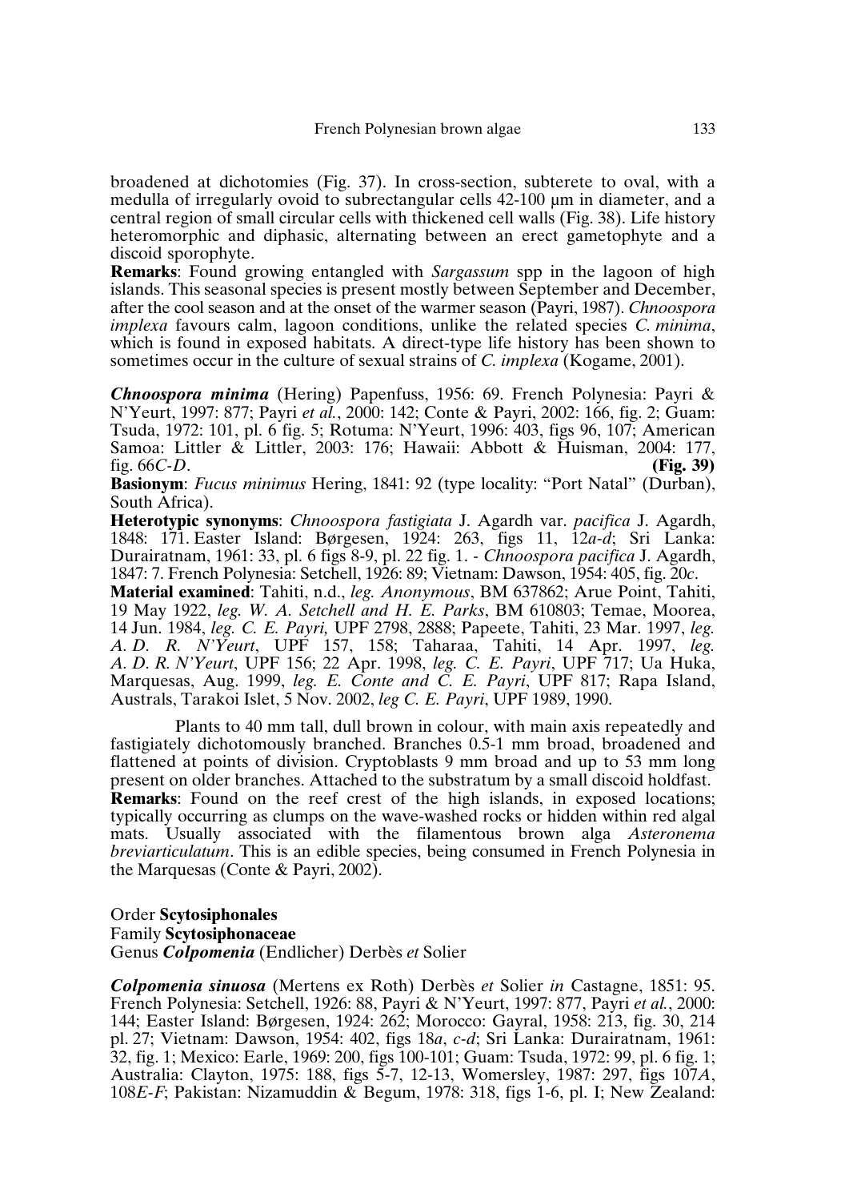broadened at dichotomies (Fig. 37). In cross-section, subterete to oval, with a medulla of irregularly ovoid to subrectangular cells 42-100 µm in diameter, and a central region of small circular cells with thickened cell walls (Fig. 38). Life history heteromorphic and diphasic, alternating between an erect gametophyte and a discoid sporophyte.

**Remarks**: Found growing entangled with *Sargassum* spp in the lagoon of high islands. This seasonal species is present mostly between September and December, after the cool season and at the onset of the warmer season (Payri, 1987). *Chnoospora implexa* favours calm, lagoon conditions, unlike the related species *C. minima*, which is found in exposed habitats. A direct-type life history has been shown to sometimes occur in the culture of sexual strains of *C. implexa* (Kogame, 2001).

***Chnoospora minima*** (Hering) Papenfuss, 1956: 69. French Polynesia: Payri & N'Yeurt, 1997: 877; Payri *et al.*, 2000: 142; Conte & Payri, 2002: 166, fig. 2; Guam: Tsuda, 1972: 101, pl. 6 fig. 5; Rotuma: N'Yeurt, 1996: 403, figs 96, 107; American Samoa: Littler & Littler, 2003: 176; Hawaii: Abbott & Huisman, 2004: 177, fig. 66*C-D*. **(Fig. 39)**

**Basionym**: *Fucus minimus* Hering, 1841: 92 (type locality: "Port Natal" (Durban), South Africa).

**Heterotypic synonyms**: *Chnoospora fastigiata* J. Agardh var. *pacifica* J. Agardh, 1848: 171. Easter Island: Børgesen, 1924: 263, figs 11, 12*a-d*; Sri Lanka: Durairatnam, 1961: 33, pl. 6 figs 8-9, pl. 22 fig. 1. - *Chnoospora pacifica* J. Agardh, 1847: 7. French Polynesia: Setchell, 1926: 89; Vietnam: Dawson, 1954: 405, fig. 20*c*.

**Material examined**: Tahiti, n.d., *leg. Anonymous*, BM 637862; Arue Point, Tahiti, 19 May 1922, *leg. W. A. Setchell and H. E. Parks*, BM 610803; Temae, Moorea, 14 Jun. 1984, *leg. C. E. Payri,* UPF 2798, 2888; Papeete, Tahiti, 23 Mar. 1997, *leg. A. D. R. N'Yeurt*, UPF 157, 158; Taharaa, Tahiti, 14 Apr. 1997, *leg. A. D. R. N'Yeurt*, UPF 156; 22 Apr. 1998, *leg. C. E. Payri*, UPF 717; Ua Huka, Marquesas, Aug. 1999, *leg. E. Conte and C. E. Payri*, UPF 817; Rapa Island, Australs, Tarakoi Islet, 5 Nov. 2002, *leg C. E. Payri*, UPF 1989, 1990.

Plants to 40 mm tall, dull brown in colour, with main axis repeatedly and fastigiately dichotomously branched. Branches 0.5-1 mm broad, broadened and flattened at points of division. Cryptoblasts 9 mm broad and up to 53 mm long present on older branches. Attached to the substratum by a small discoid holdfast.

**Remarks**: Found on the reef crest of the high islands, in exposed locations; typically occurring as clumps on the wave-washed rocks or hidden within red algal mats. Usually associated with the filamentous brown alga *Asteronema breviarticulatum*. This is an edible species, being consumed in French Polynesia in the Marquesas (Conte & Payri, 2002).

Order **Scytosiphonales**
Family **Scytosiphonaceae**
Genus ***Colpomenia*** (Endlicher) Derbès *et* Solier

***Colpomenia sinuosa*** (Mertens ex Roth) Derbès *et* Solier *in* Castagne, 1851: 95. French Polynesia: Setchell, 1926: 88, Payri & N'Yeurt, 1997: 877, Payri *et al.*, 2000: 144; Easter Island: Børgesen, 1924: 262; Morocco: Gayral, 1958: 213, fig. 30, 214 pl. 27; Vietnam: Dawson, 1954: 402, figs 18*a*, *c-d*; Sri Lanka: Durairatnam, 1961: 32, fig. 1; Mexico: Earle, 1969: 200, figs 100-101; Guam: Tsuda, 1972: 99, pl. 6 fig. 1; Australia: Clayton, 1975: 188, figs 5-7, 12-13, Womersley, 1987: 297, figs 107*A*, 108*E-F*; Pakistan: Nizamuddin & Begum, 1978: 318, figs 1-6, pl. I; New Zealand: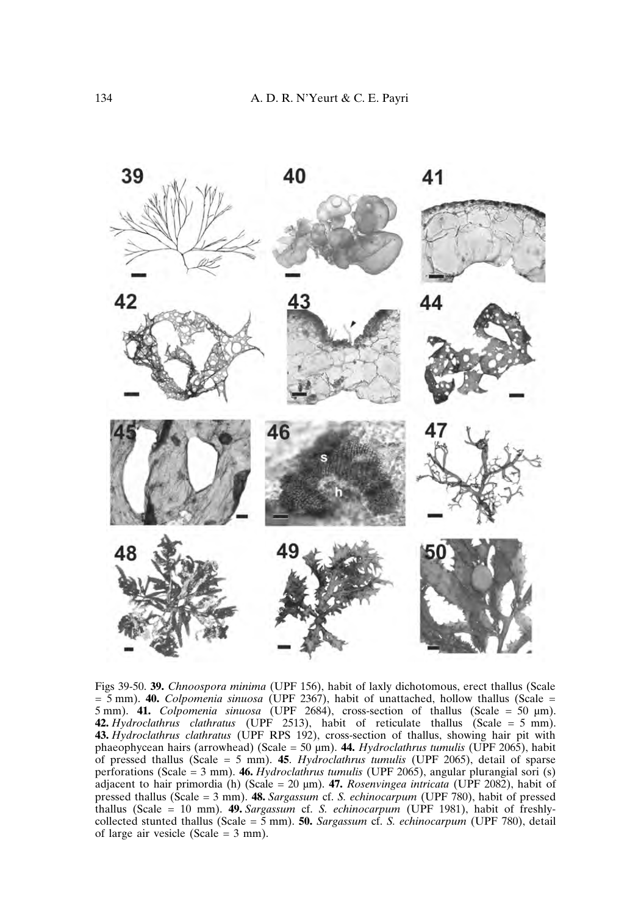Figs 39-50. **39.** *Chnoospora minima* (UPF 156), habit of laxly dichotomous, erect thallus (Scale = 5 mm). **40.** *Colpomenia sinuosa* (UPF 2367), habit of unattached, hollow thallus (Scale = 5 mm). **41.** *Colpomenia sinuosa* (UPF 2684), cross-section of thallus (Scale = 50 µm). **42.** *Hydroclathrus clathratus* (UPF 2513), habit of reticulate thallus (Scale = 5 mm). **43.** *Hydroclathrus clathratus* (UPF RPS 192), cross-section of thallus, showing hair pit with phaeophycean hairs (arrowhead) (Scale = 50 µm). **44.** *Hydroclathrus tumulis* (UPF 2065), habit of pressed thallus (Scale = 5 mm). **45**. *Hydroclathrus tumulis* (UPF 2065), detail of sparse perforations (Scale = 3 mm). **46.** *Hydroclathrus tumulis* (UPF 2065), angular plurangial sori (s) adjacent to hair primordia (h) (Scale = 20 µm). **47.** *Rosenvingea intricata* (UPF 2082), habit of pressed thallus (Scale = 3 mm). **48.** *Sargassum* cf. *S. echinocarpum* (UPF 780), habit of pressed thallus (Scale = 10 mm). **49.** *Sargassum* cf. *S. echinocarpum* (UPF 1981), habit of freshly-collected stunted thallus (Scale = 5 mm). **50.** *Sargassum* cf. *S. echinocarpum* (UPF 780), detail of large air vesicle (Scale = 3 mm).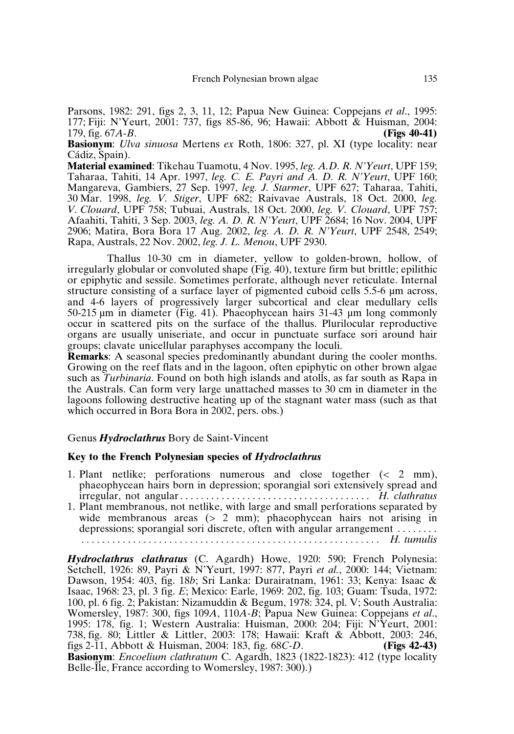Parsons, 1982: 291, figs 2, 3, 11, 12; Papua New Guinea: Coppejans *et al.*, 1995: 177; Fiji: N'Yeurt, 2001: 737, figs 85-86, 96; Hawaii: Abbott & Huisman, 2004: 179, fig. 67*A-B*. **(Figs 40-41)**

**Basionym**: *Ulva sinuosa* Mertens *ex* Roth, 1806: 327, pl. XI (type locality: near Cádiz, Spain).

**Material examined**: Tikehau Tuamotu, 4 Nov. 1995, *leg. A.D. R. N'Yeurt*, UPF 159; Taharaa, Tahiti, 14 Apr. 1997, *leg. C. E. Payri and A. D. R. N'Yeurt*, UPF 160; Mangareva, Gambiers, 27 Sep. 1997, *leg. J. Starmer*, UPF 627; Taharaa, Tahiti, 30 Mar. 1998, *leg. V. Stiger*, UPF 682; Raivavae Australs, 18 Oct. 2000, *leg. V. Clouard*, UPF 758; Tubuai, Australs, 18 Oct. 2000, *leg. V. Clouard*, UPF 757; Afaahiti, Tahiti, 3 Sep. 2003, *leg. A. D. R. N'Yeurt*, UPF 2684; 16 Nov. 2004, UPF 2906; Matira, Bora Bora 17 Aug. 2002, *leg. A. D. R. N'Yeurt*, UPF 2548, 2549; Rapa, Australs, 22 Nov. 2002, *leg. J. L. Menou*, UPF 2930.

Thallus 10-30 cm in diameter, yellow to golden-brown, hollow, of irregularly globular or convoluted shape (Fig. 40), texture firm but brittle; epilithic or epiphytic and sessile. Sometimes perforate, although never reticulate. Internal structure consisting of a surface layer of pigmented cuboid cells 5.5-6 µm across, and 4-6 layers of progressively larger subcortical and clear medullary cells 50-215 µm in diameter (Fig. 41). Phaeophycean hairs 31-43 µm long commonly occur in scattered pits on the surface of the thallus. Plurilocular reproductive organs are usually uniseriate, and occur in punctuate surface sori around hair groups; clavate unicellular paraphyses accompany the loculi.

**Remarks**: A seasonal species predominantly abundant during the cooler months. Growing on the reef flats and in the lagoon, often epiphytic on other brown algae such as *Turbinaria*. Found on both high islands and atolls, as far south as Rapa in the Australs. Can form very large unattached masses to 30 cm in diameter in the lagoons following destructive heating up of the stagnant water mass (such as that which occurred in Bora Bora in 2002, pers. obs.)

## Genus ***Hydroclathrus*** Bory de Saint-Vincent

### Key to the French Polynesian species of *Hydroclathrus*

1. Plant netlike; perforations numerous and close together (< 2 mm), phaeophycean hairs born in depression; sporangial sori extensively spread and irregular, not angular . . . . . . . . . . . . . . . . . . . . . . . . . . . . . . . . . . . . . . *H. clathratus*
1. Plant membranous, not netlike, with large and small perforations separated by wide membranous areas (> 2 mm); phaeophycean hairs not arising in depressions; sporangial sori discrete, often with angular arrangement . . . . . . . . . . . . . . . . . . . . . . . . . . . . . . . . . . . . . . . . . . . . . . . . . . . . . . . . . . . . . . . . . . . *H. tumulis*

***Hydroclathrus clathratus*** (C. Agardh) Howe, 1920: 590; French Polynesia: Setchell, 1926: 89, Payri & N'Yeurt, 1997: 877, Payri *et al.*, 2000: 144; Vietnam: Dawson, 1954: 403, fig. 18*b*; Sri Lanka: Durairatnam, 1961: 33; Kenya: Isaac & Isaac, 1968: 23, pl. 3 fig. *E*; Mexico: Earle, 1969: 202, fig. 103; Guam: Tsuda, 1972: 100, pl. 6 fig. 2; Pakistan: Nizamuddin & Begum, 1978: 324, pl. V; South Australia: Womersley, 1987: 300, figs 109*A*, 110*A-B*; Papua New Guinea: Coppejans *et al.*, 1995: 178, fig. 1; Western Australia: Huisman, 2000: 204; Fiji: N'Yeurt, 2001: 738, fig. 80; Littler & Littler, 2003: 178; Hawaii: Kraft & Abbott, 2003: 246, figs 2-11, Abbott & Huisman, 2004: 183, fig. 68*C-D*. **(Figs 42-43)**

**Basionym**: *Encoelium clathratum* C. Agardh, 1823 (1822-1823): 412 (type locality Belle-Île, France according to Womersley, 1987: 300).)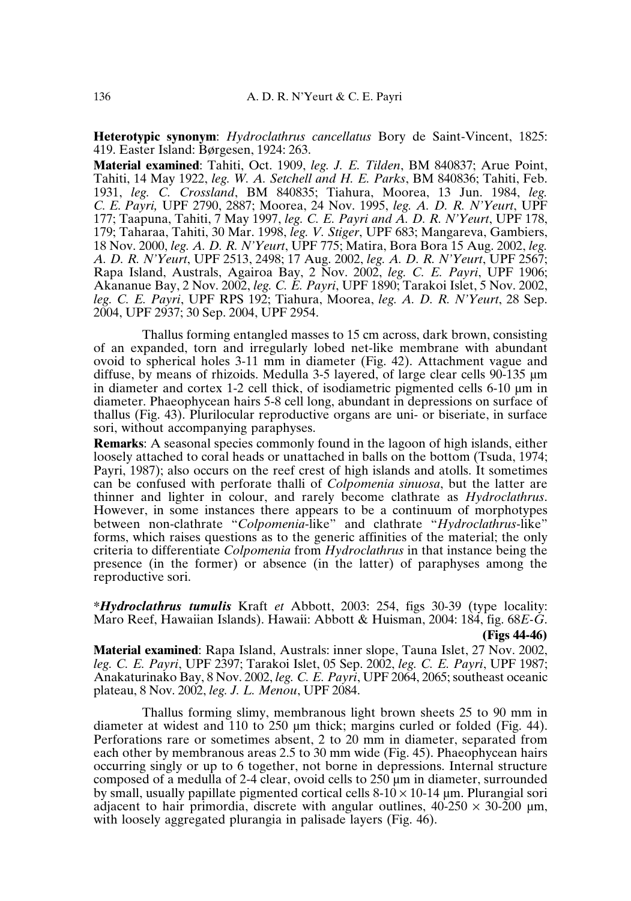**Heterotypic synonym**: *Hydroclathrus cancellatus* Bory de Saint-Vincent, 1825: 419. Easter Island: Børgesen, 1924: 263.

**Material examined**: Tahiti, Oct. 1909, *leg. J. E. Tilden*, BM 840837; Arue Point, Tahiti, 14 May 1922, *leg. W. A. Setchell and H. E. Parks*, BM 840836; Tahiti, Feb. 1931, *leg. C. Crossland*, BM 840835; Tiahura, Moorea, 13 Jun. 1984, *leg. C. E. Payri,* UPF 2790, 2887; Moorea, 24 Nov. 1995, *leg. A. D. R. N'Yeurt*, UPF 177; Taapuna, Tahiti, 7 May 1997, *leg. C. E. Payri and A. D. R. N'Yeurt*, UPF 178, 179; Taharaa, Tahiti, 30 Mar. 1998, *leg. V. Stiger*, UPF 683; Mangareva, Gambiers, 18 Nov. 2000, *leg. A. D. R. N'Yeurt*, UPF 775; Matira, Bora Bora 15 Aug. 2002, *leg. A. D. R. N'Yeurt*, UPF 2513, 2498; 17 Aug. 2002, *leg. A. D. R. N'Yeurt*, UPF 2567; Rapa Island, Australs, Agairoa Bay, 2 Nov. 2002, *leg. C. E. Payri*, UPF 1906; Akananue Bay, 2 Nov. 2002, *leg. C. E. Payri*, UPF 1890; Tarakoi Islet, 5 Nov. 2002, *leg. C. E. Payri*, UPF RPS 192; Tiahura, Moorea, *leg. A. D. R. N'Yeurt*, 28 Sep. 2004, UPF 2937; 30 Sep. 2004, UPF 2954.

Thallus forming entangled masses to 15 cm across, dark brown, consisting of an expanded, torn and irregularly lobed net-like membrane with abundant ovoid to spherical holes 3-11 mm in diameter (Fig. 42). Attachment vague and diffuse, by means of rhizoids. Medulla 3-5 layered, of large clear cells 90-135 µm in diameter and cortex 1-2 cell thick, of isodiametric pigmented cells 6-10 µm in diameter. Phaeophycean hairs 5-8 cell long, abundant in depressions on surface of thallus (Fig. 43). Plurilocular reproductive organs are uni- or biseriate, in surface sori, without accompanying paraphyses.

**Remarks**: A seasonal species commonly found in the lagoon of high islands, either loosely attached to coral heads or unattached in balls on the bottom (Tsuda, 1974; Payri, 1987); also occurs on the reef crest of high islands and atolls. It sometimes can be confused with perforate thalli of *Colpomenia sinuosa*, but the latter are thinner and lighter in colour, and rarely become clathrate as *Hydroclathrus*. However, in some instances there appears to be a continuum of morphotypes between non-clathrate "*Colpomenia*-like" and clathrate "*Hydroclathrus*-like" forms, which raises questions as to the generic affinities of the material; the only criteria to differentiate *Colpomenia* from *Hydroclathrus* in that instance being the presence (in the former) or absence (in the latter) of paraphyses among the reproductive sori.

\****Hydroclathrus tumulis*** Kraft *et* Abbott, 2003: 254, figs 30-39 (type locality: Maro Reef, Hawaiian Islands). Hawaii: Abbott & Huisman, 2004: 184, fig. 68*E-G*. **(Figs 44-46)**

**Material examined**: Rapa Island, Australs: inner slope, Tauna Islet, 27 Nov. 2002, *leg. C. E. Payri*, UPF 2397; Tarakoi Islet, 05 Sep. 2002, *leg. C. E. Payri*, UPF 1987; Anakaturinako Bay, 8 Nov. 2002, *leg. C. E. Payri*, UPF 2064, 2065; southeast oceanic plateau, 8 Nov. 2002, *leg. J. L. Menou*, UPF 2084.

Thallus forming slimy, membranous light brown sheets 25 to 90 mm in diameter at widest and 110 to 250 µm thick; margins curled or folded (Fig. 44). Perforations rare or sometimes absent, 2 to 20 mm in diameter, separated from each other by membranous areas 2.5 to 30 mm wide (Fig. 45). Phaeophycean hairs occurring singly or up to 6 together, not borne in depressions. Internal structure composed of a medulla of 2-4 clear, ovoid cells to 250 µm in diameter, surrounded by small, usually papillate pigmented cortical cells $8\text{-}10 \times 10\text{-}14$ µm. Plurangial sori adjacent to hair primordia, discrete with angular outlines, $40\text{-}250 \times 30\text{-}200$ µm, with loosely aggregated plurangia in palisade layers (Fig. 46).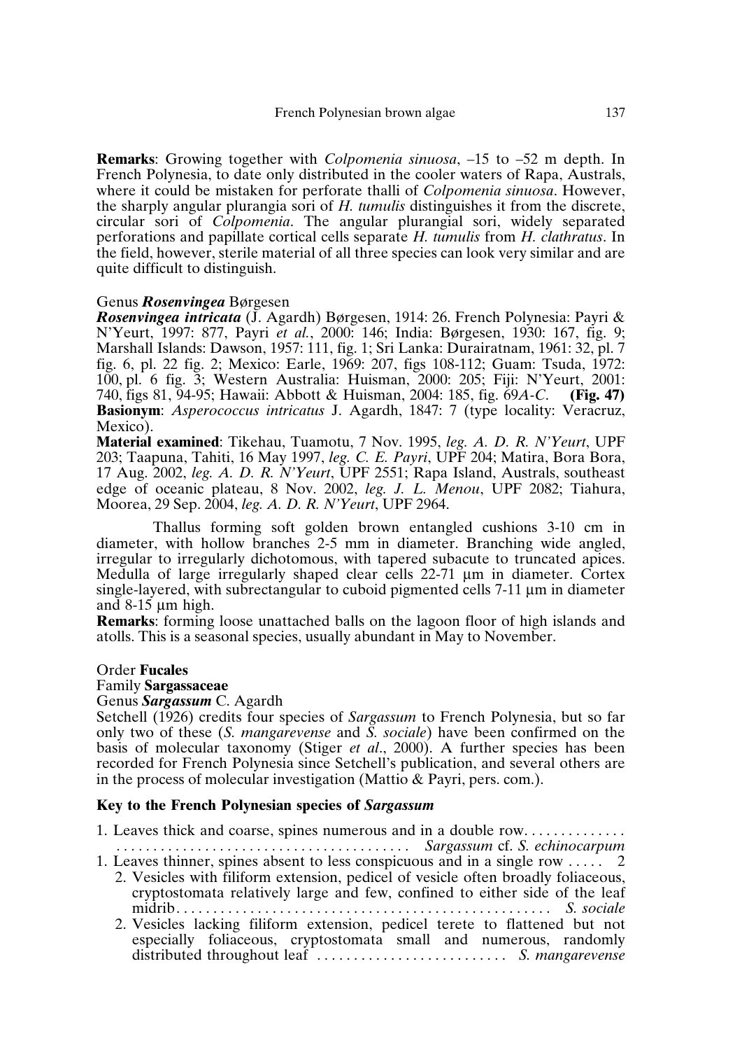**Remarks**: Growing together with *Colpomenia sinuosa*, –15 to –52 m depth. In French Polynesia, to date only distributed in the cooler waters of Rapa, Australs, where it could be mistaken for perforate thalli of *Colpomenia sinuosa*. However, the sharply angular plurangia sori of *H. tumulis* distinguishes it from the discrete, circular sori of *Colpomenia*. The angular plurangial sori, widely separated perforations and papillate cortical cells separate *H. tumulis* from *H. clathratus*. In the field, however, sterile material of all three species can look very similar and are quite difficult to distinguish.

Genus ***Rosenvingea*** Børgesen

***Rosenvingea intricata*** (J. Agardh) Børgesen, 1914: 26. French Polynesia: Payri & N'Yeurt, 1997: 877, Payri *et al.*, 2000: 146; India: Børgesen, 1930: 167, fig. 9; Marshall Islands: Dawson, 1957: 111, fig. 1; Sri Lanka: Durairatnam, 1961: 32, pl. 7 fig. 6, pl. 22 fig. 2; Mexico: Earle, 1969: 207, figs 108-112; Guam: Tsuda, 1972: 100, pl. 6 fig. 3; Western Australia: Huisman, 2000: 205; Fiji: N'Yeurt, 2001: 740, figs 81, 94-95; Hawaii: Abbott & Huisman, 2004: 185, fig. 69*A-C*. **(Fig. 47)**

**Basionym**: *Asperococcus intricatus* J. Agardh, 1847: 7 (type locality: Veracruz, Mexico).

**Material examined**: Tikehau, Tuamotu, 7 Nov. 1995, *leg. A. D. R. N'Yeurt*, UPF 203; Taapuna, Tahiti, 16 May 1997, *leg. C. E. Payri*, UPF 204; Matira, Bora Bora, 17 Aug. 2002, *leg. A. D. R. N'Yeurt*, UPF 2551; Rapa Island, Australs, southeast edge of oceanic plateau, 8 Nov. 2002, *leg. J. L. Menou*, UPF 2082; Tiahura, Moorea, 29 Sep. 2004, *leg. A. D. R. N'Yeurt*, UPF 2964.

Thallus forming soft golden brown entangled cushions 3-10 cm in diameter, with hollow branches 2-5 mm in diameter. Branching wide angled, irregular to irregularly dichotomous, with tapered subacute to truncated apices. Medulla of large irregularly shaped clear cells 22-71 µm in diameter. Cortex single-layered, with subrectangular to cuboid pigmented cells 7-11 µm in diameter and 8-15 µm high.

**Remarks**: forming loose unattached balls on the lagoon floor of high islands and atolls. This is a seasonal species, usually abundant in May to November.

Order **Fucales**

Family **Sargassaceae**

Genus ***Sargassum*** C. Agardh

Setchell (1926) credits four species of *Sargassum* to French Polynesia, but so far only two of these (*S. mangarevense* and *S. sociale*) have been confirmed on the basis of molecular taxonomy (Stiger *et al*., 2000). A further species has been recorded for French Polynesia since Setchell's publication, and several others are in the process of molecular investigation (Mattio & Payri, pers. com.).

**Key to the French Polynesian species of *Sargassum***

1. Leaves thick and coarse, spines numerous and in a double row. . . . . . . . . . . . . . *Sargassum* cf. *S. echinocarpum*
1. Leaves thinner, spines absent to less conspicuous and in a single row . . . . . 2
   2. Vesicles with filiform extension, pedicel of vesicle often broadly foliaceous, cryptostomata relatively large and few, confined to either side of the leaf midrib. . . . . . . . . . . . . . . . . . . . . . . . . . . . . . . *S. sociale*
   2. Vesicles lacking filiform extension, pedicel terete to flattened but not especially foliaceous, cryptostomata small and numerous, randomly distributed throughout leaf . . . . . . . . . . . . . . . . . . . . . . . . . . *S. mangarevense*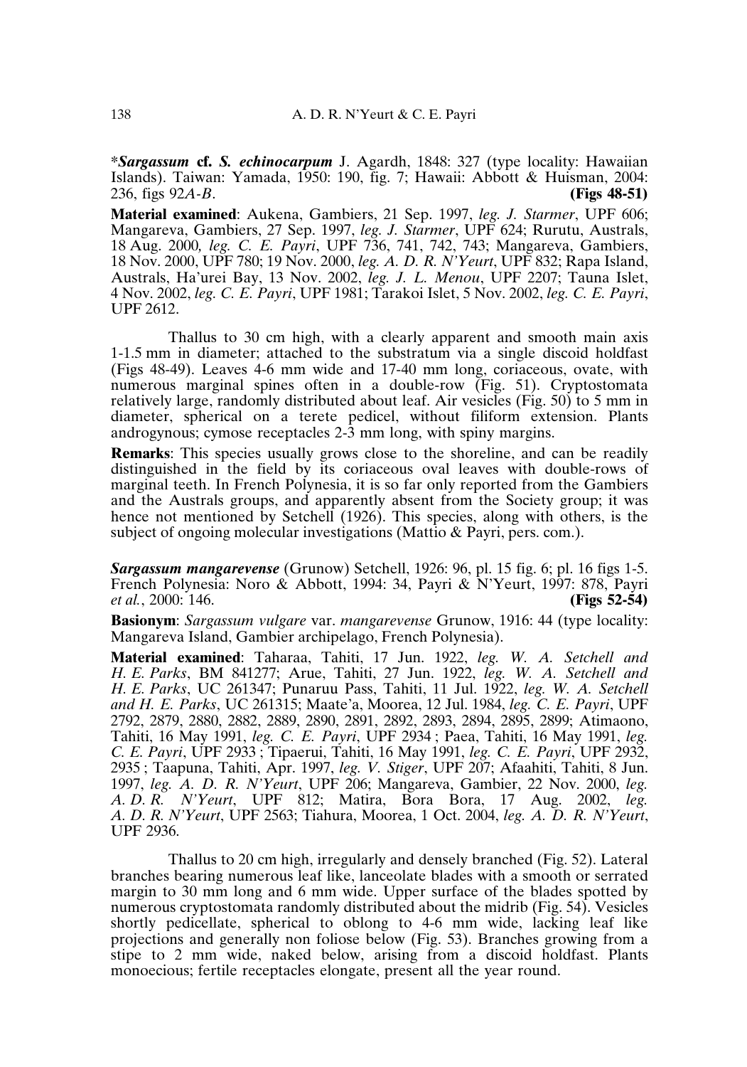***Sargassum* cf. *S. echinocarpum*** J. Agardh, 1848: 327 (type locality: Hawaiian Islands). Taiwan: Yamada, 1950: 190, fig. 7; Hawaii: Abbott & Huisman, 2004: 236, figs 92*A-B*. **(Figs 48-51)**

**Material examined**: Aukena, Gambiers, 21 Sep. 1997, *leg. J. Starmer*, UPF 606; Mangareva, Gambiers, 27 Sep. 1997, *leg. J. Starmer*, UPF 624; Rurutu, Australs, 18 Aug. 2000, *leg. C. E. Payri*, UPF 736, 741, 742, 743; Mangareva, Gambiers, 18 Nov. 2000, UPF 780; 19 Nov. 2000, *leg. A. D. R. N'Yeurt*, UPF 832; Rapa Island, Australs, Ha'urei Bay, 13 Nov. 2002, *leg. J. L. Menou*, UPF 2207; Tauna Islet, 4 Nov. 2002, *leg. C. E. Payri*, UPF 1981; Tarakoi Islet, 5 Nov. 2002, *leg. C. E. Payri*, UPF 2612.

Thallus to 30 cm high, with a clearly apparent and smooth main axis 1-1.5 mm in diameter; attached to the substratum via a single discoid holdfast (Figs 48-49). Leaves 4-6 mm wide and 17-40 mm long, coriaceous, ovate, with numerous marginal spines often in a double-row (Fig. 51). Cryptostomata relatively large, randomly distributed about leaf. Air vesicles (Fig. 50) to 5 mm in diameter, spherical on a terete pedicel, without filiform extension. Plants androgynous; cymose receptacles 2-3 mm long, with spiny margins.

**Remarks**: This species usually grows close to the shoreline, and can be readily distinguished in the field by its coriaceous oval leaves with double-rows of marginal teeth. In French Polynesia, it is so far only reported from the Gambiers and the Australs groups, and apparently absent from the Society group; it was hence not mentioned by Setchell (1926). This species, along with others, is the subject of ongoing molecular investigations (Mattio & Payri, pers. com.).

***Sargassum mangarevense*** (Grunow) Setchell, 1926: 96, pl. 15 fig. 6; pl. 16 figs 1-5. French Polynesia: Noro & Abbott, 1994: 34, Payri & N'Yeurt, 1997: 878, Payri *et al.*, 2000: 146. **(Figs 52-54)**

**Basionym**: *Sargassum vulgare* var. *mangarevense* Grunow, 1916: 44 (type locality: Mangareva Island, Gambier archipelago, French Polynesia).

**Material examined**: Taharaa, Tahiti, 17 Jun. 1922, *leg. W. A. Setchell and H. E. Parks*, BM 841277; Arue, Tahiti, 27 Jun. 1922, *leg. W. A. Setchell and H. E. Parks*, UC 261347; Punaruu Pass, Tahiti, 11 Jul. 1922, *leg. W. A. Setchell and H. E. Parks*, UC 261315; Maate'a, Moorea, 12 Jul. 1984, *leg. C. E. Payri*, UPF 2792, 2879, 2880, 2882, 2889, 2890, 2891, 2892, 2893, 2894, 2895, 2899; Atimaono, Tahiti, 16 May 1991, *leg. C. E. Payri*, UPF 2934 ; Paea, Tahiti, 16 May 1991, *leg. C. E. Payri*, UPF 2933 ; Tipaerui, Tahiti, 16 May 1991, *leg. C. E. Payri*, UPF 2932, 2935 ; Taapuna, Tahiti, Apr. 1997, *leg. V. Stiger*, UPF 207; Afaahiti, Tahiti, 8 Jun. 1997, *leg. A. D. R. N'Yeurt*, UPF 206; Mangareva, Gambier, 22 Nov. 2000, *leg. A. D. R. N'Yeurt*, UPF 812; Matira, Bora Bora, 17 Aug. 2002, *leg. A. D. R. N'Yeurt*, UPF 2563; Tiahura, Moorea, 1 Oct. 2004, *leg. A. D. R. N'Yeurt*, UPF 2936.

Thallus to 20 cm high, irregularly and densely branched (Fig. 52). Lateral branches bearing numerous leaf like, lanceolate blades with a smooth or serrated margin to 30 mm long and 6 mm wide. Upper surface of the blades spotted by numerous cryptostomata randomly distributed about the midrib (Fig. 54). Vesicles shortly pedicellate, spherical to oblong to 4-6 mm wide, lacking leaf like projections and generally non foliose below (Fig. 53). Branches growing from a stipe to 2 mm wide, naked below, arising from a discoid holdfast. Plants monoecious; fertile receptacles elongate, present all the year round.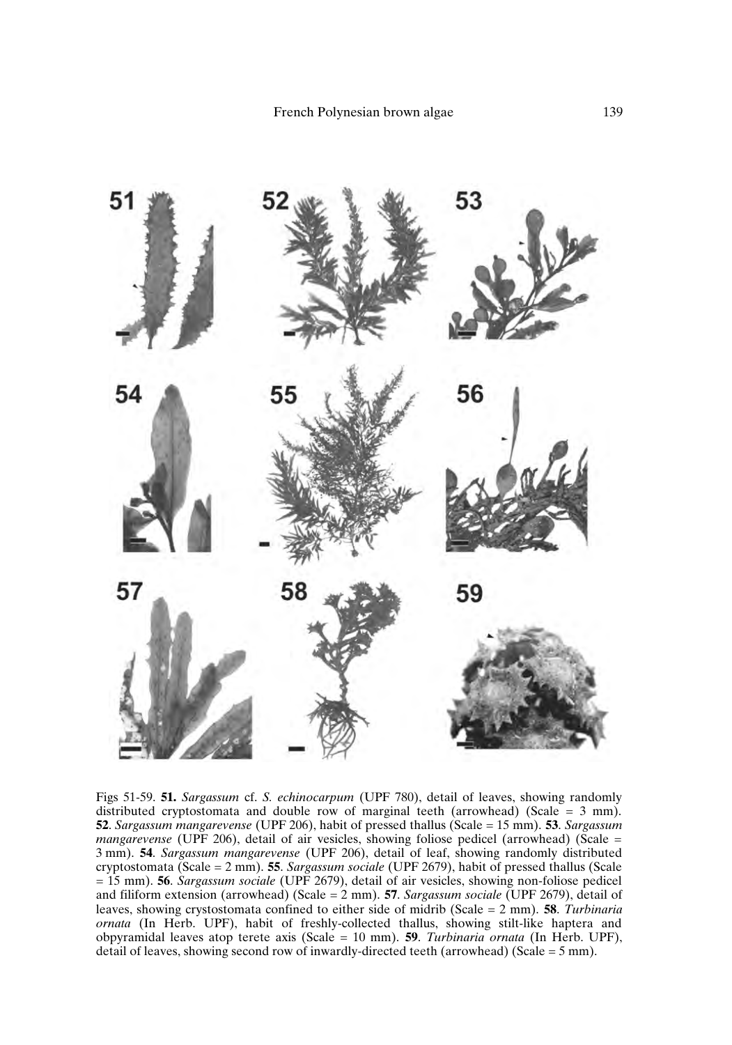Figs 51-59. **51.** *Sargassum* cf. *S. echinocarpum* (UPF 780), detail of leaves, showing randomly distributed cryptostomata and double row of marginal teeth (arrowhead) (Scale = 3 mm). **52**. *Sargassum mangarevense* (UPF 206), habit of pressed thallus (Scale = 15 mm). **53**. *Sargassum mangarevense* (UPF 206), detail of air vesicles, showing foliose pedicel (arrowhead) (Scale = 3 mm). **54**. *Sargassum mangarevense* (UPF 206), detail of leaf, showing randomly distributed cryptostomata (Scale = 2 mm). **55**. *Sargassum sociale* (UPF 2679), habit of pressed thallus (Scale = 15 mm). **56**. *Sargassum sociale* (UPF 2679), detail of air vesicles, showing non-foliose pedicel and filiform extension (arrowhead) (Scale = 2 mm). **57**. *Sargassum sociale* (UPF 2679), detail of leaves, showing crystostomata confined to either side of midrib (Scale = 2 mm). **58**. *Turbinaria ornata* (In Herb. UPF), habit of freshly-collected thallus, showing stilt-like haptera and obpyramidal leaves atop terete axis (Scale = 10 mm). **59**. *Turbinaria ornata* (In Herb. UPF), detail of leaves, showing second row of inwardly-directed teeth (arrowhead) (Scale = 5 mm).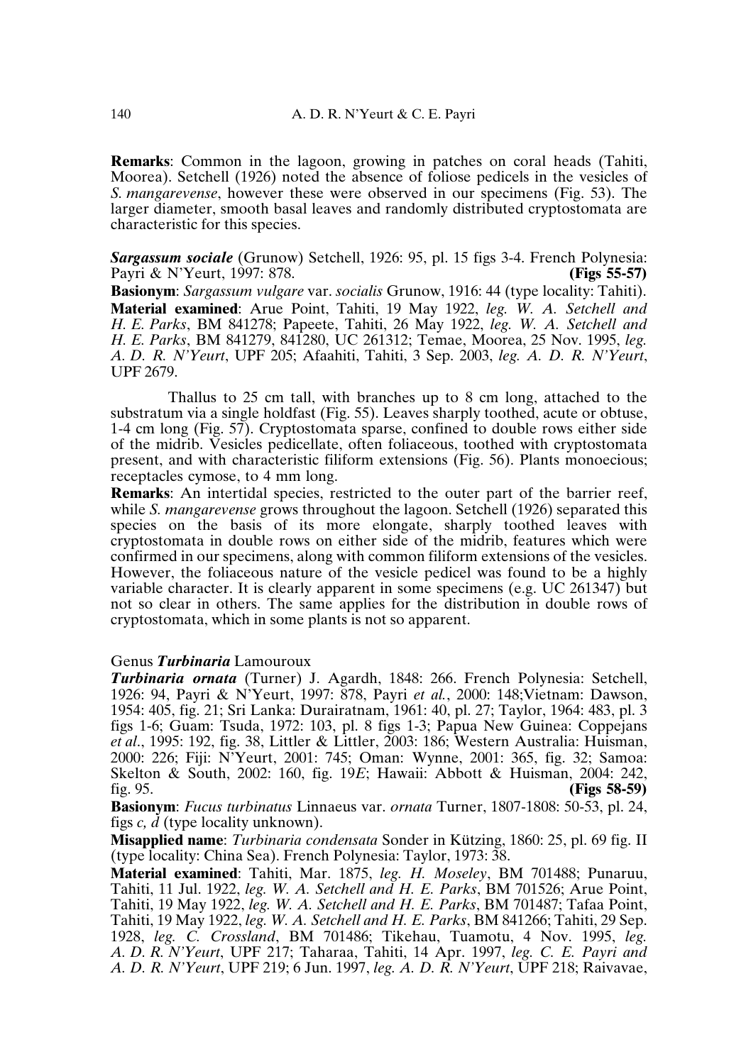**Remarks**: Common in the lagoon, growing in patches on coral heads (Tahiti, Moorea). Setchell (1926) noted the absence of foliose pedicels in the vesicles of *S. mangarevense*, however these were observed in our specimens (Fig. 53). The larger diameter, smooth basal leaves and randomly distributed cryptostomata are characteristic for this species.

***Sargassum sociale*** (Grunow) Setchell, 1926: 95, pl. 15 figs 3-4. French Polynesia: Payri & N'Yeurt, 1997: 878. **(Figs 55-57)**

**Basionym**: *Sargassum vulgare* var. *socialis* Grunow, 1916: 44 (type locality: Tahiti).

**Material examined**: Arue Point, Tahiti, 19 May 1922, *leg. W. A. Setchell and H. E. Parks*, BM 841278; Papeete, Tahiti, 26 May 1922, *leg. W. A. Setchell and H. E. Parks*, BM 841279, 841280, UC 261312; Temae, Moorea, 25 Nov. 1995, *leg. A. D. R. N'Yeurt*, UPF 205; Afaahiti, Tahiti, 3 Sep. 2003, *leg. A. D. R. N'Yeurt*, UPF 2679.

Thallus to 25 cm tall, with branches up to 8 cm long, attached to the substratum via a single holdfast (Fig. 55). Leaves sharply toothed, acute or obtuse, 1-4 cm long (Fig. 57). Cryptostomata sparse, confined to double rows either side of the midrib. Vesicles pedicellate, often foliaceous, toothed with cryptostomata present, and with characteristic filiform extensions (Fig. 56). Plants monoecious; receptacles cymose, to 4 mm long.

**Remarks**: An intertidal species, restricted to the outer part of the barrier reef, while *S. mangarevense* grows throughout the lagoon. Setchell (1926) separated this species on the basis of its more elongate, sharply toothed leaves with cryptostomata in double rows on either side of the midrib, features which were confirmed in our specimens, along with common filiform extensions of the vesicles. However, the foliaceous nature of the vesicle pedicel was found to be a highly variable character. It is clearly apparent in some specimens (e.g. UC 261347) but not so clear in others. The same applies for the distribution in double rows of cryptostomata, which in some plants is not so apparent.

Genus ***Turbinaria*** Lamouroux

***Turbinaria ornata*** (Turner) J. Agardh, 1848: 266. French Polynesia: Setchell, 1926: 94, Payri & N'Yeurt, 1997: 878, Payri *et al.*, 2000: 148;Vietnam: Dawson, 1954: 405, fig. 21; Sri Lanka: Durairatnam, 1961: 40, pl. 27; Taylor, 1964: 483, pl. 3 figs 1-6; Guam: Tsuda, 1972: 103, pl. 8 figs 1-3; Papua New Guinea: Coppejans *et al.*, 1995: 192, fig. 38, Littler & Littler, 2003: 186; Western Australia: Huisman, 2000: 226; Fiji: N'Yeurt, 2001: 745; Oman: Wynne, 2001: 365, fig. 32; Samoa: Skelton & South, 2002: 160, fig. 19*E*; Hawaii: Abbott & Huisman, 2004: 242, fig. 95. **(Figs 58-59)**

**Basionym**: *Fucus turbinatus* Linnaeus var. *ornata* Turner, 1807-1808: 50-53, pl. 24, figs *c, d* (type locality unknown).

**Misapplied name**: *Turbinaria condensata* Sonder in Kützing, 1860: 25, pl. 69 fig. II (type locality: China Sea). French Polynesia: Taylor, 1973: 38.

**Material examined**: Tahiti, Mar. 1875, *leg. H. Moseley*, BM 701488; Punaruu, Tahiti, 11 Jul. 1922, *leg. W. A. Setchell and H. E. Parks*, BM 701526; Arue Point, Tahiti, 19 May 1922, *leg. W. A. Setchell and H. E. Parks*, BM 701487; Tafaa Point, Tahiti, 19 May 1922, *leg. W. A. Setchell and H. E. Parks*, BM 841266; Tahiti, 29 Sep. 1928, *leg. C. Crossland*, BM 701486; Tikehau, Tuamotu, 4 Nov. 1995, *leg. A. D. R. N'Yeurt*, UPF 217; Taharaa, Tahiti, 14 Apr. 1997, *leg. C. E. Payri and A. D. R. N'Yeurt*, UPF 219; 6 Jun. 1997, *leg. A. D. R. N'Yeurt*, UPF 218; Raivavae,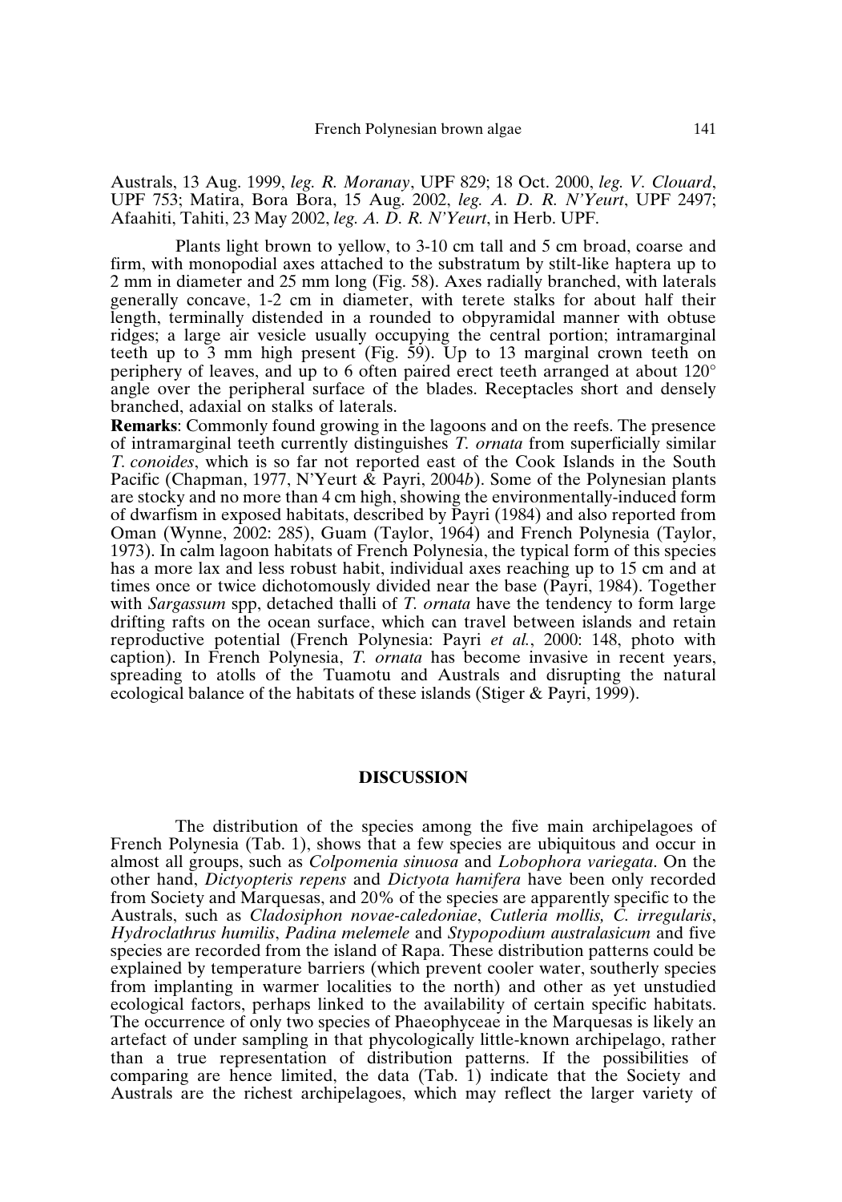Australs, 13 Aug. 1999, *leg. R. Moranay*, UPF 829; 18 Oct. 2000, *leg. V. Clouard*, UPF 753; Matira, Bora Bora, 15 Aug. 2002, *leg. A. D. R. N'Yeurt*, UPF 2497; Afaahiti, Tahiti, 23 May 2002, *leg. A. D. R. N'Yeurt*, in Herb. UPF.

Plants light brown to yellow, to 3-10 cm tall and 5 cm broad, coarse and firm, with monopodial axes attached to the substratum by stilt-like haptera up to 2 mm in diameter and 25 mm long (Fig. 58). Axes radially branched, with laterals generally concave, 1-2 cm in diameter, with terete stalks for about half their length, terminally distended in a rounded to obpyramidal manner with obtuse ridges; a large air vesicle usually occupying the central portion; intramarginal teeth up to 3 mm high present (Fig. 59). Up to 13 marginal crown teeth on periphery of leaves, and up to 6 often paired erect teeth arranged at about 120° angle over the peripheral surface of the blades. Receptacles short and densely branched, adaxial on stalks of laterals.

**Remarks**: Commonly found growing in the lagoons and on the reefs. The presence of intramarginal teeth currently distinguishes *T. ornata* from superficially similar *T. conoides*, which is so far not reported east of the Cook Islands in the South Pacific (Chapman, 1977, N'Yeurt & Payri, 2004*b*). Some of the Polynesian plants are stocky and no more than 4 cm high, showing the environmentally-induced form of dwarfism in exposed habitats, described by Payri (1984) and also reported from Oman (Wynne, 2002: 285), Guam (Taylor, 1964) and French Polynesia (Taylor, 1973). In calm lagoon habitats of French Polynesia, the typical form of this species has a more lax and less robust habit, individual axes reaching up to 15 cm and at times once or twice dichotomously divided near the base (Payri, 1984). Together with *Sargassum* spp, detached thalli of *T. ornata* have the tendency to form large drifting rafts on the ocean surface, which can travel between islands and retain reproductive potential (French Polynesia: Payri *et al.*, 2000: 148, photo with caption). In French Polynesia, *T. ornata* has become invasive in recent years, spreading to atolls of the Tuamotu and Australs and disrupting the natural ecological balance of the habitats of these islands (Stiger & Payri, 1999).

## DISCUSSION

The distribution of the species among the five main archipelagoes of French Polynesia (Tab. 1), shows that a few species are ubiquitous and occur in almost all groups, such as *Colpomenia sinuosa* and *Lobophora variegata*. On the other hand, *Dictyopteris repens* and *Dictyota hamifera* have been only recorded from Society and Marquesas, and 20% of the species are apparently specific to the Australs, such as *Cladosiphon novae-caledoniae*, *Cutleria mollis, C. irregularis*, *Hydroclathrus humilis*, *Padina melemele* and *Stypopodium australasicum* and five species are recorded from the island of Rapa. These distribution patterns could be explained by temperature barriers (which prevent cooler water, southerly species from implanting in warmer localities to the north) and other as yet unstudied ecological factors, perhaps linked to the availability of certain specific habitats. The occurrence of only two species of Phaeophyceae in the Marquesas is likely an artefact of under sampling in that phycologically little-known archipelago, rather than a true representation of distribution patterns. If the possibilities of comparing are hence limited, the data (Tab. 1) indicate that the Society and Australs are the richest archipelagoes, which may reflect the larger variety of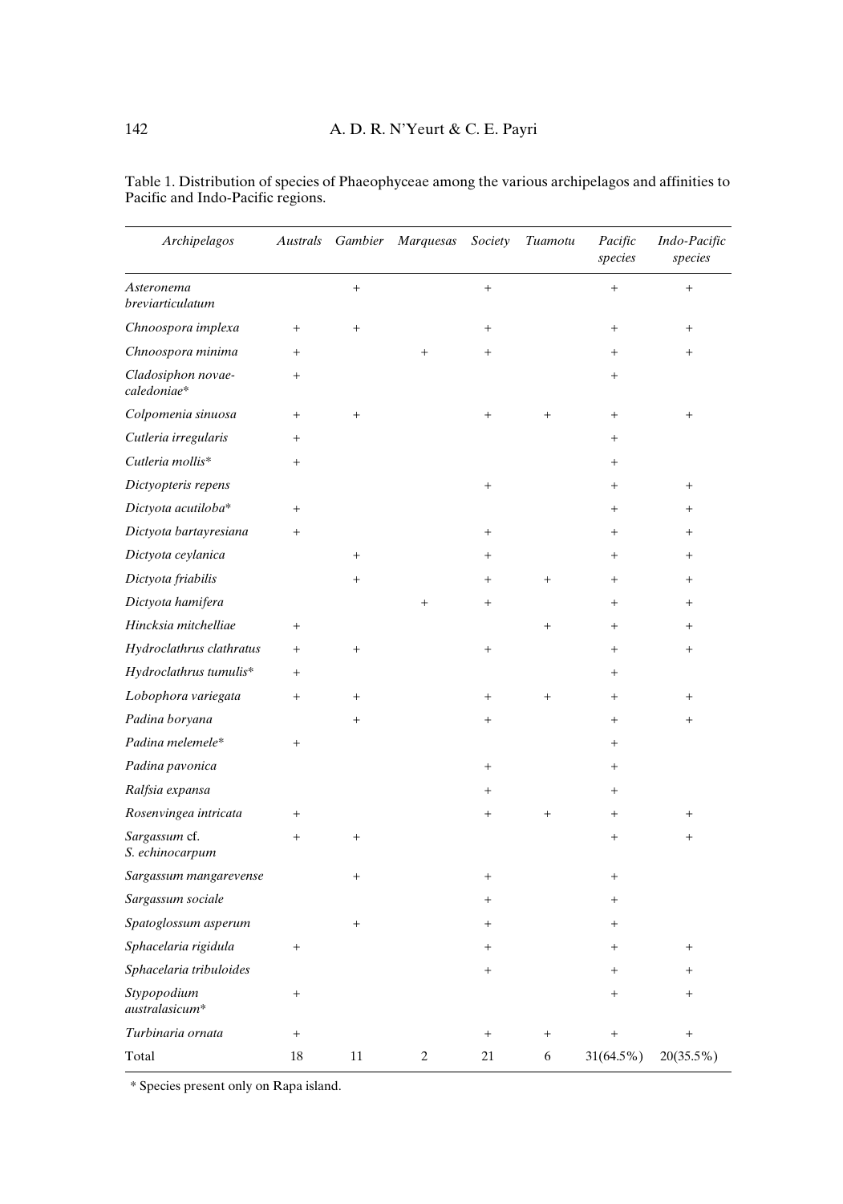Table 1. Distribution of species of Phaeophyceae among the various archipelagos and affinities to Pacific and Indo-Pacific regions.

| *Archipelagos* | *Australs* | *Gambier* | *Marquesas* | *Society* | *Tuamotu* | *Pacific species* | *Indo-Pacific species* |
|---|---|---|---|---|---|---|---|
| *Asteronema breviarticulatum* | | + | | + | | + | + |
| *Chnoospora implexa* | + | + | | + | | + | + |
| *Chnoospora minima* | + | | + | + | | + | + |
| *Cladosiphon novae-caledoniae*\* | + | | | | | + | |
| *Colpomenia sinuosa* | + | + | | + | + | + | + |
| *Cutleria irregularis* | + | | | | | + | |
| *Cutleria mollis*\* | + | | | | | + | |
| *Dictyopteris repens* | | | | + | | + | + |
| *Dictyota acutiloba*\* | + | | | | | + | + |
| *Dictyota bartayresiana* | + | | | + | | + | + |
| *Dictyota ceylanica* | | + | | + | | + | + |
| *Dictyota friabilis* | | + | | + | + | + | + |
| *Dictyota hamifera* | | | + | + | | + | + |
| *Hincksia mitchelliae* | + | | | | + | + | + |
| *Hydroclathrus clathratus* | + | + | | + | | + | + |
| *Hydroclathrus tumulis*\* | + | | | | | + | |
| *Lobophora variegata* | + | + | | + | + | + | + |
| *Padina boryana* | | + | | + | | + | + |
| *Padina melemele*\* | + | | | | | + | |
| *Padina pavonica* | | | | + | | + | |
| *Ralfsia expansa* | | | | + | | + | |
| *Rosenvingea intricata* | + | | | + | + | + | + |
| *Sargassum* cf. *S. echinocarpum* | + | + | | | | + | + |
| *Sargassum mangarevense* | | + | | + | | + | |
| *Sargassum sociale* | | | | + | | + | |
| *Spatoglossum asperum* | | + | | + | | + | |
| *Sphacelaria rigidula* | + | | | + | | + | + |
| *Sphacelaria tribuloides* | | | | + | | + | + |
| *Stypopodium australasicum*\* | + | | | | | + | + |
| *Turbinaria ornata* | + | | | + | + | + | + |
| Total | 18 | 11 | 2 | 21 | 6 | 31(64.5%) | 20(35.5%) |

\* Species present only on Rapa island.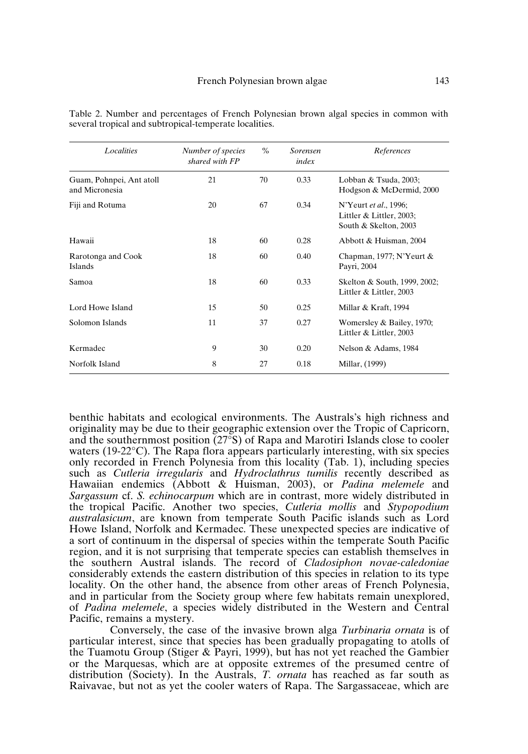Table 2. Number and percentages of French Polynesian brown algal species in common with several tropical and subtropical-temperate localities.

| *Localities* | *Number of species shared with FP* | *%* | *Sorensen index* | *References* |
|---|---|---|---|---|
| Guam, Pohnpei, Ant atoll and Micronesia | 21 | 70 | 0.33 | Lobban & Tsuda, 2003; Hodgson & McDermid, 2000 |
| Fiji and Rotuma | 20 | 67 | 0.34 | N'Yeurt *et al*., 1996; Littler & Littler, 2003; South & Skelton, 2003 |
| Hawaii | 18 | 60 | 0.28 | Abbott & Huisman, 2004 |
| Rarotonga and Cook Islands | 18 | 60 | 0.40 | Chapman, 1977; N'Yeurt & Payri, 2004 |
| Samoa | 18 | 60 | 0.33 | Skelton & South, 1999, 2002; Littler & Littler, 2003 |
| Lord Howe Island | 15 | 50 | 0.25 | Millar & Kraft, 1994 |
| Solomon Islands | 11 | 37 | 0.27 | Womersley & Bailey, 1970; Littler & Littler, 2003 |
| Kermadec | 9 | 30 | 0.20 | Nelson & Adams, 1984 |
| Norfolk Island | 8 | 27 | 0.18 | Millar, (1999) |

benthic habitats and ecological environments. The Australs's high richness and originality may be due to their geographic extension over the Tropic of Capricorn, and the southernmost position (27°S) of Rapa and Marotiri Islands close to cooler waters (19-22°C). The Rapa flora appears particularly interesting, with six species only recorded in French Polynesia from this locality (Tab. 1), including species such as *Cutleria irregularis* and *Hydroclathrus tumilis* recently described as Hawaiian endemics (Abbott & Huisman, 2003), or *Padina melemele* and *Sargassum* cf. *S. echinocarpum* which are in contrast, more widely distributed in the tropical Pacific. Another two species, *Cutleria mollis* and *Stypopodium australasicum*, are known from temperate South Pacific islands such as Lord Howe Island, Norfolk and Kermadec. These unexpected species are indicative of a sort of continuum in the dispersal of species within the temperate South Pacific region, and it is not surprising that temperate species can establish themselves in the southern Austral islands. The record of *Cladosiphon novae-caledoniae* considerably extends the eastern distribution of this species in relation to its type locality. On the other hand, the absence from other areas of French Polynesia, and in particular from the Society group where few habitats remain unexplored, of *Padina melemele*, a species widely distributed in the Western and Central Pacific, remains a mystery.

Conversely, the case of the invasive brown alga *Turbinaria ornata* is of particular interest, since that species has been gradually propagating to atolls of the Tuamotu Group (Stiger & Payri, 1999), but has not yet reached the Gambier or the Marquesas, which are at opposite extremes of the presumed centre of distribution (Society). In the Australs, *T. ornata* has reached as far south as Raivavae, but not as yet the cooler waters of Rapa. The Sargassaceae, which are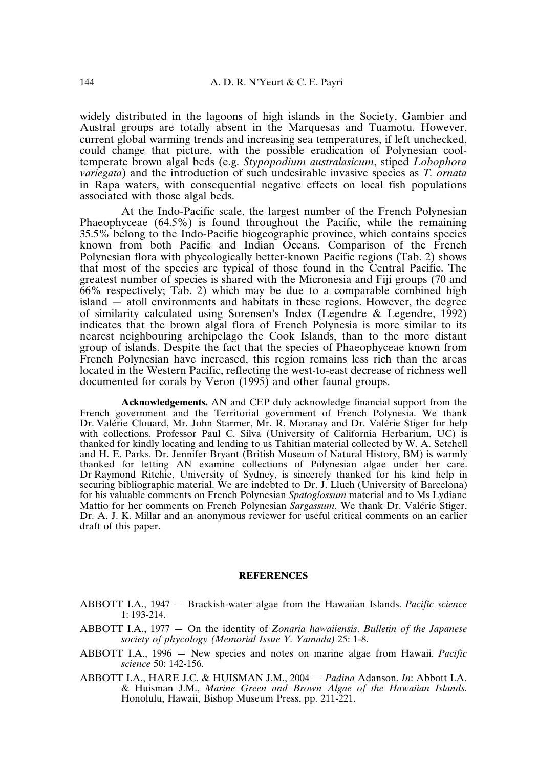widely distributed in the lagoons of high islands in the Society, Gambier and Austral groups are totally absent in the Marquesas and Tuamotu. However, current global warming trends and increasing sea temperatures, if left unchecked, could change that picture, with the possible eradication of Polynesian cool-temperate brown algal beds (e.g. *Stypopodium australasicum*, stiped *Lobophora variegata*) and the introduction of such undesirable invasive species as *T. ornata* in Rapa waters, with consequential negative effects on local fish populations associated with those algal beds.

At the Indo-Pacific scale, the largest number of the French Polynesian Phaeophyceae (64.5%) is found throughout the Pacific, while the remaining 35.5% belong to the Indo-Pacific biogeographic province, which contains species known from both Pacific and Indian Oceans. Comparison of the French Polynesian flora with phycologically better-known Pacific regions (Tab. 2) shows that most of the species are typical of those found in the Central Pacific. The greatest number of species is shared with the Micronesia and Fiji groups (70 and 66% respectively; Tab. 2) which may be due to a comparable combined high island — atoll environments and habitats in these regions. However, the degree of similarity calculated using Sorensen's Index (Legendre & Legendre, 1992) indicates that the brown algal flora of French Polynesia is more similar to its nearest neighbouring archipelago the Cook Islands, than to the more distant group of islands. Despite the fact that the species of Phaeophyceae known from French Polynesian have increased, this region remains less rich than the areas located in the Western Pacific, reflecting the west-to-east decrease of richness well documented for corals by Veron (1995) and other faunal groups.

**Acknowledgements.** AN and CEP duly acknowledge financial support from the French government and the Territorial government of French Polynesia. We thank Dr. Valérie Clouard, Mr. John Starmer, Mr. R. Moranay and Dr. Valérie Stiger for help with collections. Professor Paul C. Silva (University of California Herbarium, UC) is thanked for kindly locating and lending to us Tahitian material collected by W. A. Setchell and H. E. Parks. Dr. Jennifer Bryant (British Museum of Natural History, BM) is warmly thanked for letting AN examine collections of Polynesian algae under her care. Dr Raymond Ritchie, University of Sydney, is sincerely thanked for his kind help in securing bibliographic material. We are indebted to Dr. J. Lluch (University of Barcelona) for his valuable comments on French Polynesian *Spatoglossum* material and to Ms Lydiane Mattio for her comments on French Polynesian *Sargassum*. We thank Dr. Valérie Stiger, Dr. A. J. K. Millar and an anonymous reviewer for useful critical comments on an earlier draft of this paper.

## REFERENCES

ABBOTT I.A., 1947 — Brackish-water algae from the Hawaiian Islands. *Pacific science* 1: 193-214.

ABBOTT I.A., 1977 — On the identity of *Zonaria hawaiiensis*. *Bulletin of the Japanese society of phycology (Memorial Issue Y. Yamada)* 25: 1-8.

ABBOTT I.A., 1996 — New species and notes on marine algae from Hawaii. *Pacific science* 50: 142-156.

ABBOTT I.A., HARE J.C. & HUISMAN J.M., 2004 — *Padina* Adanson. *In*: Abbott I.A. & Huisman J.M., *Marine Green and Brown Algae of the Hawaiian Islands.* Honolulu, Hawaii, Bishop Museum Press, pp. 211-221.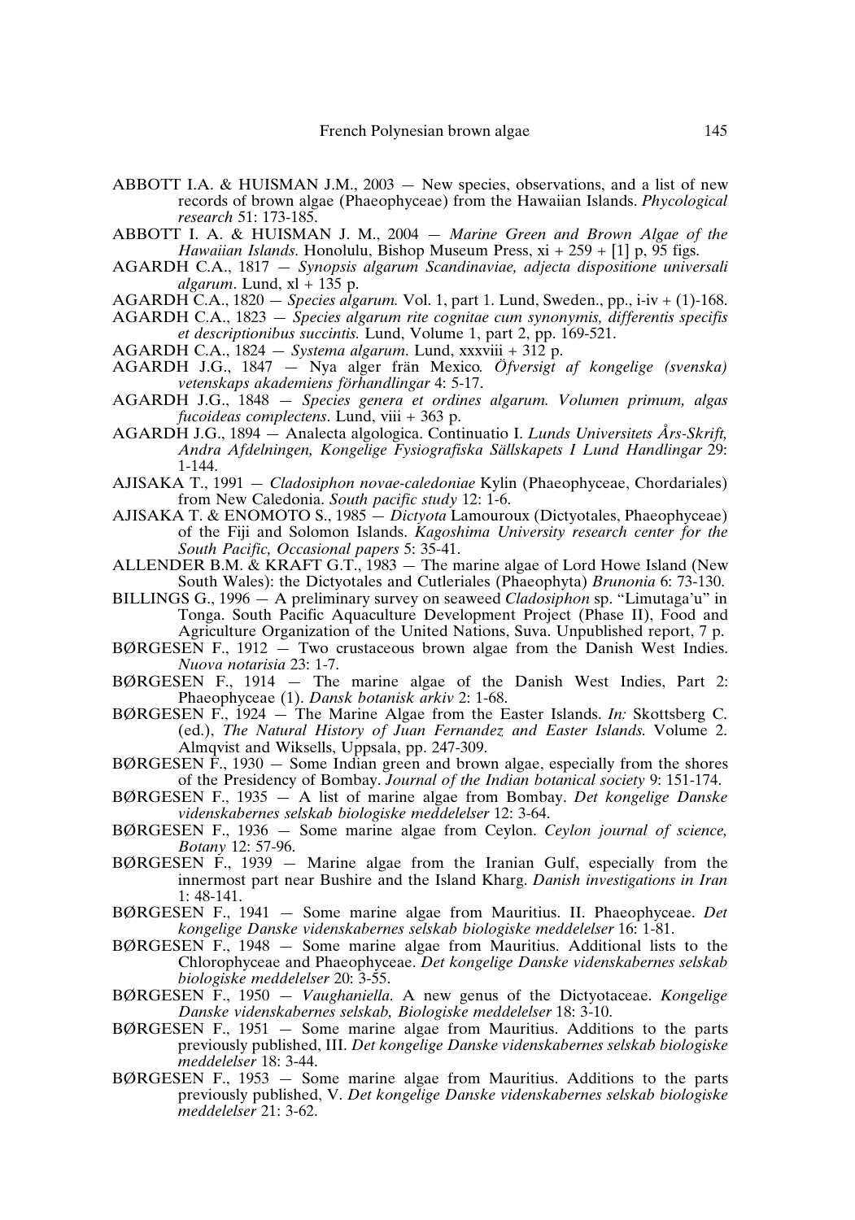ABBOTT I.A. & HUISMAN J.M., 2003 — New species, observations, and a list of new records of brown algae (Phaeophyceae) from the Hawaiian Islands. *Phycological research* 51: 173-185.

ABBOTT I. A. & HUISMAN J. M., 2004 — *Marine Green and Brown Algae of the Hawaiian Islands*. Honolulu, Bishop Museum Press, xi + 259 + [1] p, 95 figs.

AGARDH C.A., 1817 — *Synopsis algarum Scandinaviae, adjecta dispositione universali algarum*. Lund, xl + 135 p.

AGARDH C.A., 1820 — *Species algarum.* Vol. 1, part 1. Lund, Sweden., pp., i-iv + (1)-168.

AGARDH C.A., 1823 — *Species algarum rite cognitae cum synonymis, differentis specifis et descriptionibus succintis.* Lund, Volume 1, part 2, pp. 169-521.

AGARDH C.A., 1824 — *Systema algarum*. Lund, xxxviii + 312 p.

AGARDH J.G., 1847 — Nya alger frän Mexico. *Öfversigt af kongelige (svenska) vetenskaps akademiens förhandlingar* 4: 5-17.

AGARDH J.G., 1848 — *Species genera et ordines algarum. Volumen primum, algas fucoideas complectens*. Lund, viii + 363 p.

AGARDH J.G., 1894 — Analecta algologica. Continuatio I. *Lunds Universitets Års-Skrift, Andra Afdelningen, Kongelige Fysiografiska Sällskapets I Lund Handlingar* 29: 1-144.

AJISAKA T., 1991 — *Cladosiphon novae-caledoniae* Kylin (Phaeophyceae, Chordariales) from New Caledonia. *South pacific study* 12: 1-6.

AJISAKA T. & ENOMOTO S., 1985 — *Dictyota* Lamouroux (Dictyotales, Phaeophyceae) of the Fiji and Solomon Islands. *Kagoshima University research center for the South Pacific, Occasional papers* 5: 35-41.

ALLENDER B.M. & KRAFT G.T., 1983 — The marine algae of Lord Howe Island (New South Wales): the Dictyotales and Cutleriales (Phaeophyta) *Brunonia* 6: 73-130.

BILLINGS G., 1996 — A preliminary survey on seaweed *Cladosiphon* sp. "Limutaga'u" in Tonga. South Pacific Aquaculture Development Project (Phase II), Food and Agriculture Organization of the United Nations, Suva. Unpublished report, 7 p.

BØRGESEN F., 1912 — Two crustaceous brown algae from the Danish West Indies. *Nuova notarisia* 23: 1-7.

BØRGESEN F., 1914 — The marine algae of the Danish West Indies, Part 2: Phaeophyceae (1). *Dansk botanisk arkiv* 2: 1-68.

BØRGESEN F., 1924 — The Marine Algae from the Easter Islands. *In:* Skottsberg C. (ed.), *The Natural History of Juan Fernandez and Easter Islands.* Volume 2. Almqvist and Wiksells, Uppsala, pp. 247-309.

BØRGESEN F., 1930 — Some Indian green and brown algae, especially from the shores of the Presidency of Bombay. *Journal of the Indian botanical society* 9: 151-174.

BØRGESEN F., 1935 — A list of marine algae from Bombay. *Det kongelige Danske videnskabernes selskab biologiske meddelelser* 12: 3-64.

BØRGESEN F., 1936 — Some marine algae from Ceylon. *Ceylon journal of science, Botany* 12: 57-96.

BØRGESEN F., 1939 — Marine algae from the Iranian Gulf, especially from the innermost part near Bushire and the Island Kharg. *Danish investigations in Iran* 1: 48-141.

BØRGESEN F., 1941 — Some marine algae from Mauritius. II. Phaeophyceae. *Det kongelige Danske videnskabernes selskab biologiske meddelelser* 16: 1-81.

BØRGESEN F., 1948 — Some marine algae from Mauritius. Additional lists to the Chlorophyceae and Phaeophyceae. *Det kongelige Danske videnskabernes selskab biologiske meddelelser* 20: 3-55.

BØRGESEN F., 1950 — *Vaughaniella*. A new genus of the Dictyotaceae. *Kongelige Danske videnskabernes selskab, Biologiske meddelelser* 18: 3-10.

BØRGESEN F., 1951 — Some marine algae from Mauritius. Additions to the parts previously published, III. *Det kongelige Danske videnskabernes selskab biologiske meddelelser* 18: 3-44.

BØRGESEN F., 1953 — Some marine algae from Mauritius. Additions to the parts previously published, V. *Det kongelige Danske videnskabernes selskab biologiske meddelelser* 21: 3-62.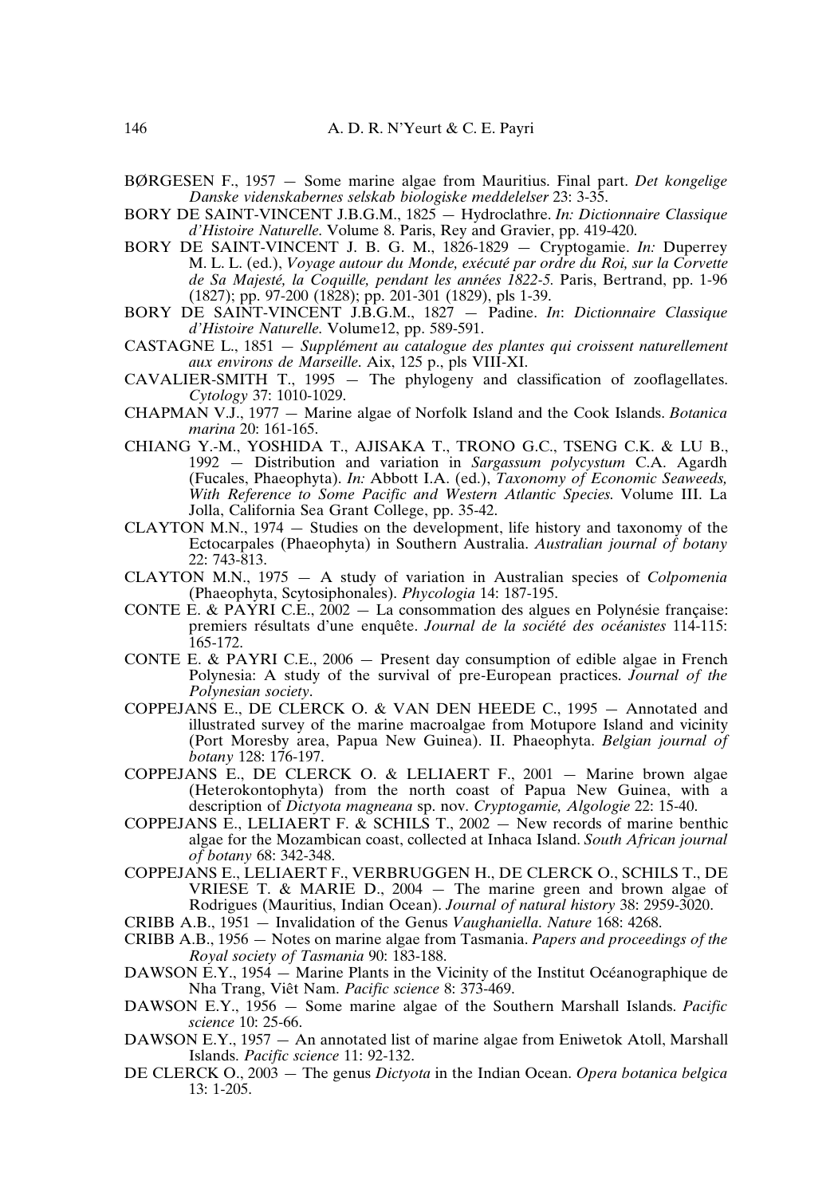BØRGESEN F., 1957 — Some marine algae from Mauritius. Final part. *Det kongelige Danske videnskabernes selskab biologiske meddelelser* 23: 3-35.

BORY DE SAINT-VINCENT J.B.G.M., 1825 — Hydroclathre. *In: Dictionnaire Classique d'Histoire Naturelle*. Volume 8. Paris, Rey and Gravier, pp. 419-420.

BORY DE SAINT-VINCENT J. B. G. M., 1826-1829 — Cryptogamie. *In:* Duperrey M. L. L. (ed.), *Voyage autour du Monde, exécuté par ordre du Roi, sur la Corvette de Sa Majesté, la Coquille, pendant les années 1822-5.* Paris, Bertrand, pp. 1-96 (1827); pp. 97-200 (1828); pp. 201-301 (1829), pls 1-39.

BORY DE SAINT-VINCENT J.B.G.M., 1827 — Padine. *In*: *Dictionnaire Classique d'Histoire Naturelle*. Volume12, pp. 589-591.

CASTAGNE L., 1851 — *Supplément au catalogue des plantes qui croissent naturellement aux environs de Marseille*. Aix, 125 p., pls VIII-XI.

CAVALIER-SMITH T., 1995 — The phylogeny and classification of zooflagellates. *Cytology* 37: 1010-1029.

CHAPMAN V.J., 1977 — Marine algae of Norfolk Island and the Cook Islands. *Botanica marina* 20: 161-165.

CHIANG Y.-M., YOSHIDA T., AJISAKA T., TRONO G.C., TSENG C.K. & LU B., 1992 — Distribution and variation in *Sargassum polycystum* C.A. Agardh (Fucales, Phaeophyta). *In:* Abbott I.A. (ed.), *Taxonomy of Economic Seaweeds, With Reference to Some Pacific and Western Atlantic Species.* Volume III. La Jolla, California Sea Grant College, pp. 35-42.

CLAYTON M.N., 1974 — Studies on the development, life history and taxonomy of the Ectocarpales (Phaeophyta) in Southern Australia. *Australian journal of botany* 22: 743-813.

CLAYTON M.N., 1975 — A study of variation in Australian species of *Colpomenia* (Phaeophyta, Scytosiphonales). *Phycologia* 14: 187-195.

CONTE E. & PAYRI C.E., 2002 — La consommation des algues en Polynésie française: premiers résultats d'une enquête. *Journal de la société des océanistes* 114-115: 165-172.

CONTE E. & PAYRI C.E., 2006 — Present day consumption of edible algae in French Polynesia: A study of the survival of pre-European practices. *Journal of the Polynesian society*.

COPPEJANS E., DE CLERCK O. & VAN DEN HEEDE C., 1995 — Annotated and illustrated survey of the marine macroalgae from Motupore Island and vicinity (Port Moresby area, Papua New Guinea). II. Phaeophyta. *Belgian journal of botany* 128: 176-197.

COPPEJANS E., DE CLERCK O. & LELIAERT F., 2001 — Marine brown algae (Heterokontophyta) from the north coast of Papua New Guinea, with a description of *Dictyota magneana* sp. nov. *Cryptogamie, Algologie* 22: 15-40.

COPPEJANS E., LELIAERT F. & SCHILS T., 2002 — New records of marine benthic algae for the Mozambican coast, collected at Inhaca Island. *South African journal of botany* 68: 342-348.

COPPEJANS E., LELIAERT F., VERBRUGGEN H., DE CLERCK O., SCHILS T., DE VRIESE T. & MARIE D., 2004 — The marine green and brown algae of Rodrigues (Mauritius, Indian Ocean). *Journal of natural history* 38: 2959-3020.

CRIBB A.B., 1951 — Invalidation of the Genus *Vaughaniella*. *Nature* 168: 4268.

CRIBB A.B., 1956 — Notes on marine algae from Tasmania. *Papers and proceedings of the Royal society of Tasmania* 90: 183-188.

DAWSON E.Y., 1954 — Marine Plants in the Vicinity of the Institut Océanographique de Nha Trang, Viêt Nam. *Pacific science* 8: 373-469.

DAWSON E.Y., 1956 — Some marine algae of the Southern Marshall Islands. *Pacific science* 10: 25-66.

DAWSON E.Y., 1957 — An annotated list of marine algae from Eniwetok Atoll, Marshall Islands. *Pacific science* 11: 92-132.

DE CLERCK O., 2003 — The genus *Dictyota* in the Indian Ocean. *Opera botanica belgica* 13: 1-205.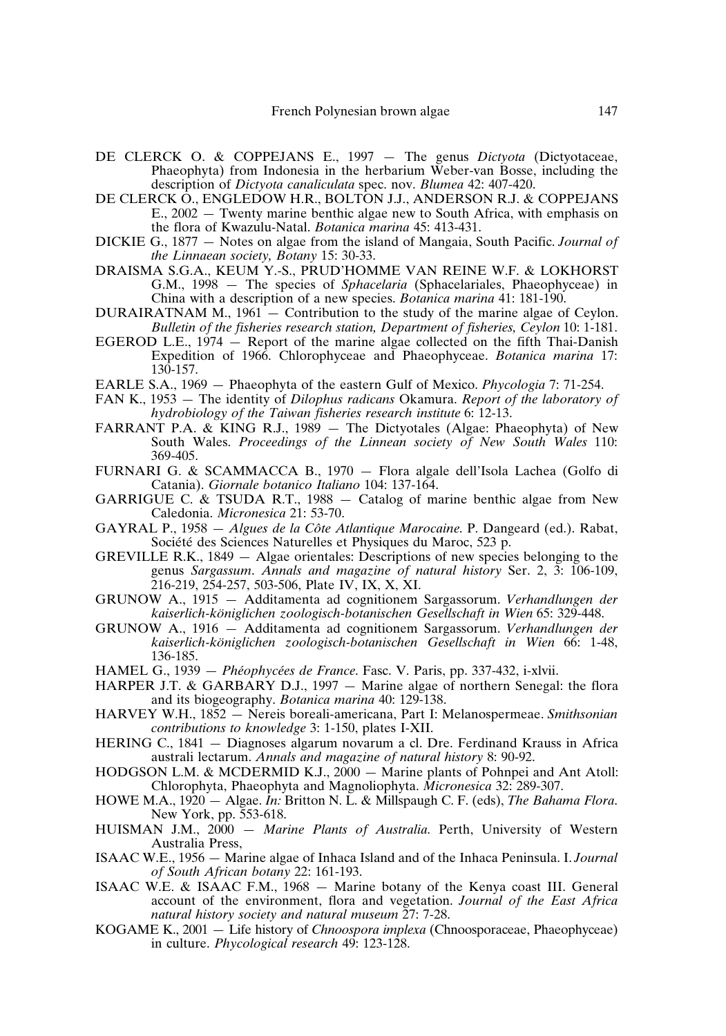DE CLERCK O. & COPPEJANS E., 1997 — The genus *Dictyota* (Dictyotaceae, Phaeophyta) from Indonesia in the herbarium Weber-van Bosse, including the description of *Dictyota canaliculata* spec. nov. *Blumea* 42: 407-420.

DE CLERCK O., ENGLEDOW H.R., BOLTON J.J., ANDERSON R.J. & COPPEJANS E., 2002 — Twenty marine benthic algae new to South Africa, with emphasis on the flora of Kwazulu-Natal. *Botanica marina* 45: 413-431.

DICKIE G., 1877 — Notes on algae from the island of Mangaia, South Pacific. *Journal of the Linnaean society, Botany* 15: 30-33.

DRAISMA S.G.A., KEUM Y.-S., PRUD'HOMME VAN REINE W.F. & LOKHORST G.M., 1998 — The species of *Sphacelaria* (Sphacelariales, Phaeophyceae) in China with a description of a new species. *Botanica marina* 41: 181-190.

DURAIRATNAM M., 1961 — Contribution to the study of the marine algae of Ceylon. *Bulletin of the fisheries research station, Department of fisheries, Ceylon* 10: 1-181.

EGEROD L.E., 1974 — Report of the marine algae collected on the fifth Thai-Danish Expedition of 1966. Chlorophyceae and Phaeophyceae. *Botanica marina* 17: 130-157.

EARLE S.A., 1969 — Phaeophyta of the eastern Gulf of Mexico. *Phycologia* 7: 71-254.

FAN K., 1953 — The identity of *Dilophus radicans* Okamura. *Report of the laboratory of hydrobiology of the Taiwan fisheries research institute* 6: 12-13.

FARRANT P.A. & KING R.J., 1989 — The Dictyotales (Algae: Phaeophyta) of New South Wales. *Proceedings of the Linnean society of New South Wales* 110: 369-405.

FURNARI G. & SCAMMACCA B., 1970 — Flora algale dell'Isola Lachea (Golfo di Catania). *Giornale botanico Italiano* 104: 137-164.

GARRIGUE C. & TSUDA R.T., 1988 — Catalog of marine benthic algae from New Caledonia. *Micronesica* 21: 53-70.

GAYRAL P., 1958 — *Algues de la Côte Atlantique Marocaine.* P. Dangeard (ed.). Rabat, Société des Sciences Naturelles et Physiques du Maroc, 523 p.

GREVILLE R.K., 1849 — Algae orientales: Descriptions of new species belonging to the genus *Sargassum*. *Annals and magazine of natural history* Ser. 2, 3: 106-109, 216-219, 254-257, 503-506, Plate IV, IX, X, XI.

GRUNOW A., 1915 — Additamenta ad cognitionem Sargassorum. *Verhandlungen der kaiserlich-königlichen zoologisch-botanischen Gesellschaft in Wien* 65: 329-448.

GRUNOW A., 1916 — Additamenta ad cognitionem Sargassorum. *Verhandlungen der kaiserlich-königlichen zoologisch-botanischen Gesellschaft in Wien* 66: 1-48, 136-185.

HAMEL G., 1939 — *Phéophycées de France.* Fasc. V. Paris, pp. 337-432, i-xlvii.

HARPER J.T. & GARBARY D.J., 1997 — Marine algae of northern Senegal: the flora and its biogeography. *Botanica marina* 40: 129-138.

HARVEY W.H., 1852 — Nereis boreali-americana, Part I: Melanospermeae. *Smithsonian contributions to knowledge* 3: 1-150, plates I-XII.

HERING C., 1841 — Diagnoses algarum novarum a cl. Dre. Ferdinand Krauss in Africa australi lectarum. *Annals and magazine of natural history* 8: 90-92.

HODGSON L.M. & MCDERMID K.J., 2000 — Marine plants of Pohnpei and Ant Atoll: Chlorophyta, Phaeophyta and Magnoliophyta. *Micronesica* 32: 289-307.

HOWE M.A., 1920 — Algae. *In:* Britton N. L. & Millspaugh C. F. (eds), *The Bahama Flora.* New York, pp. 553-618.

HUISMAN J.M., 2000 — *Marine Plants of Australia.* Perth, University of Western Australia Press,

ISAAC W.E., 1956 — Marine algae of Inhaca Island and of the Inhaca Peninsula. I. *Journal of South African botany* 22: 161-193.

ISAAC W.E. & ISAAC F.M., 1968 — Marine botany of the Kenya coast III. General account of the environment, flora and vegetation. *Journal of the East Africa natural history society and natural museum* 27: 7-28.

KOGAME K., 2001 — Life history of *Chnoospora implexa* (Chnoosporaceae, Phaeophyceae) in culture. *Phycological research* 49: 123-128.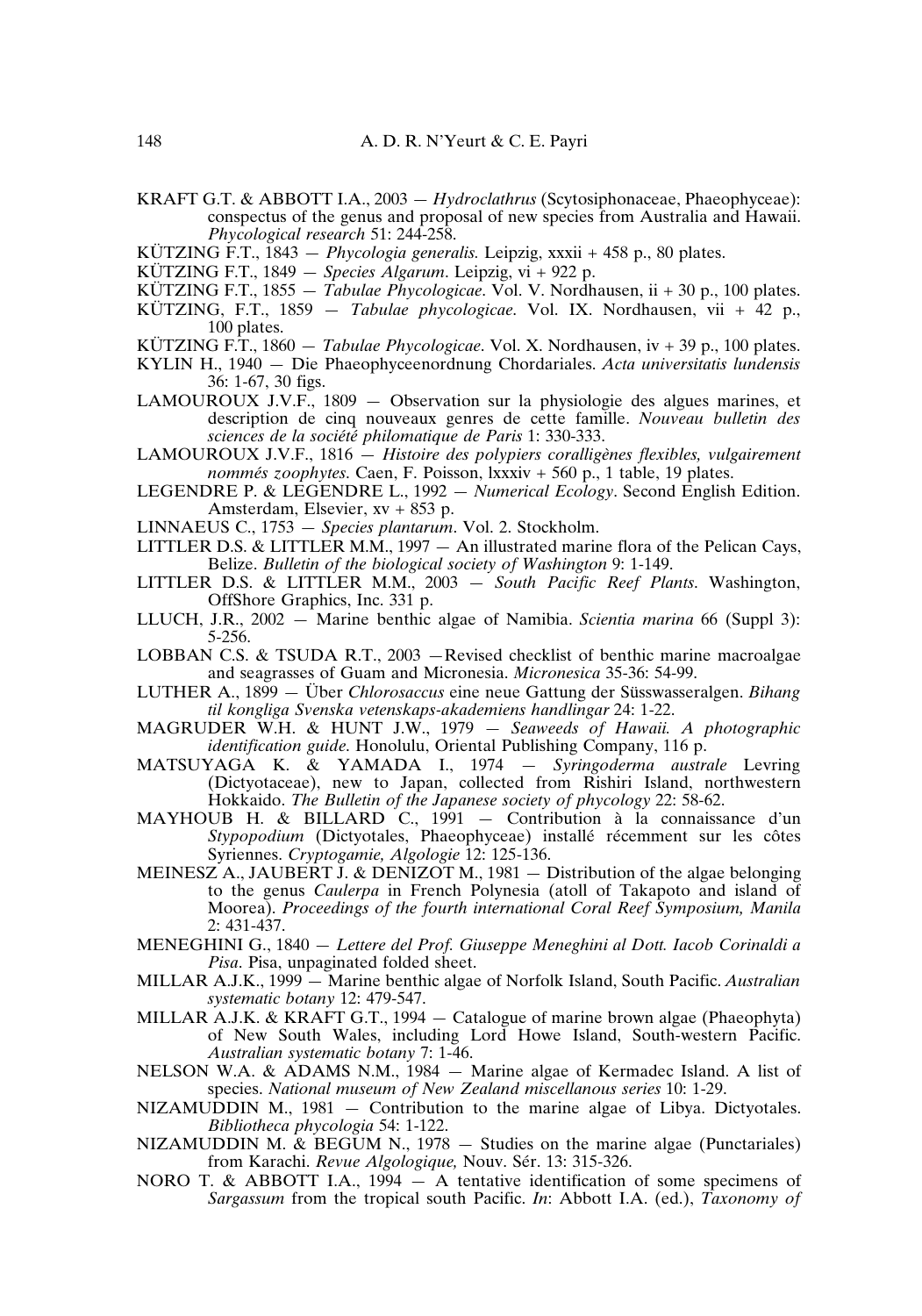KRAFT G.T. & ABBOTT I.A., 2003 — *Hydroclathrus* (Scytosiphonaceae, Phaeophyceae): conspectus of the genus and proposal of new species from Australia and Hawaii. *Phycological research* 51: 244-258.

KÜTZING F.T., 1843 — *Phycologia generalis.* Leipzig, xxxii + 458 p., 80 plates.

KÜTZING F.T., 1849 — *Species Algarum*. Leipzig, vi + 922 p.

KÜTZING F.T., 1855 — *Tabulae Phycologicae*. Vol. V. Nordhausen, ii + 30 p., 100 plates.

KÜTZING, F.T., 1859 — *Tabulae phycologicae.* Vol. IX. Nordhausen, vii + 42 p., 100 plates.

KÜTZING F.T., 1860 — *Tabulae Phycologicae*. Vol. X. Nordhausen, iv + 39 p., 100 plates.

KYLIN H., 1940 — Die Phaeophyceenordnung Chordariales. *Acta universitatis lundensis* 36: 1-67, 30 figs.

LAMOUROUX J.V.F., 1809 — Observation sur la physiologie des algues marines, et description de cinq nouveaux genres de cette famille. *Nouveau bulletin des sciences de la société philomatique de Paris* 1: 330-333.

LAMOUROUX J.V.F., 1816 — *Histoire des polypiers coralligènes flexibles, vulgairement nommés zoophytes.* Caen, F. Poisson, lxxxiv + 560 p., 1 table, 19 plates.

LEGENDRE P. & LEGENDRE L., 1992 — *Numerical Ecology*. Second English Edition. Amsterdam, Elsevier, xv + 853 p.

LINNAEUS C., 1753 — *Species plantarum*. Vol. 2. Stockholm.

LITTLER D.S. & LITTLER M.M., 1997 — An illustrated marine flora of the Pelican Cays, Belize. *Bulletin of the biological society of Washington* 9: 1-149.

LITTLER D.S. & LITTLER M.M., 2003 — *South Pacific Reef Plants*. Washington, OffShore Graphics, Inc. 331 p.

LLUCH, J.R., 2002 — Marine benthic algae of Namibia. *Scientia marina* 66 (Suppl 3): 5-256.

LOBBAN C.S. & TSUDA R.T., 2003 —Revised checklist of benthic marine macroalgae and seagrasses of Guam and Micronesia. *Micronesica* 35-36: 54-99.

LUTHER A., 1899 — Über *Chlorosaccus* eine neue Gattung der Süsswasseralgen. *Bihang til kongliga Svenska vetenskaps-akademiens handlingar* 24: 1-22.

MAGRUDER W.H. & HUNT J.W., 1979 — *Seaweeds of Hawaii. A photographic identification guide*. Honolulu, Oriental Publishing Company, 116 p.

MATSUYAGA K. & YAMADA I., 1974 — *Syringoderma australe* Levring (Dictyotaceae), new to Japan, collected from Rishiri Island, northwestern Hokkaido. *The Bulletin of the Japanese society of phycology* 22: 58-62.

MAYHOUB H. & BILLARD C., 1991 — Contribution à la connaissance d'un *Stypopodium* (Dictyotales, Phaeophyceae) installé récemment sur les côtes Syriennes. *Cryptogamie, Algologie* 12: 125-136.

MEINESZ A., JAUBERT J. & DENIZOT M., 1981 — Distribution of the algae belonging to the genus *Caulerpa* in French Polynesia (atoll of Takapoto and island of Moorea). *Proceedings of the fourth international Coral Reef Symposium, Manila* 2: 431-437.

MENEGHINI G., 1840 — *Lettere del Prof. Giuseppe Meneghini al Dott. Iacob Corinaldi a Pisa*. Pisa, unpaginated folded sheet.

MILLAR A.J.K., 1999 — Marine benthic algae of Norfolk Island, South Pacific. *Australian systematic botany* 12: 479-547.

MILLAR A.J.K. & KRAFT G.T., 1994 — Catalogue of marine brown algae (Phaeophyta) of New South Wales, including Lord Howe Island, South-western Pacific. *Australian systematic botany* 7: 1-46.

NELSON W.A. & ADAMS N.M., 1984 — Marine algae of Kermadec Island. A list of species. *National museum of New Zealand miscellanous series* 10: 1-29.

NIZAMUDDIN M., 1981 — Contribution to the marine algae of Libya. Dictyotales. *Bibliotheca phycologia* 54: 1-122.

NIZAMUDDIN M. & BEGUM N., 1978 — Studies on the marine algae (Punctariales) from Karachi. *Revue Algologique,* Nouv. Sér. 13: 315-326.

NORO T. & ABBOTT I.A., 1994 — A tentative identification of some specimens of *Sargassum* from the tropical south Pacific. *In*: Abbott I.A. (ed.), *Taxonomy of*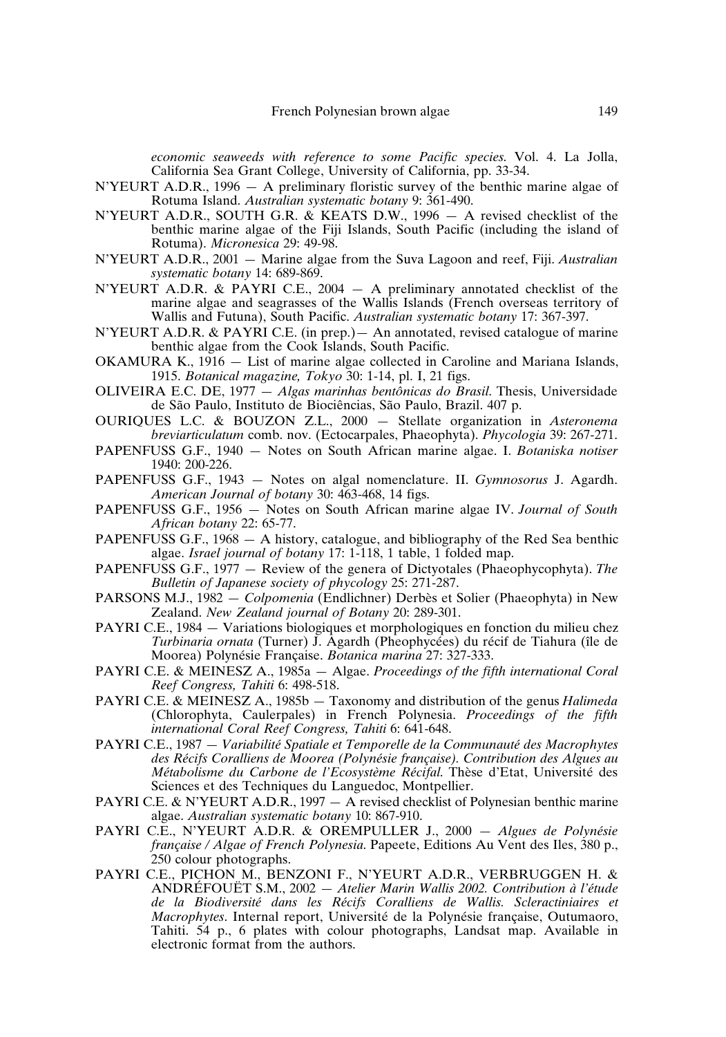*economic seaweeds with reference to some Pacific species.* Vol. 4. La Jolla, California Sea Grant College, University of California, pp. 33-34.

N'YEURT A.D.R., 1996 — A preliminary floristic survey of the benthic marine algae of Rotuma Island. *Australian systematic botany* 9: 361-490.

N'YEURT A.D.R., SOUTH G.R. & KEATS D.W., 1996 — A revised checklist of the benthic marine algae of the Fiji Islands, South Pacific (including the island of Rotuma). *Micronesica* 29: 49-98.

N'YEURT A.D.R., 2001 — Marine algae from the Suva Lagoon and reef, Fiji. *Australian systematic botany* 14: 689-869.

N'YEURT A.D.R. & PAYRI C.E., 2004 — A preliminary annotated checklist of the marine algae and seagrasses of the Wallis Islands (French overseas territory of Wallis and Futuna), South Pacific. *Australian systematic botany* 17: 367-397.

N'YEURT A.D.R. & PAYRI C.E. (in prep.)— An annotated, revised catalogue of marine benthic algae from the Cook Islands, South Pacific.

OKAMURA K., 1916 — List of marine algae collected in Caroline and Mariana Islands, 1915. *Botanical magazine, Tokyo* 30: 1-14, pl. I, 21 figs.

OLIVEIRA E.C. DE, 1977 — *Algas marinhas bentônicas do Brasil.* Thesis, Universidade de São Paulo, Instituto de Biociências, São Paulo, Brazil. 407 p.

OURIQUES L.C. & BOUZON Z.L., 2000 — Stellate organization in *Asteronema breviarticulatum* comb. nov. (Ectocarpales, Phaeophyta). *Phycologia* 39: 267-271.

PAPENFUSS G.F., 1940 — Notes on South African marine algae. I. *Botaniska notiser* 1940: 200-226.

PAPENFUSS G.F., 1943 — Notes on algal nomenclature. II. *Gymnosorus* J. Agardh. *American Journal of botany* 30: 463-468, 14 figs.

PAPENFUSS G.F., 1956 — Notes on South African marine algae IV. *Journal of South African botany* 22: 65-77.

PAPENFUSS G.F., 1968 — A history, catalogue, and bibliography of the Red Sea benthic algae. *Israel journal of botany* 17: 1-118, 1 table, 1 folded map.

PAPENFUSS G.F., 1977 — Review of the genera of Dictyotales (Phaeophycophyta). *The Bulletin of Japanese society of phycology* 25: 271-287.

PARSONS M.J., 1982 — *Colpomenia* (Endlichner) Derbès et Solier (Phaeophyta) in New Zealand. *New Zealand journal of Botany* 20: 289-301.

PAYRI C.E., 1984 — Variations biologiques et morphologiques en fonction du milieu chez *Turbinaria ornata* (Turner) J. Agardh (Pheophycées) du récif de Tiahura (île de Moorea) Polynésie Française. *Botanica marina* 27: 327-333.

PAYRI C.E. & MEINESZ A., 1985a — Algae. *Proceedings of the fifth international Coral Reef Congress, Tahiti* 6: 498-518.

PAYRI C.E. & MEINESZ A., 1985b — Taxonomy and distribution of the genus *Halimeda* (Chlorophyta, Caulerpales) in French Polynesia. *Proceedings of the fifth international Coral Reef Congress, Tahiti* 6: 641-648.

PAYRI C.E., 1987 — *Variabilité Spatiale et Temporelle de la Communauté des Macrophytes des Récifs Coralliens de Moorea (Polynésie française). Contribution des Algues au Métabolisme du Carbone de l'Ecosystème Récifal.* Thèse d'Etat, Université des Sciences et des Techniques du Languedoc, Montpellier.

PAYRI C.E. & N'YEURT A.D.R., 1997 — A revised checklist of Polynesian benthic marine algae. *Australian systematic botany* 10: 867-910.

PAYRI C.E., N'YEURT A.D.R. & OREMPULLER J., 2000 — *Algues de Polynésie française / Algae of French Polynesia.* Papeete, Editions Au Vent des Iles, 380 p., 250 colour photographs.

PAYRI C.E., PICHON M., BENZONI F., N'YEURT A.D.R., VERBRUGGEN H. & ANDRÉFOUËT S.M., 2002 — *Atelier Marin Wallis 2002. Contribution à l'étude de la Biodiversité dans les Récifs Coralliens de Wallis. Scleractiniaires et Macrophytes.* Internal report, Université de la Polynésie française, Outumaoro, Tahiti. 54 p., 6 plates with colour photographs, Landsat map. Available in electronic format from the authors.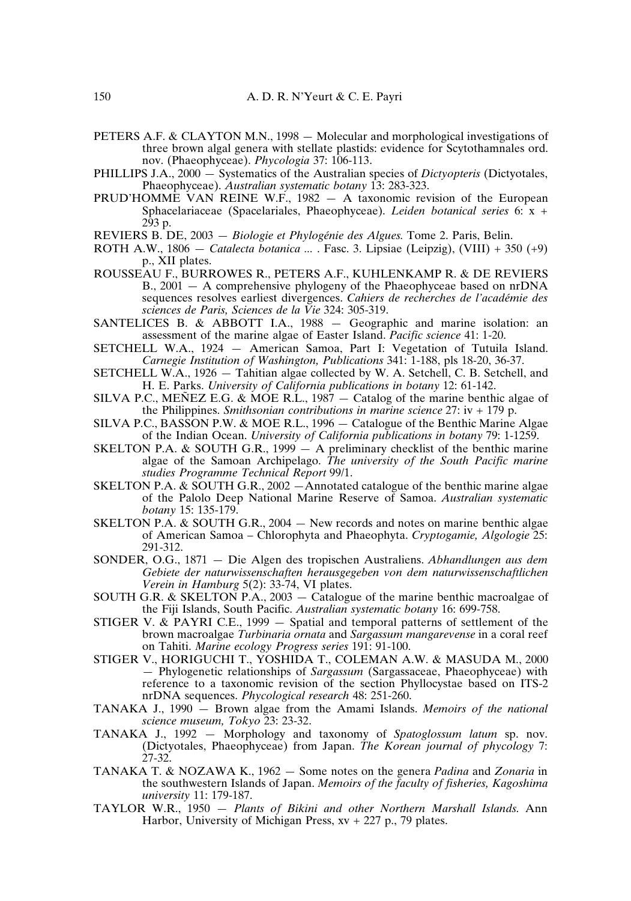PETERS A.F. & CLAYTON M.N., 1998 — Molecular and morphological investigations of three brown algal genera with stellate plastids: evidence for Scytothamnales ord. nov. (Phaeophyceae). *Phycologia* 37: 106-113.

PHILLIPS J.A., 2000 — Systematics of the Australian species of *Dictyopteris* (Dictyotales, Phaeophyceae). *Australian systematic botany* 13: 283-323.

PRUD'HOMME VAN REINE W.F., 1982 — A taxonomic revision of the European Sphacelariaceae (Spacelariales, Phaeophyceae). *Leiden botanical series* 6: x + 293 p.

REVIERS B. DE, 2003 — *Biologie et Phylogénie des Algues.* Tome 2. Paris, Belin.

ROTH A.W., 1806 — *Catalecta botanica ...* . Fasc. 3. Lipsiae (Leipzig), (VIII) + 350 (+9) p., XII plates.

ROUSSEAU F., BURROWES R., PETERS A.F., KUHLENKAMP R. & DE REVIERS B., 2001 — A comprehensive phylogeny of the Phaeophyceae based on nrDNA sequences resolves earliest divergences. *Cahiers de recherches de l'académie des sciences de Paris, Sciences de la Vie* 324: 305-319.

SANTELICES B. & ABBOTT I.A., 1988 — Geographic and marine isolation: an assessment of the marine algae of Easter Island. *Pacific science* 41: 1-20.

SETCHELL W.A., 1924 — American Samoa, Part I: Vegetation of Tutuila Island. *Carnegie Institution of Washington, Publications* 341: 1-188, pls 18-20, 36-37.

SETCHELL W.A., 1926 — Tahitian algae collected by W. A. Setchell, C. B. Setchell, and H. E. Parks. *University of California publications in botany* 12: 61-142.

SILVA P.C., MEÑEZ E.G. & MOE R.L., 1987 — Catalog of the marine benthic algae of the Philippines. *Smithsonian contributions in marine science* 27: iv + 179 p.

SILVA P.C., BASSON P.W. & MOE R.L., 1996 — Catalogue of the Benthic Marine Algae of the Indian Ocean. *University of California publications in botany* 79: 1-1259.

SKELTON P.A. & SOUTH G.R., 1999 — A preliminary checklist of the benthic marine algae of the Samoan Archipelago. *The university of the South Pacific marine studies Programme Technical Report* 99/1.

SKELTON P.A. & SOUTH G.R., 2002 —Annotated catalogue of the benthic marine algae of the Palolo Deep National Marine Reserve of Samoa. *Australian systematic botany* 15: 135-179.

SKELTON P.A. & SOUTH G.R., 2004 — New records and notes on marine benthic algae of American Samoa – Chlorophyta and Phaeophyta. *Cryptogamie, Algologie* 25: 291-312.

SONDER, O.G., 1871 — Die Algen des tropischen Australiens. *Abhandlungen aus dem Gebiete der naturwissenschaften herausgegeben von dem naturwissenschaftlichen Verein in Hamburg* 5(2): 33-74, VI plates.

SOUTH G.R. & SKELTON P.A., 2003 — Catalogue of the marine benthic macroalgae of the Fiji Islands, South Pacific. *Australian systematic botany* 16: 699-758.

STIGER V. & PAYRI C.E., 1999 — Spatial and temporal patterns of settlement of the brown macroalgae *Turbinaria ornata* and *Sargassum mangarevense* in a coral reef on Tahiti. *Marine ecology Progress series* 191: 91-100.

STIGER V., HORIGUCHI T., YOSHIDA T., COLEMAN A.W. & MASUDA M., 2000 — Phylogenetic relationships of *Sargassum* (Sargassaceae, Phaeophyceae) with reference to a taxonomic revision of the section Phyllocystae based on ITS-2 nrDNA sequences. *Phycological research* 48: 251-260.

TANAKA J., 1990 — Brown algae from the Amami Islands. *Memoirs of the national science museum, Tokyo* 23: 23-32.

TANAKA J., 1992 — Morphology and taxonomy of *Spatoglossum latum* sp. nov. (Dictyotales, Phaeophyceae) from Japan. *The Korean journal of phycology* 7: 27-32.

TANAKA T. & NOZAWA K., 1962 — Some notes on the genera *Padina* and *Zonaria* in the southwestern Islands of Japan. *Memoirs of the faculty of fisheries, Kagoshima university* 11: 179-187.

TAYLOR W.R., 1950 — *Plants of Bikini and other Northern Marshall Islands.* Ann Harbor, University of Michigan Press, xv + 227 p., 79 plates.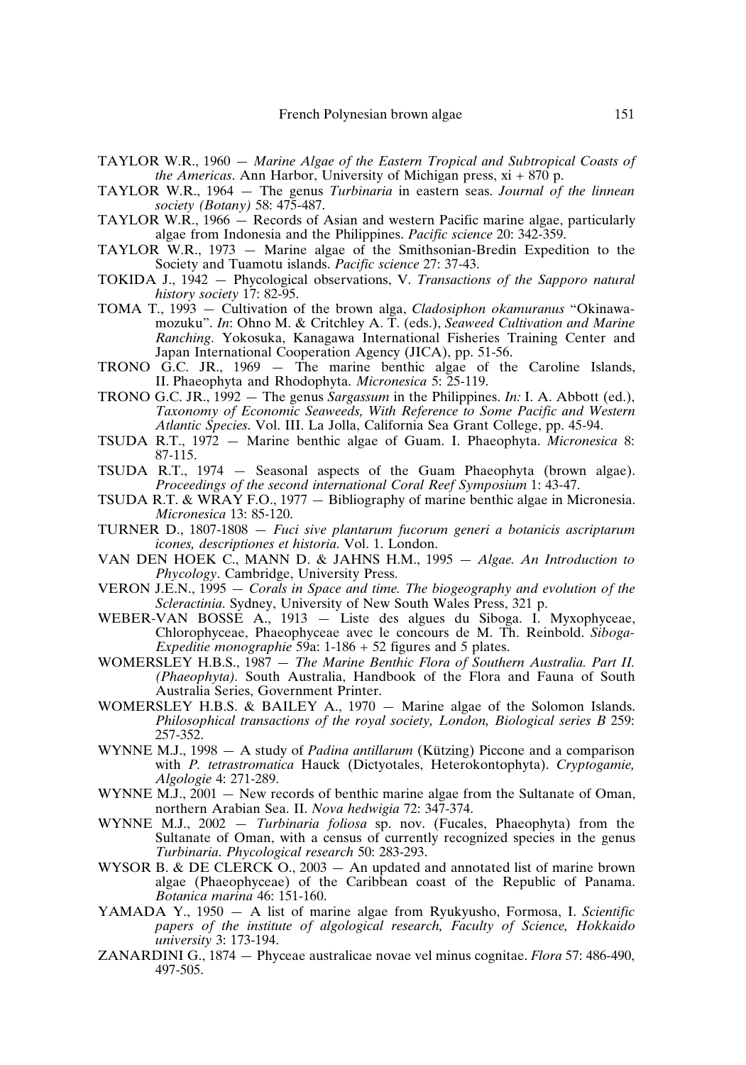TAYLOR W.R., 1960 — *Marine Algae of the Eastern Tropical and Subtropical Coasts of the Americas*. Ann Harbor, University of Michigan press, xi + 870 p.

TAYLOR W.R., 1964 — The genus *Turbinaria* in eastern seas. *Journal of the linnean society (Botany)* 58: 475-487.

TAYLOR W.R., 1966 — Records of Asian and western Pacific marine algae, particularly algae from Indonesia and the Philippines. *Pacific science* 20: 342-359.

TAYLOR W.R., 1973 — Marine algae of the Smithsonian-Bredin Expedition to the Society and Tuamotu islands. *Pacific science* 27: 37-43.

TOKIDA J., 1942 — Phycological observations, V. *Transactions of the Sapporo natural history society* 17: 82-95.

TOMA T., 1993 — Cultivation of the brown alga, *Cladosiphon okamuranus* "Okinawa-mozuku". *In*: Ohno M. & Critchley A. T. (eds.), *Seaweed Cultivation and Marine Ranching*. Yokosuka, Kanagawa International Fisheries Training Center and Japan International Cooperation Agency (JICA), pp. 51-56.

TRONO G.C. JR., 1969 — The marine benthic algae of the Caroline Islands, II. Phaeophyta and Rhodophyta. *Micronesica* 5: 25-119.

TRONO G.C. JR., 1992 — The genus *Sargassum* in the Philippines. *In:* I. A. Abbott (ed.), *Taxonomy of Economic Seaweeds, With Reference to Some Pacific and Western Atlantic Species*. Vol. III. La Jolla, California Sea Grant College, pp. 45-94.

TSUDA R.T., 1972 — Marine benthic algae of Guam. I. Phaeophyta. *Micronesica* 8: 87-115.

TSUDA R.T., 1974 — Seasonal aspects of the Guam Phaeophyta (brown algae). *Proceedings of the second international Coral Reef Symposium* 1: 43-47.

TSUDA R.T. & WRAY F.O., 1977 — Bibliography of marine benthic algae in Micronesia. *Micronesica* 13: 85-120.

TURNER D., 1807-1808 — *Fuci sive plantarum fucorum generi a botanicis ascriptarum icones, descriptiones et historia*. Vol. 1. London.

VAN DEN HOEK C., MANN D. & JAHNS H.M., 1995 — *Algae. An Introduction to Phycology*. Cambridge, University Press.

VERON J.E.N., 1995 — *Corals in Space and time. The biogeography and evolution of the Scleractinia*. Sydney, University of New South Wales Press, 321 p.

WEBER-VAN BOSSE A., 1913 — Liste des algues du Siboga. I. Myxophyceae, Chlorophyceae, Phaeophyceae avec le concours de M. Th. Reinbold. *Siboga-Expeditie monographie* 59a: 1-186 + 52 figures and 5 plates.

WOMERSLEY H.B.S., 1987 — *The Marine Benthic Flora of Southern Australia. Part II. (Phaeophyta)*. South Australia, Handbook of the Flora and Fauna of South Australia Series, Government Printer.

WOMERSLEY H.B.S. & BAILEY A., 1970 — Marine algae of the Solomon Islands. *Philosophical transactions of the royal society, London, Biological series B* 259: 257-352.

WYNNE M.J., 1998 — A study of *Padina antillarum* (Kützing) Piccone and a comparison with *P. tetrastromatica* Hauck (Dictyotales, Heterokontophyta). *Cryptogamie, Algologie* 4: 271-289.

WYNNE M.J., 2001 — New records of benthic marine algae from the Sultanate of Oman, northern Arabian Sea. II. *Nova hedwigia* 72: 347-374.

WYNNE M.J., 2002 — *Turbinaria foliosa* sp. nov. (Fucales, Phaeophyta) from the Sultanate of Oman, with a census of currently recognized species in the genus *Turbinaria*. *Phycological research* 50: 283-293.

WYSOR B. & DE CLERCK O., 2003 — An updated and annotated list of marine brown algae (Phaeophyceae) of the Caribbean coast of the Republic of Panama. *Botanica marina* 46: 151-160.

YAMADA Y., 1950 — A list of marine algae from Ryukyusho, Formosa, I. *Scientific papers of the institute of algological research, Faculty of Science, Hokkaido university* 3: 173-194.

ZANARDINI G., 1874 — Phyceae australicae novae vel minus cognitae. *Flora* 57: 486-490, 497-505.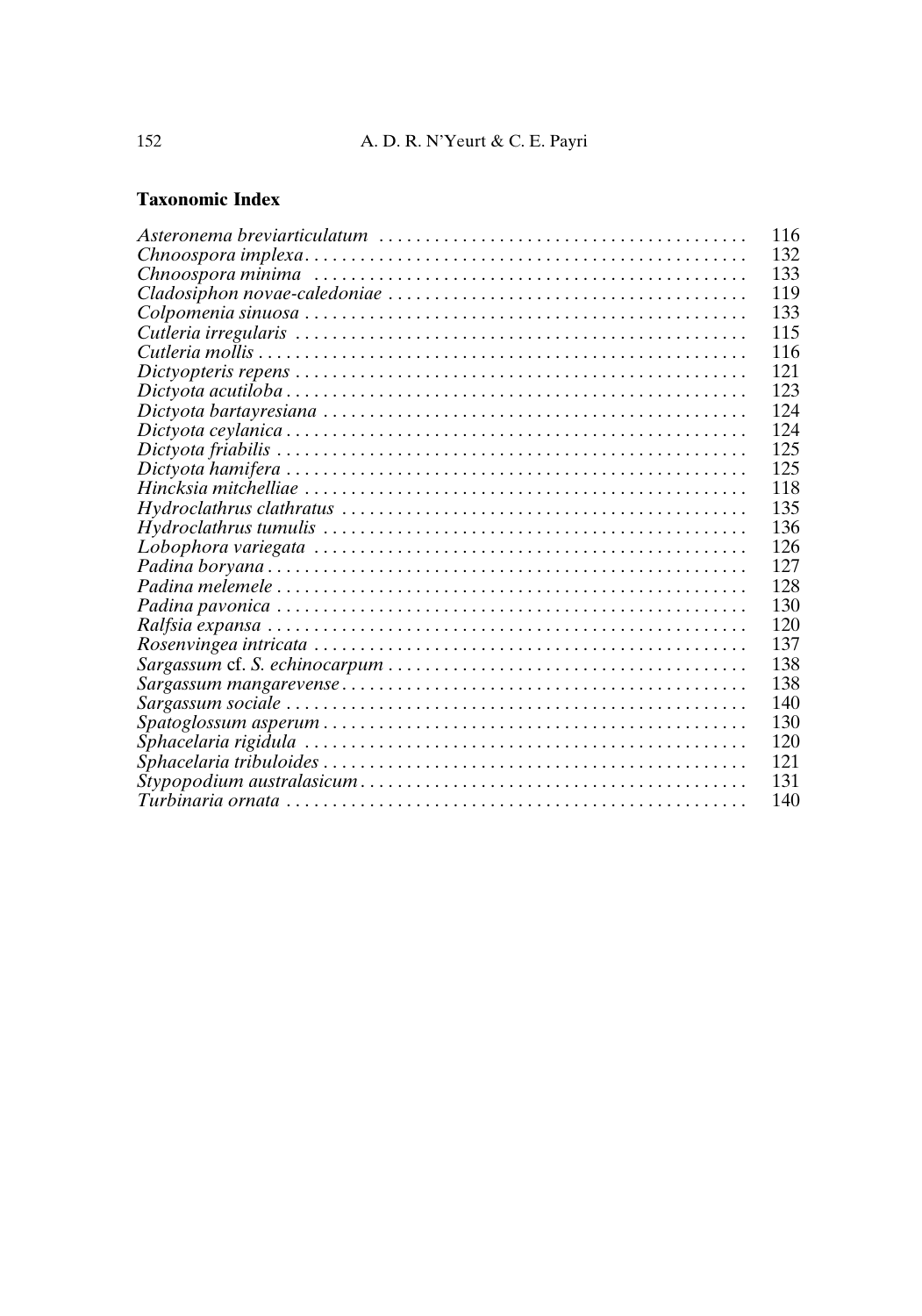## Taxonomic Index

| | |
|---|---|
| *Asteronema breviarticulatum* | 116 |
| *Chnoospora implexa* | 132 |
| *Chnoospora minima* | 133 |
| *Cladosiphon novae-caledoniae* | 119 |
| *Colpomenia sinuosa* | 133 |
| *Cutleria irregularis* | 115 |
| *Cutleria mollis* | 116 |
| *Dictyopteris repens* | 121 |
| *Dictyota acutiloba* | 123 |
| *Dictyota bartayresiana* | 124 |
| *Dictyota ceylanica* | 124 |
| *Dictyota friabilis* | 125 |
| *Dictyota hamifera* | 125 |
| *Hincksia mitchelliae* | 118 |
| *Hydroclathrus clathratus* | 135 |
| *Hydroclathrus tumulis* | 136 |
| *Lobophora variegata* | 126 |
| *Padina boryana* | 127 |
| *Padina melemele* | 128 |
| *Padina pavonica* | 130 |
| *Ralfsia expansa* | 120 |
| *Rosenvingea intricata* | 137 |
| *Sargassum* cf. *S. echinocarpum* | 138 |
| *Sargassum mangarevense* | 138 |
| *Sargassum sociale* | 140 |
| *Spatoglossum asperum* | 130 |
| *Sphacelaria rigidula* | 120 |
| *Sphacelaria tribuloides* | 121 |
| *Stypopodium australasicum* | 131 |
| *Turbinaria ornata* | 140 |